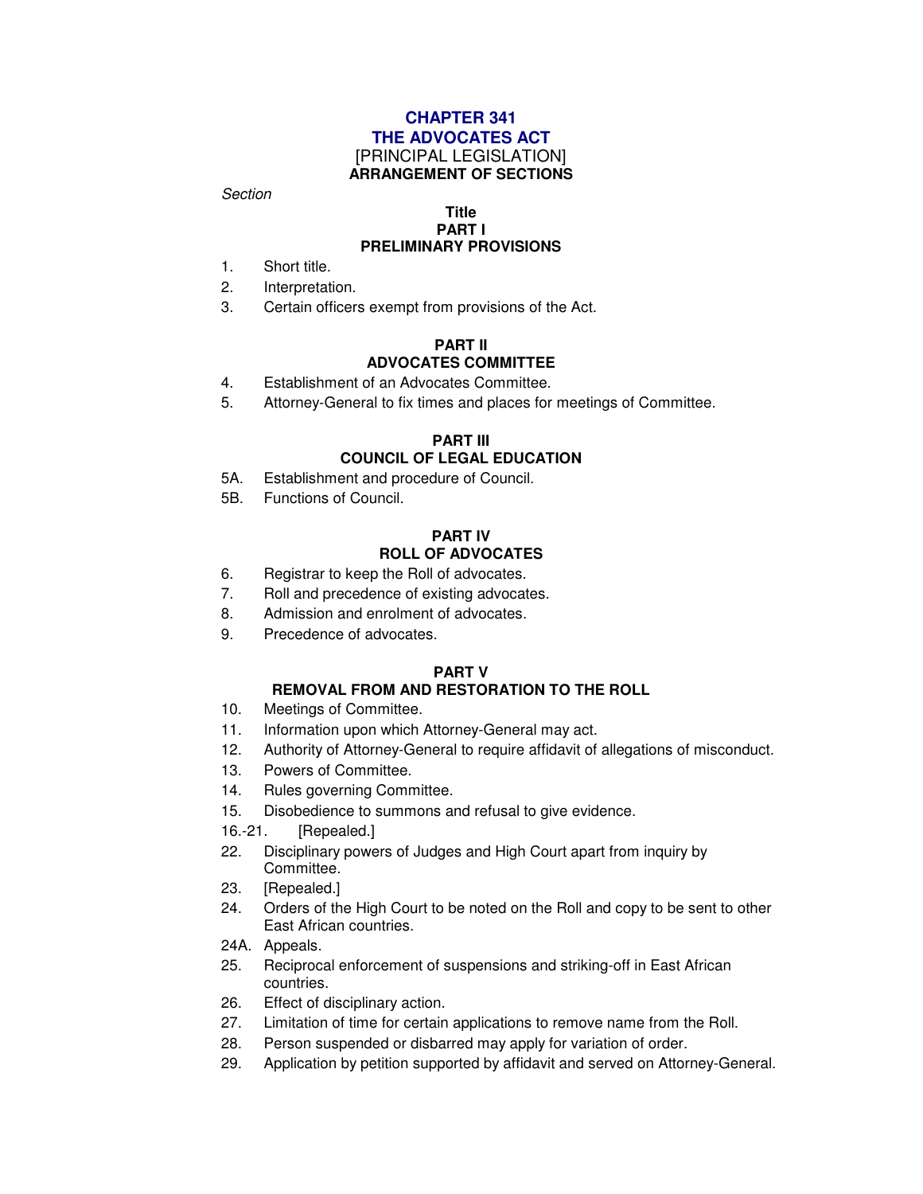# CHAPTER 341
# THE ADVOCATES ACT

[PRINCIPAL LEGISLATION]

**ARRANGEMENT OF SECTIONS**

*Section*

**Title**

## PART I
## PRELIMINARY PROVISIONS

1. Short title.
2. Interpretation.
3. Certain officers exempt from provisions of the Act.

## PART II
## ADVOCATES COMMITTEE

4. Establishment of an Advocates Committee.
5. Attorney-General to fix times and places for meetings of Committee.

## PART III
## COUNCIL OF LEGAL EDUCATION

5A. Establishment and procedure of Council.

5B. Functions of Council.

## PART IV
## ROLL OF ADVOCATES

6. Registrar to keep the Roll of advocates.
7. Roll and precedence of existing advocates.
8. Admission and enrolment of advocates.
9. Precedence of advocates.

## PART V
## REMOVAL FROM AND RESTORATION TO THE ROLL

10. Meetings of Committee.
11. Information upon which Attorney-General may act.
12. Authority of Attorney-General to require affidavit of allegations of misconduct.
13. Powers of Committee.
14. Rules governing Committee.
15. Disobedience to summons and refusal to give evidence.

16.-21. [Repealed.]

22. Disciplinary powers of Judges and High Court apart from inquiry by Committee.
23. [Repealed.]
24. Orders of the High Court to be noted on the Roll and copy to be sent to other East African countries.

24A. Appeals.

25. Reciprocal enforcement of suspensions and striking-off in East African countries.
26. Effect of disciplinary action.
27. Limitation of time for certain applications to remove name from the Roll.
28. Person suspended or disbarred may apply for variation of order.
29. Application by petition supported by affidavit and served on Attorney-General.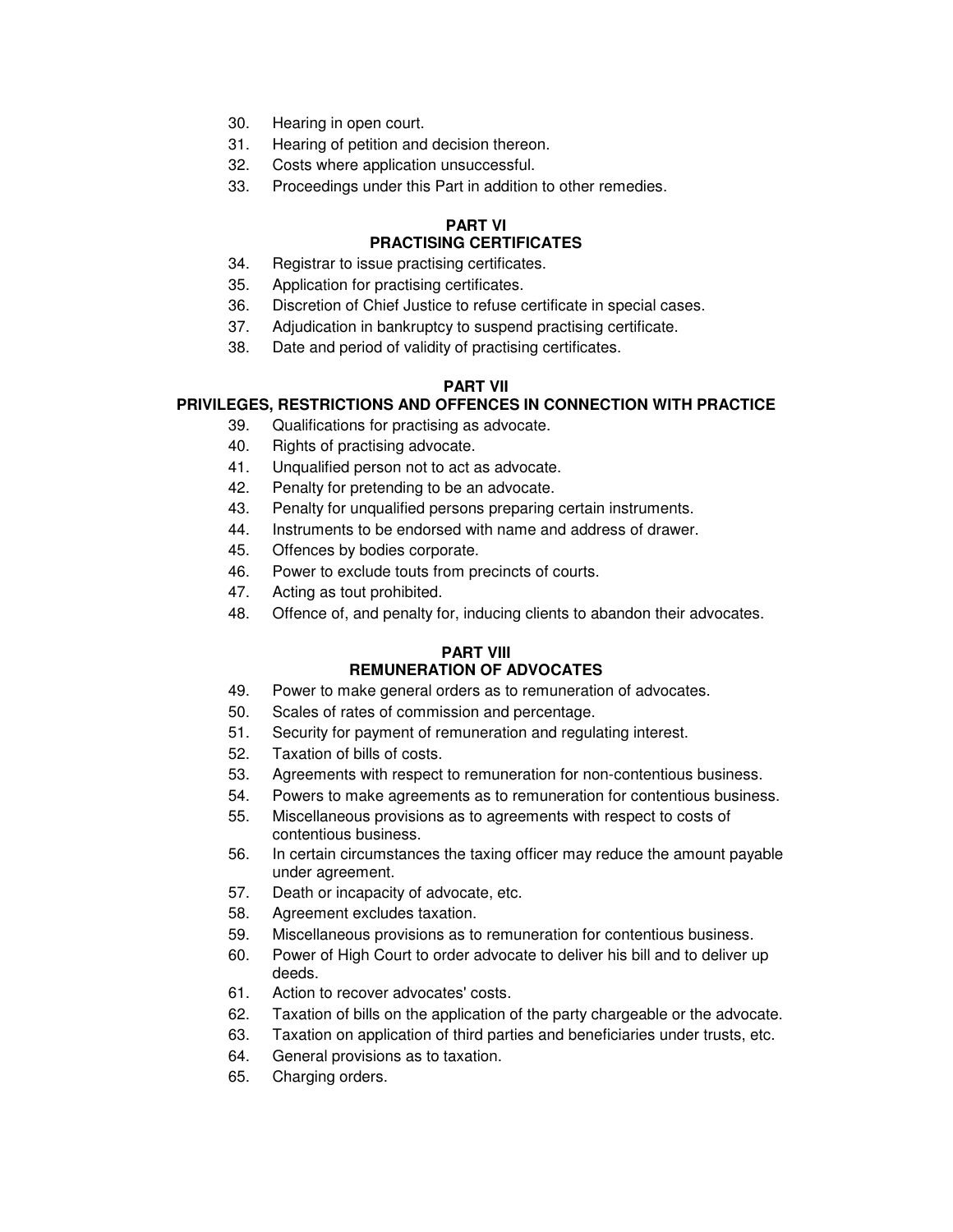30. Hearing in open court.
31. Hearing of petition and decision thereon.
32. Costs where application unsuccessful.
33. Proceedings under this Part in addition to other remedies.

**PART VI**
**PRACTISING CERTIFICATES**

34. Registrar to issue practising certificates.
35. Application for practising certificates.
36. Discretion of Chief Justice to refuse certificate in special cases.
37. Adjudication in bankruptcy to suspend practising certificate.
38. Date and period of validity of practising certificates.

**PART VII**
**PRIVILEGES, RESTRICTIONS AND OFFENCES IN CONNECTION WITH PRACTICE**

39. Qualifications for practising as advocate.
40. Rights of practising advocate.
41. Unqualified person not to act as advocate.
42. Penalty for pretending to be an advocate.
43. Penalty for unqualified persons preparing certain instruments.
44. Instruments to be endorsed with name and address of drawer.
45. Offences by bodies corporate.
46. Power to exclude touts from precincts of courts.
47. Acting as tout prohibited.
48. Offence of, and penalty for, inducing clients to abandon their advocates.

**PART VIII**
**REMUNERATION OF ADVOCATES**

49. Power to make general orders as to remuneration of advocates.
50. Scales of rates of commission and percentage.
51. Security for payment of remuneration and regulating interest.
52. Taxation of bills of costs.
53. Agreements with respect to remuneration for non-contentious business.
54. Powers to make agreements as to remuneration for contentious business.
55. Miscellaneous provisions as to agreements with respect to costs of contentious business.
56. In certain circumstances the taxing officer may reduce the amount payable under agreement.
57. Death or incapacity of advocate, etc.
58. Agreement excludes taxation.
59. Miscellaneous provisions as to remuneration for contentious business.
60. Power of High Court to order advocate to deliver his bill and to deliver up deeds.
61. Action to recover advocates' costs.
62. Taxation of bills on the application of the party chargeable or the advocate.
63. Taxation on application of third parties and beneficiaries under trusts, etc.
64. General provisions as to taxation.
65. Charging orders.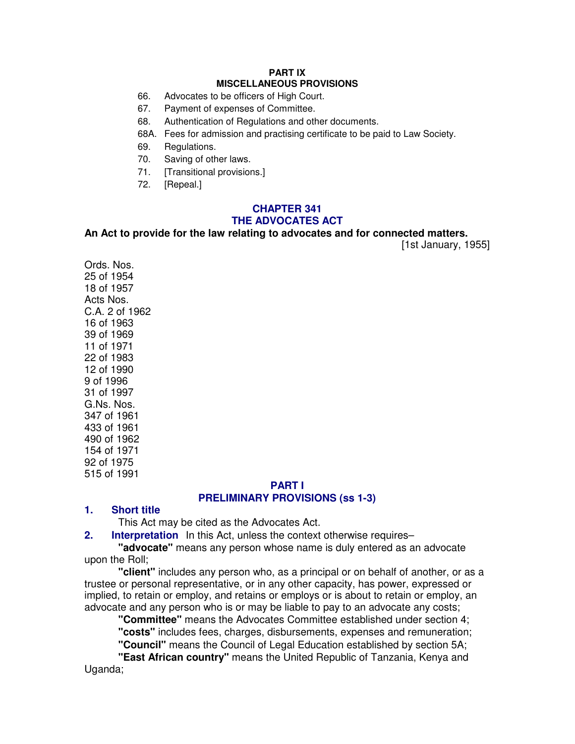**PART IX**
**MISCELLANEOUS PROVISIONS**

66. Advocates to be officers of High Court.
67. Payment of expenses of Committee.
68. Authentication of Regulations and other documents.
68A. Fees for admission and practising certificate to be paid to Law Society.
69. Regulations.
70. Saving of other laws.
71. [Transitional provisions.]
72. [Repeal.]

# CHAPTER 341
# THE ADVOCATES ACT

**An Act to provide for the law relating to advocates and for connected matters.**

[1st January, 1955]

Ords. Nos.
25 of 1954
18 of 1957
Acts Nos.
C.A. 2 of 1962
16 of 1963
39 of 1969
11 of 1971
22 of 1983
12 of 1990
9 of 1996
31 of 1997
G.Ns. Nos.
347 of 1961
433 of 1961
490 of 1962
154 of 1971
92 of 1975
515 of 1991

## PART I
## PRELIMINARY PROVISIONS (ss 1-3)

**1. Short title**

This Act may be cited as the Advocates Act.

**2. Interpretation** In this Act, unless the context otherwise requires–

**"advocate"** means any person whose name is duly entered as an advocate upon the Roll;

**"client"** includes any person who, as a principal or on behalf of another, or as a trustee or personal representative, or in any other capacity, has power, expressed or implied, to retain or employ, and retains or employs or is about to retain or employ, an advocate and any person who is or may be liable to pay to an advocate any costs;

**"Committee"** means the Advocates Committee established under section 4;

**"costs"** includes fees, charges, disbursements, expenses and remuneration;

**"Council"** means the Council of Legal Education established by section 5A;

**"East African country"** means the United Republic of Tanzania, Kenya and Uganda;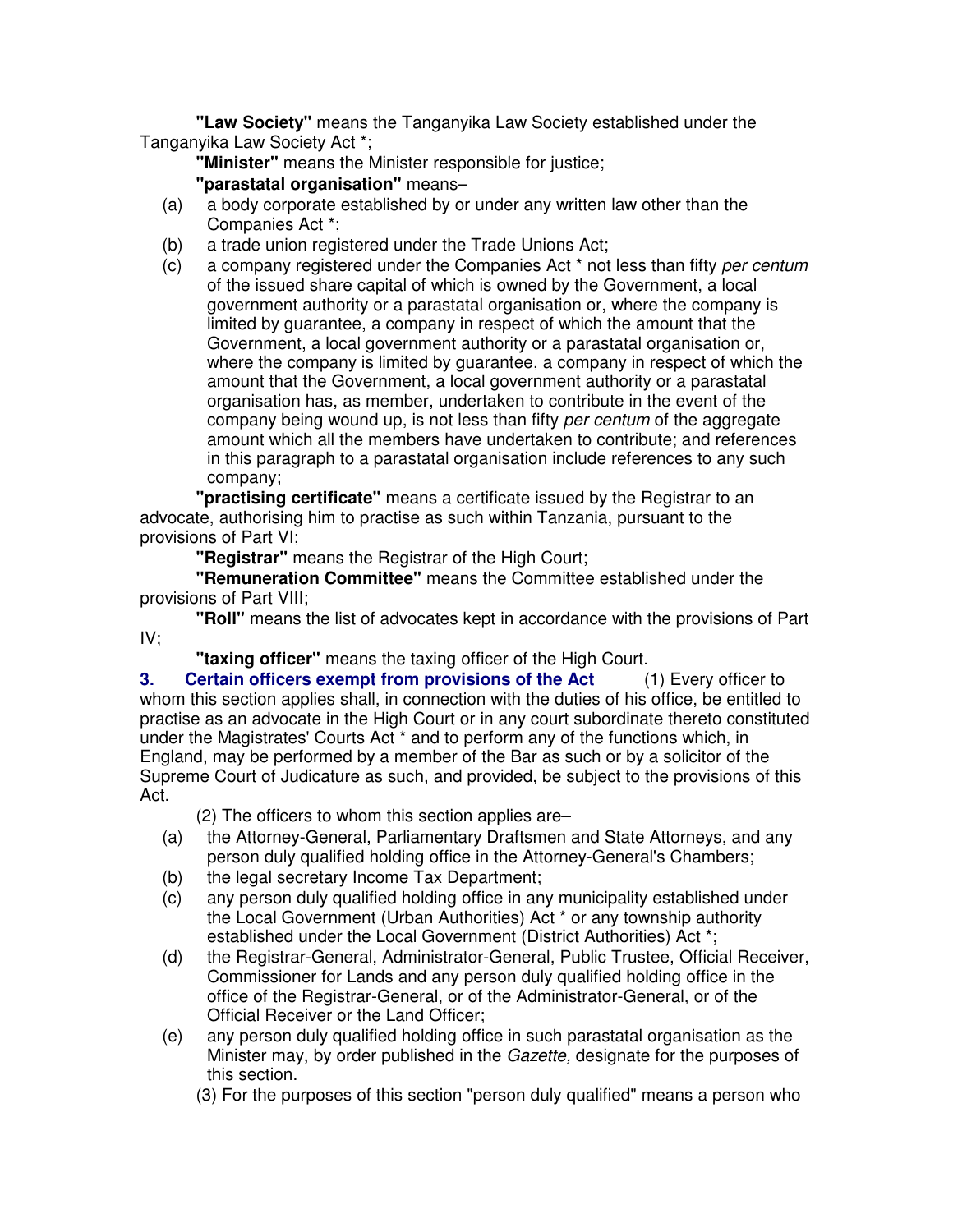**"Law Society"** means the Tanganyika Law Society established under the Tanganyika Law Society Act *;

**"Minister"** means the Minister responsible for justice;

**"parastatal organisation"** means–

(a) a body corporate established by or under any written law other than the Companies Act *;

(b) a trade union registered under the Trade Unions Act;

(c) a company registered under the Companies Act * not less than fifty *per centum* of the issued share capital of which is owned by the Government, a local government authority or a parastatal organisation or, where the company is limited by guarantee, a company in respect of which the amount that the Government, a local government authority or a parastatal organisation or, where the company is limited by guarantee, a company in respect of which the amount that the Government, a local government authority or a parastatal organisation has, as member, undertaken to contribute in the event of the company being wound up, is not less than fifty *per centum* of the aggregate amount which all the members have undertaken to contribute; and references in this paragraph to a parastatal organisation include references to any such company;

**"practising certificate"** means a certificate issued by the Registrar to an advocate, authorising him to practise as such within Tanzania, pursuant to the provisions of Part VI;

**"Registrar"** means the Registrar of the High Court;

**"Remuneration Committee"** means the Committee established under the provisions of Part VIII;

**"Roll"** means the list of advocates kept in accordance with the provisions of Part IV;

**"taxing officer"** means the taxing officer of the High Court.

**3. Certain officers exempt from provisions of the Act** (1) Every officer to whom this section applies shall, in connection with the duties of his office, be entitled to practise as an advocate in the High Court or in any court subordinate thereto constituted under the Magistrates' Courts Act * and to perform any of the functions which, in England, may be performed by a member of the Bar as such or by a solicitor of the Supreme Court of Judicature as such, and provided, be subject to the provisions of this Act.

(2) The officers to whom this section applies are–

(a) the Attorney-General, Parliamentary Draftsmen and State Attorneys, and any person duly qualified holding office in the Attorney-General's Chambers;

(b) the legal secretary Income Tax Department;

(c) any person duly qualified holding office in any municipality established under the Local Government (Urban Authorities) Act * or any township authority established under the Local Government (District Authorities) Act *;

(d) the Registrar-General, Administrator-General, Public Trustee, Official Receiver, Commissioner for Lands and any person duly qualified holding office in the office of the Registrar-General, or of the Administrator-General, or of the Official Receiver or the Land Officer;

(e) any person duly qualified holding office in such parastatal organisation as the Minister may, by order published in the *Gazette,* designate for the purposes of this section.

(3) For the purposes of this section "person duly qualified" means a person who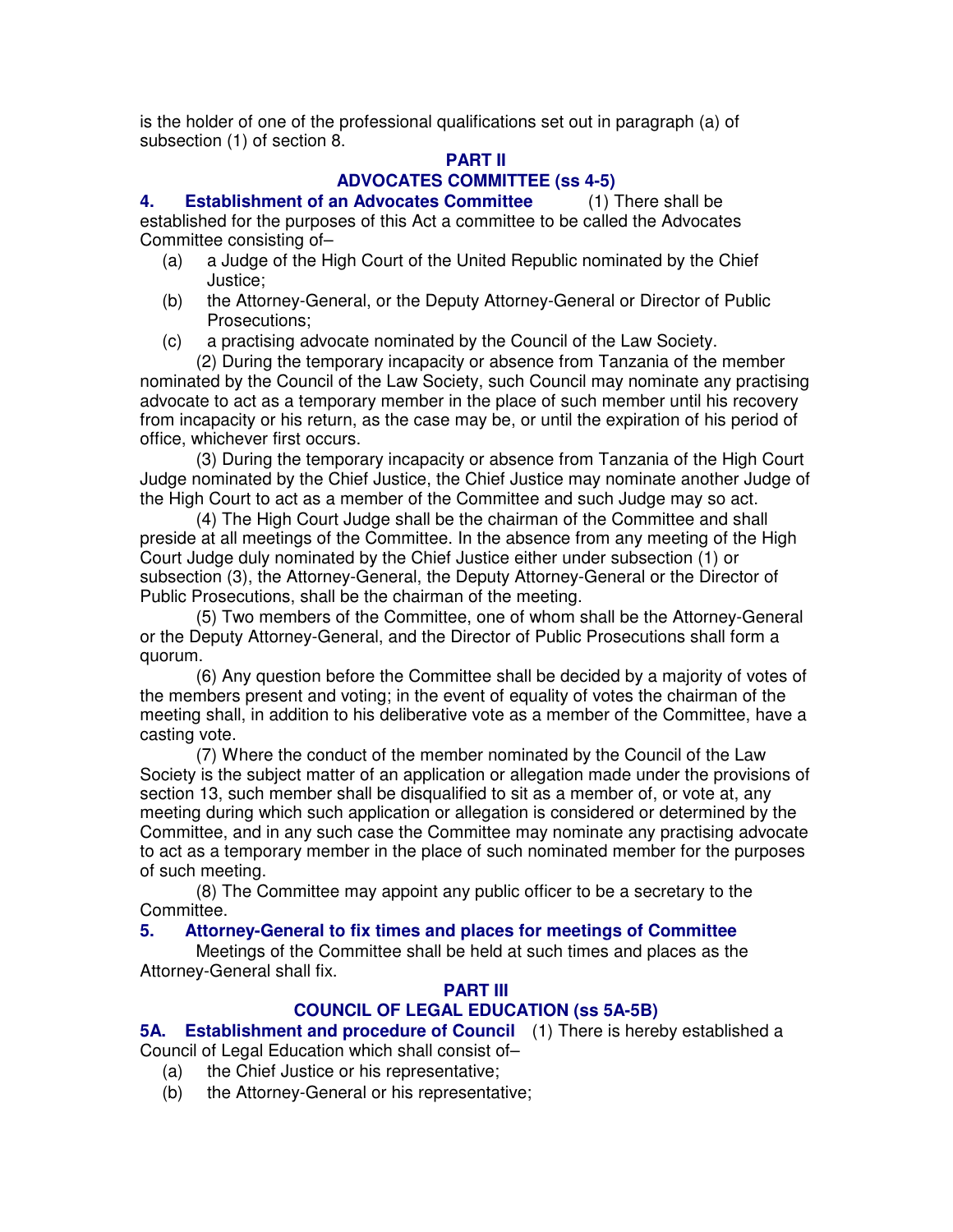is the holder of one of the professional qualifications set out in paragraph (a) of subsection (1) of section 8.

## PART II

## ADVOCATES COMMITTEE (ss 4-5)

**4. Establishment of an Advocates Committee** (1) There shall be established for the purposes of this Act a committee to be called the Advocates Committee consisting of–

(a) a Judge of the High Court of the United Republic nominated by the Chief Justice;

(b) the Attorney-General, or the Deputy Attorney-General or Director of Public Prosecutions;

(c) a practising advocate nominated by the Council of the Law Society.

(2) During the temporary incapacity or absence from Tanzania of the member nominated by the Council of the Law Society, such Council may nominate any practising advocate to act as a temporary member in the place of such member until his recovery from incapacity or his return, as the case may be, or until the expiration of his period of office, whichever first occurs.

(3) During the temporary incapacity or absence from Tanzania of the High Court Judge nominated by the Chief Justice, the Chief Justice may nominate another Judge of the High Court to act as a member of the Committee and such Judge may so act.

(4) The High Court Judge shall be the chairman of the Committee and shall preside at all meetings of the Committee. In the absence from any meeting of the High Court Judge duly nominated by the Chief Justice either under subsection (1) or subsection (3), the Attorney-General, the Deputy Attorney-General or the Director of Public Prosecutions, shall be the chairman of the meeting.

(5) Two members of the Committee, one of whom shall be the Attorney-General or the Deputy Attorney-General, and the Director of Public Prosecutions shall form a quorum.

(6) Any question before the Committee shall be decided by a majority of votes of the members present and voting; in the event of equality of votes the chairman of the meeting shall, in addition to his deliberative vote as a member of the Committee, have a casting vote.

(7) Where the conduct of the member nominated by the Council of the Law Society is the subject matter of an application or allegation made under the provisions of section 13, such member shall be disqualified to sit as a member of, or vote at, any meeting during which such application or allegation is considered or determined by the Committee, and in any such case the Committee may nominate any practising advocate to act as a temporary member in the place of such nominated member for the purposes of such meeting.

(8) The Committee may appoint any public officer to be a secretary to the Committee.

**5. Attorney-General to fix times and places for meetings of Committee**

Meetings of the Committee shall be held at such times and places as the Attorney-General shall fix.

## PART III

## COUNCIL OF LEGAL EDUCATION (ss 5A-5B)

**5A. Establishment and procedure of Council** (1) There is hereby established a Council of Legal Education which shall consist of–

(a) the Chief Justice or his representative;

(b) the Attorney-General or his representative;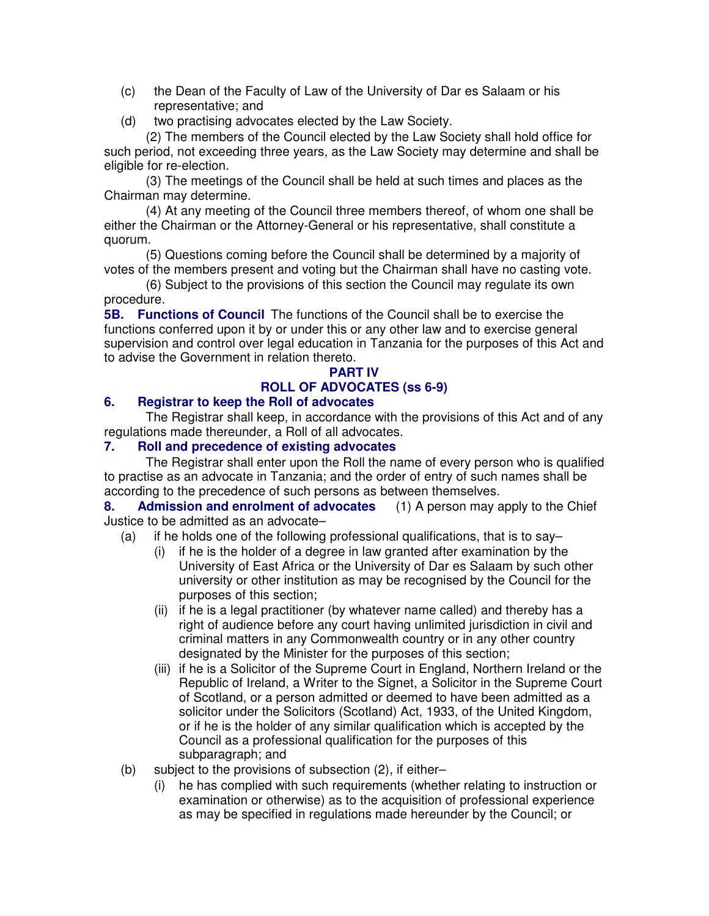(c) the Dean of the Faculty of Law of the University of Dar es Salaam or his representative; and

(d) two practising advocates elected by the Law Society.

(2) The members of the Council elected by the Law Society shall hold office for such period, not exceeding three years, as the Law Society may determine and shall be eligible for re-election.

(3) The meetings of the Council shall be held at such times and places as the Chairman may determine.

(4) At any meeting of the Council three members thereof, of whom one shall be either the Chairman or the Attorney-General or his representative, shall constitute a quorum.

(5) Questions coming before the Council shall be determined by a majority of votes of the members present and voting but the Chairman shall have no casting vote.

(6) Subject to the provisions of this section the Council may regulate its own procedure.

**5B. Functions of Council** The functions of the Council shall be to exercise the functions conferred upon it by or under this or any other law and to exercise general supervision and control over legal education in Tanzania for the purposes of this Act and to advise the Government in relation thereto.

## PART IV

## ROLL OF ADVOCATES (ss 6-9)

### 6. Registrar to keep the Roll of advocates

The Registrar shall keep, in accordance with the provisions of this Act and of any regulations made thereunder, a Roll of all advocates.

### 7. Roll and precedence of existing advocates

The Registrar shall enter upon the Roll the name of every person who is qualified to practise as an advocate in Tanzania; and the order of entry of such names shall be according to the precedence of such persons as between themselves.

**8. Admission and enrolment of advocates** (1) A person may apply to the Chief Justice to be admitted as an advocate–

(a) if he holds one of the following professional qualifications, that is to say–

(i) if he is the holder of a degree in law granted after examination by the University of East Africa or the University of Dar es Salaam by such other university or other institution as may be recognised by the Council for the purposes of this section;

(ii) if he is a legal practitioner (by whatever name called) and thereby has a right of audience before any court having unlimited jurisdiction in civil and criminal matters in any Commonwealth country or in any other country designated by the Minister for the purposes of this section;

(iii) if he is a Solicitor of the Supreme Court in England, Northern Ireland or the Republic of Ireland, a Writer to the Signet, a Solicitor in the Supreme Court of Scotland, or a person admitted or deemed to have been admitted as a solicitor under the Solicitors (Scotland) Act, 1933, of the United Kingdom, or if he is the holder of any similar qualification which is accepted by the Council as a professional qualification for the purposes of this subparagraph; and

(b) subject to the provisions of subsection (2), if either–

(i) he has complied with such requirements (whether relating to instruction or examination or otherwise) as to the acquisition of professional experience as may be specified in regulations made hereunder by the Council; or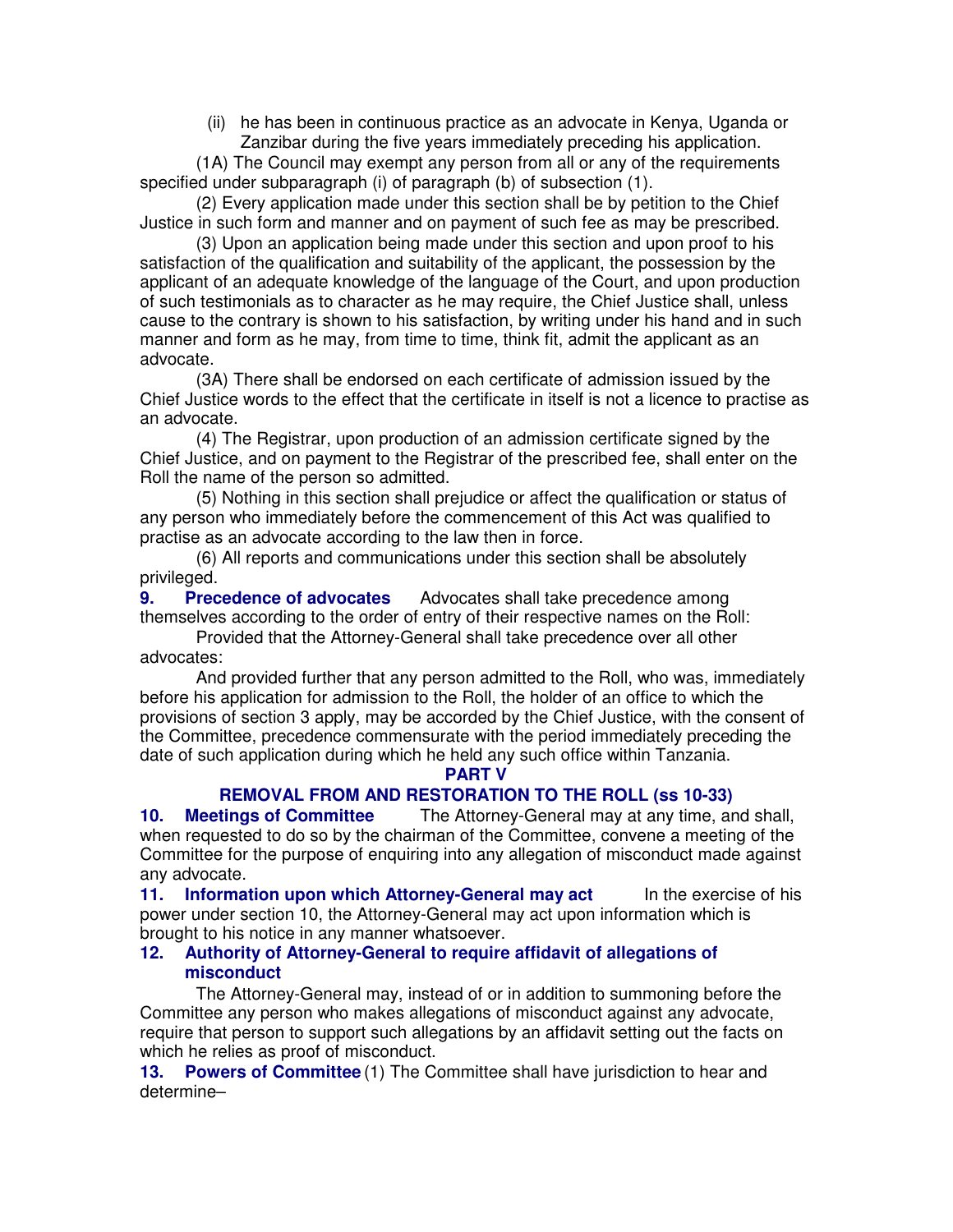(ii) he has been in continuous practice as an advocate in Kenya, Uganda or Zanzibar during the five years immediately preceding his application.

(1A) The Council may exempt any person from all or any of the requirements specified under subparagraph (i) of paragraph (b) of subsection (1).

(2) Every application made under this section shall be by petition to the Chief Justice in such form and manner and on payment of such fee as may be prescribed.

(3) Upon an application being made under this section and upon proof to his satisfaction of the qualification and suitability of the applicant, the possession by the applicant of an adequate knowledge of the language of the Court, and upon production of such testimonials as to character as he may require, the Chief Justice shall, unless cause to the contrary is shown to his satisfaction, by writing under his hand and in such manner and form as he may, from time to time, think fit, admit the applicant as an advocate.

(3A) There shall be endorsed on each certificate of admission issued by the Chief Justice words to the effect that the certificate in itself is not a licence to practise as an advocate.

(4) The Registrar, upon production of an admission certificate signed by the Chief Justice, and on payment to the Registrar of the prescribed fee, shall enter on the Roll the name of the person so admitted.

(5) Nothing in this section shall prejudice or affect the qualification or status of any person who immediately before the commencement of this Act was qualified to practise as an advocate according to the law then in force.

(6) All reports and communications under this section shall be absolutely privileged.

**9. Precedence of advocates** Advocates shall take precedence among themselves according to the order of entry of their respective names on the Roll:

Provided that the Attorney-General shall take precedence over all other advocates:

And provided further that any person admitted to the Roll, who was, immediately before his application for admission to the Roll, the holder of an office to which the provisions of section 3 apply, may be accorded by the Chief Justice, with the consent of the Committee, precedence commensurate with the period immediately preceding the date of such application during which he held any such office within Tanzania.

## PART V

## REMOVAL FROM AND RESTORATION TO THE ROLL (ss 10-33)

**10. Meetings of Committee** The Attorney-General may at any time, and shall, when requested to do so by the chairman of the Committee, convene a meeting of the Committee for the purpose of enquiring into any allegation of misconduct made against any advocate.

**11. Information upon which Attorney-General may act** In the exercise of his power under section 10, the Attorney-General may act upon information which is brought to his notice in any manner whatsoever.

**12. Authority of Attorney-General to require affidavit of allegations of misconduct**

The Attorney-General may, instead of or in addition to summoning before the Committee any person who makes allegations of misconduct against any advocate, require that person to support such allegations by an affidavit setting out the facts on which he relies as proof of misconduct.

**13. Powers of Committee** (1) The Committee shall have jurisdiction to hear and determine–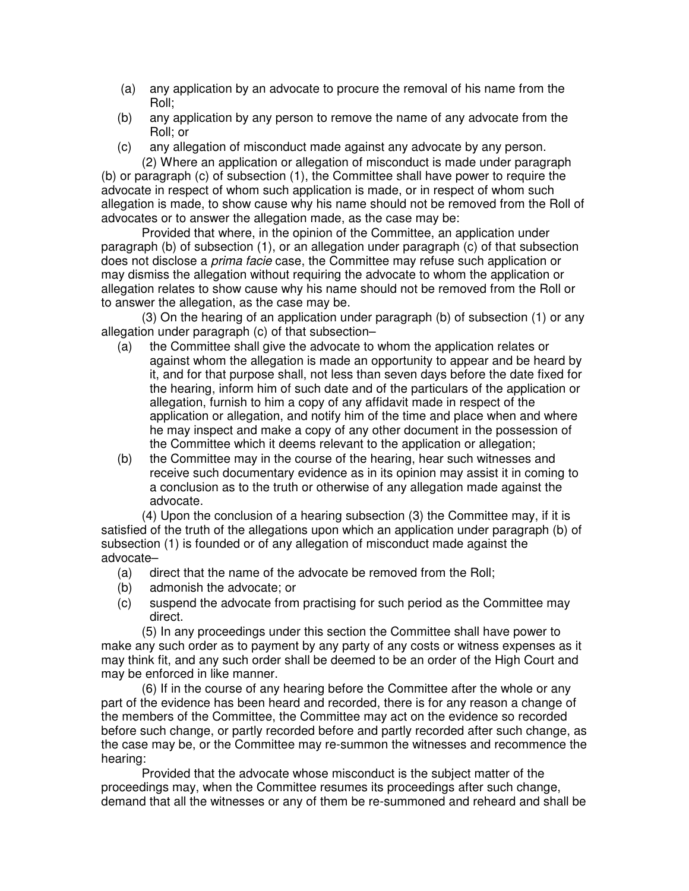(a) any application by an advocate to procure the removal of his name from the Roll;

(b) any application by any person to remove the name of any advocate from the Roll; or

(c) any allegation of misconduct made against any advocate by any person.

(2) Where an application or allegation of misconduct is made under paragraph (b) or paragraph (c) of subsection (1), the Committee shall have power to require the advocate in respect of whom such application is made, or in respect of whom such allegation is made, to show cause why his name should not be removed from the Roll of advocates or to answer the allegation made, as the case may be:

Provided that where, in the opinion of the Committee, an application under paragraph (b) of subsection (1), or an allegation under paragraph (c) of that subsection does not disclose a *prima facie* case, the Committee may refuse such application or may dismiss the allegation without requiring the advocate to whom the application or allegation relates to show cause why his name should not be removed from the Roll or to answer the allegation, as the case may be.

(3) On the hearing of an application under paragraph (b) of subsection (1) or any allegation under paragraph (c) of that subsection–

(a) the Committee shall give the advocate to whom the application relates or against whom the allegation is made an opportunity to appear and be heard by it, and for that purpose shall, not less than seven days before the date fixed for the hearing, inform him of such date and of the particulars of the application or allegation, furnish to him a copy of any affidavit made in respect of the application or allegation, and notify him of the time and place when and where he may inspect and make a copy of any other document in the possession of the Committee which it deems relevant to the application or allegation;

(b) the Committee may in the course of the hearing, hear such witnesses and receive such documentary evidence as in its opinion may assist it in coming to a conclusion as to the truth or otherwise of any allegation made against the advocate.

(4) Upon the conclusion of a hearing subsection (3) the Committee may, if it is satisfied of the truth of the allegations upon which an application under paragraph (b) of subsection (1) is founded or of any allegation of misconduct made against the advocate–

(a) direct that the name of the advocate be removed from the Roll;

(b) admonish the advocate; or

(c) suspend the advocate from practising for such period as the Committee may direct.

(5) In any proceedings under this section the Committee shall have power to make any such order as to payment by any party of any costs or witness expenses as it may think fit, and any such order shall be deemed to be an order of the High Court and may be enforced in like manner.

(6) If in the course of any hearing before the Committee after the whole or any part of the evidence has been heard and recorded, there is for any reason a change of the members of the Committee, the Committee may act on the evidence so recorded before such change, or partly recorded before and partly recorded after such change, as the case may be, or the Committee may re-summon the witnesses and recommence the hearing:

Provided that the advocate whose misconduct is the subject matter of the proceedings may, when the Committee resumes its proceedings after such change, demand that all the witnesses or any of them be re-summoned and reheard and shall be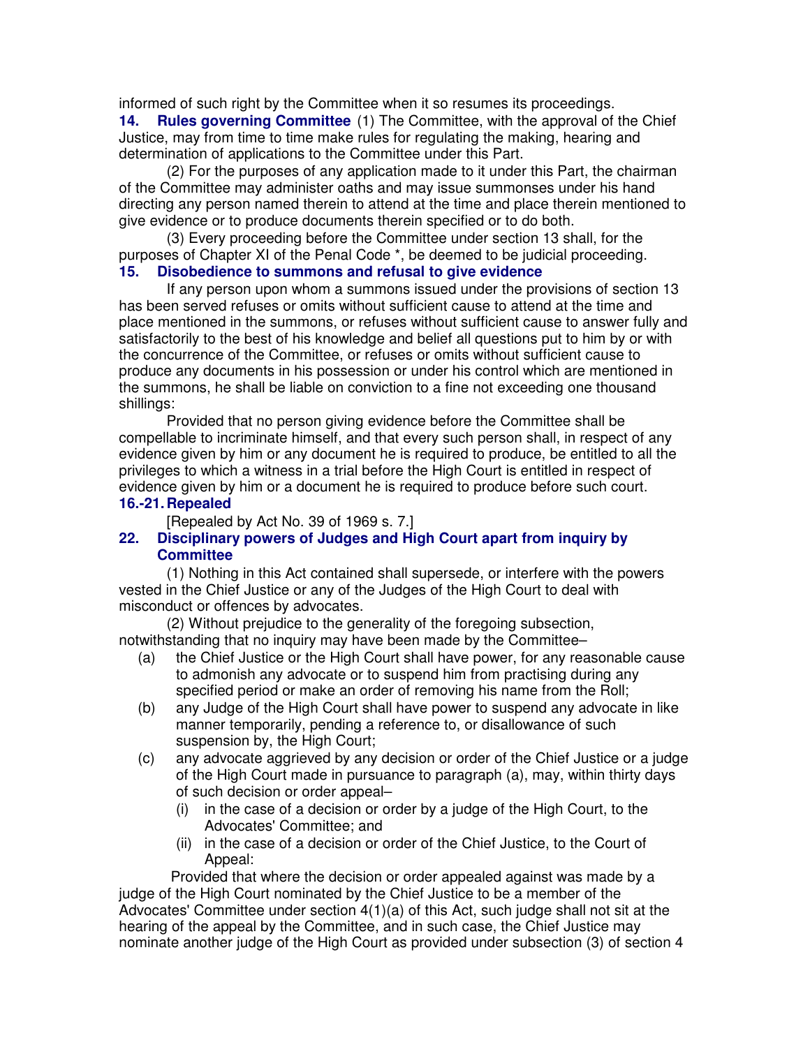informed of such right by the Committee when it so resumes its proceedings.

**14. Rules governing Committee** (1) The Committee, with the approval of the Chief Justice, may from time to time make rules for regulating the making, hearing and determination of applications to the Committee under this Part.

(2) For the purposes of any application made to it under this Part, the chairman of the Committee may administer oaths and may issue summonses under his hand directing any person named therein to attend at the time and place therein mentioned to give evidence or to produce documents therein specified or to do both.

(3) Every proceeding before the Committee under section 13 shall, for the purposes of Chapter XI of the Penal Code *, be deemed to be judicial proceeding.

**15. Disobedience to summons and refusal to give evidence**

If any person upon whom a summons issued under the provisions of section 13 has been served refuses or omits without sufficient cause to attend at the time and place mentioned in the summons, or refuses without sufficient cause to answer fully and satisfactorily to the best of his knowledge and belief all questions put to him by or with the concurrence of the Committee, or refuses or omits without sufficient cause to produce any documents in his possession or under his control which are mentioned in the summons, he shall be liable on conviction to a fine not exceeding one thousand shillings:

Provided that no person giving evidence before the Committee shall be compellable to incriminate himself, and that every such person shall, in respect of any evidence given by him or any document he is required to produce, be entitled to all the privileges to which a witness in a trial before the High Court is entitled in respect of evidence given by him or a document he is required to produce before such court.

**16.-21. Repealed**

[Repealed by Act No. 39 of 1969 s. 7.]

**22. Disciplinary powers of Judges and High Court apart from inquiry by Committee**

(1) Nothing in this Act contained shall supersede, or interfere with the powers vested in the Chief Justice or any of the Judges of the High Court to deal with misconduct or offences by advocates.

(2) Without prejudice to the generality of the foregoing subsection, notwithstanding that no inquiry may have been made by the Committee–

(a) the Chief Justice or the High Court shall have power, for any reasonable cause to admonish any advocate or to suspend him from practising during any specified period or make an order of removing his name from the Roll;

(b) any Judge of the High Court shall have power to suspend any advocate in like manner temporarily, pending a reference to, or disallowance of such suspension by, the High Court;

(c) any advocate aggrieved by any decision or order of the Chief Justice or a judge of the High Court made in pursuance to paragraph (a), may, within thirty days of such decision or order appeal–

  (i) in the case of a decision or order by a judge of the High Court, to the Advocates' Committee; and

  (ii) in the case of a decision or order of the Chief Justice, to the Court of Appeal:

Provided that where the decision or order appealed against was made by a judge of the High Court nominated by the Chief Justice to be a member of the Advocates' Committee under section 4(1)(a) of this Act, such judge shall not sit at the hearing of the appeal by the Committee, and in such case, the Chief Justice may nominate another judge of the High Court as provided under subsection (3) of section 4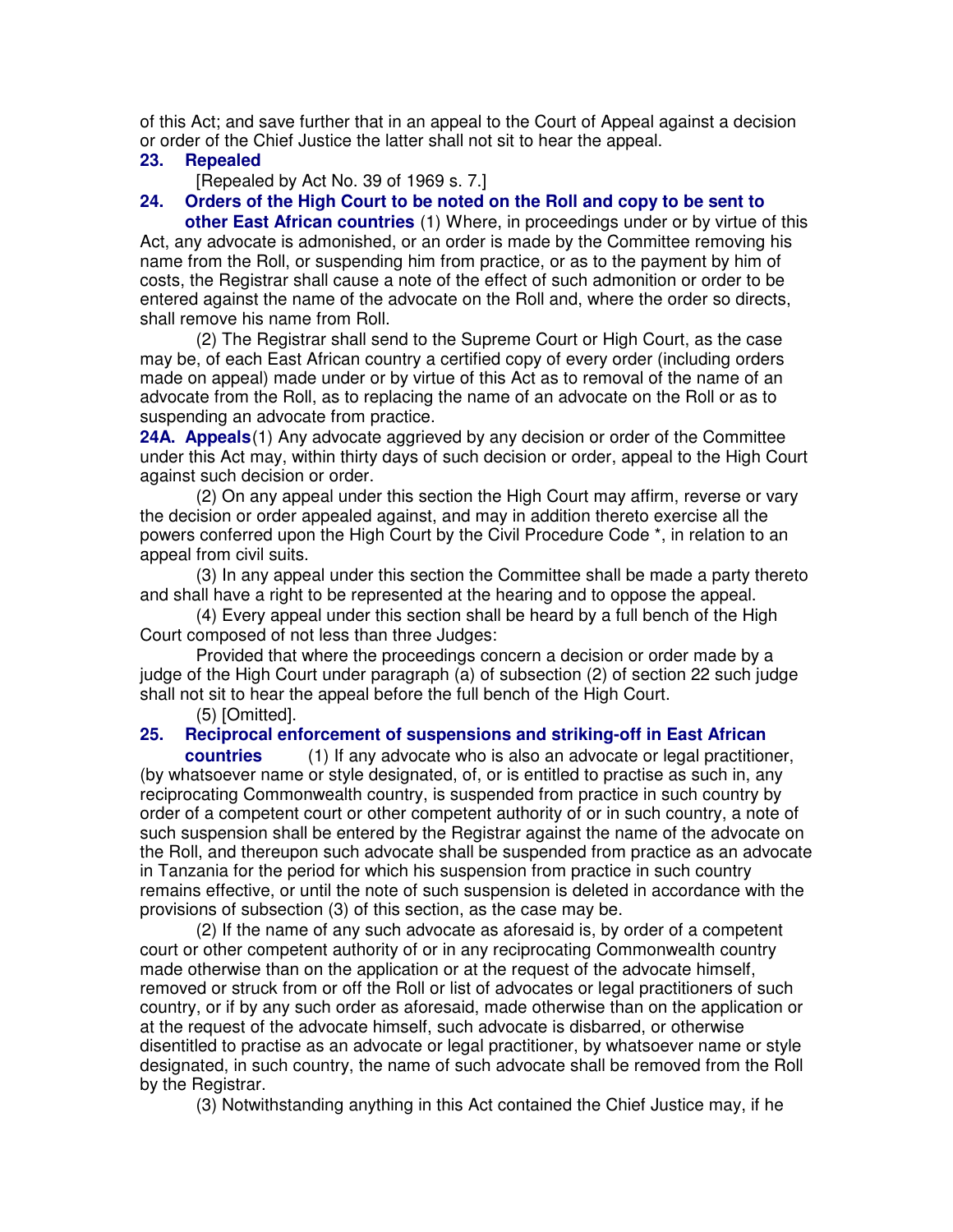of this Act; and save further that in an appeal to the Court of Appeal against a decision or order of the Chief Justice the latter shall not sit to hear the appeal.

**23. Repealed**

[Repealed by Act No. 39 of 1969 s. 7.]

**24. Orders of the High Court to be noted on the Roll and copy to be sent to other East African countries** (1) Where, in proceedings under or by virtue of this Act, any advocate is admonished, or an order is made by the Committee removing his name from the Roll, or suspending him from practice, or as to the payment by him of costs, the Registrar shall cause a note of the effect of such admonition or order to be entered against the name of the advocate on the Roll and, where the order so directs, shall remove his name from Roll.

(2) The Registrar shall send to the Supreme Court or High Court, as the case may be, of each East African country a certified copy of every order (including orders made on appeal) made under or by virtue of this Act as to removal of the name of an advocate from the Roll, as to replacing the name of an advocate on the Roll or as to suspending an advocate from practice.

**24A. Appeals**(1) Any advocate aggrieved by any decision or order of the Committee under this Act may, within thirty days of such decision or order, appeal to the High Court against such decision or order.

(2) On any appeal under this section the High Court may affirm, reverse or vary the decision or order appealed against, and may in addition thereto exercise all the powers conferred upon the High Court by the Civil Procedure Code *, in relation to an appeal from civil suits.

(3) In any appeal under this section the Committee shall be made a party thereto and shall have a right to be represented at the hearing and to oppose the appeal.

(4) Every appeal under this section shall be heard by a full bench of the High Court composed of not less than three Judges:

Provided that where the proceedings concern a decision or order made by a judge of the High Court under paragraph (a) of subsection (2) of section 22 such judge shall not sit to hear the appeal before the full bench of the High Court.

(5) [Omitted].

**25. Reciprocal enforcement of suspensions and striking-off in East African countries** (1) If any advocate who is also an advocate or legal practitioner, (by whatsoever name or style designated, of, or is entitled to practise as such in, any reciprocating Commonwealth country, is suspended from practice in such country by order of a competent court or other competent authority of or in such country, a note of such suspension shall be entered by the Registrar against the name of the advocate on the Roll, and thereupon such advocate shall be suspended from practice as an advocate in Tanzania for the period for which his suspension from practice in such country remains effective, or until the note of such suspension is deleted in accordance with the provisions of subsection (3) of this section, as the case may be.

(2) If the name of any such advocate as aforesaid is, by order of a competent court or other competent authority of or in any reciprocating Commonwealth country made otherwise than on the application or at the request of the advocate himself, removed or struck from or off the Roll or list of advocates or legal practitioners of such country, or if by any such order as aforesaid, made otherwise than on the application or at the request of the advocate himself, such advocate is disbarred, or otherwise disentitled to practise as an advocate or legal practitioner, by whatsoever name or style designated, in such country, the name of such advocate shall be removed from the Roll by the Registrar.

(3) Notwithstanding anything in this Act contained the Chief Justice may, if he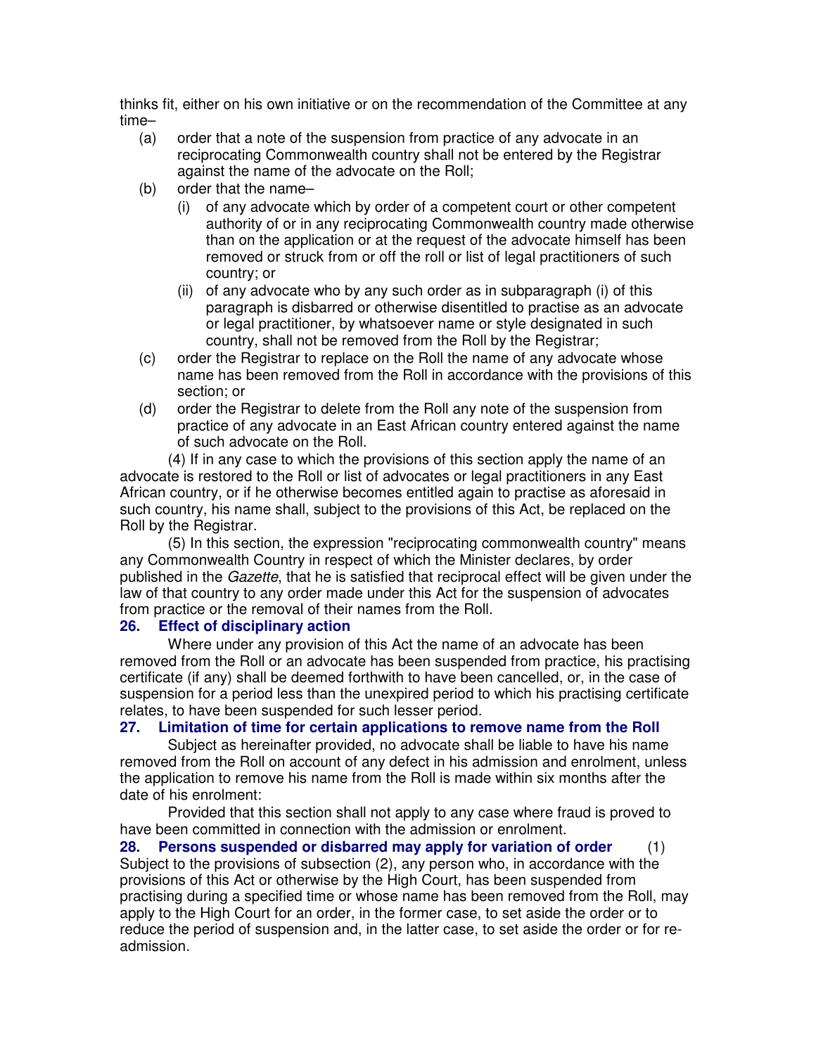thinks fit, either on his own initiative or on the recommendation of the Committee at any time–

(a) order that a note of the suspension from practice of any advocate in an reciprocating Commonwealth country shall not be entered by the Registrar against the name of the advocate on the Roll;

(b) order that the name–

  (i) of any advocate which by order of a competent court or other competent authority of or in any reciprocating Commonwealth country made otherwise than on the application or at the request of the advocate himself has been removed or struck from or off the roll or list of legal practitioners of such country; or

  (ii) of any advocate who by any such order as in subparagraph (i) of this paragraph is disbarred or otherwise disentitled to practise as an advocate or legal practitioner, by whatsoever name or style designated in such country, shall not be removed from the Roll by the Registrar;

(c) order the Registrar to replace on the Roll the name of any advocate whose name has been removed from the Roll in accordance with the provisions of this section; or

(d) order the Registrar to delete from the Roll any note of the suspension from practice of any advocate in an East African country entered against the name of such advocate on the Roll.

(4) If in any case to which the provisions of this section apply the name of an advocate is restored to the Roll or list of advocates or legal practitioners in any East African country, or if he otherwise becomes entitled again to practise as aforesaid in such country, his name shall, subject to the provisions of this Act, be replaced on the Roll by the Registrar.

(5) In this section, the expression "reciprocating commonwealth country" means any Commonwealth Country in respect of which the Minister declares, by order published in the *Gazette*, that he is satisfied that reciprocal effect will be given under the law of that country to any order made under this Act for the suspension of advocates from practice or the removal of their names from the Roll.

### 26. Effect of disciplinary action

Where under any provision of this Act the name of an advocate has been removed from the Roll or an advocate has been suspended from practice, his practising certificate (if any) shall be deemed forthwith to have been cancelled, or, in the case of suspension for a period less than the unexpired period to which his practising certificate relates, to have been suspended for such lesser period.

### 27. Limitation of time for certain applications to remove name from the Roll

Subject as hereinafter provided, no advocate shall be liable to have his name removed from the Roll on account of any defect in his admission and enrolment, unless the application to remove his name from the Roll is made within six months after the date of his enrolment:

Provided that this section shall not apply to any case where fraud is proved to have been committed in connection with the admission or enrolment.

### 28. Persons suspended or disbarred may apply for variation of order

(1) Subject to the provisions of subsection (2), any person who, in accordance with the provisions of this Act or otherwise by the High Court, has been suspended from practising during a specified time or whose name has been removed from the Roll, may apply to the High Court for an order, in the former case, to set aside the order or to reduce the period of suspension and, in the latter case, to set aside the order or for re-admission.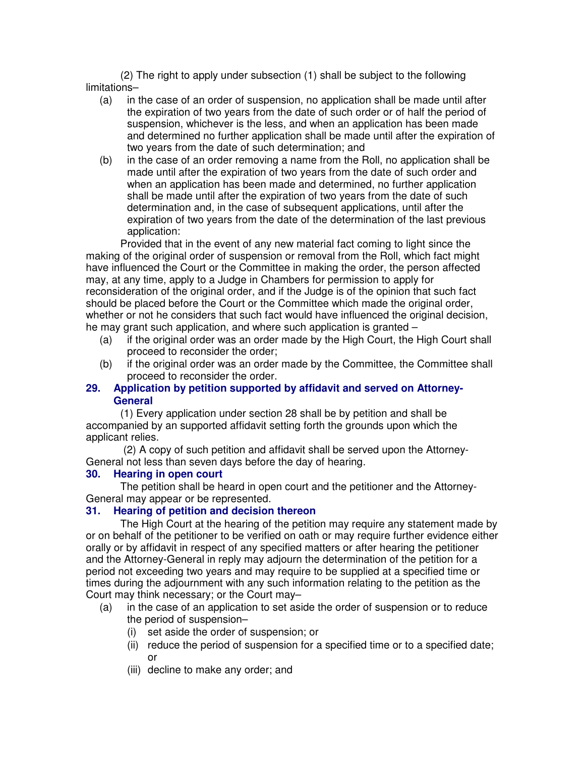(2) The right to apply under subsection (1) shall be subject to the following limitations–

- (a) in the case of an order of suspension, no application shall be made until after the expiration of two years from the date of such order or of half the period of suspension, whichever is the less, and when an application has been made and determined no further application shall be made until after the expiration of two years from the date of such determination; and
- (b) in the case of an order removing a name from the Roll, no application shall be made until after the expiration of two years from the date of such order and when an application has been made and determined, no further application shall be made until after the expiration of two years from the date of such determination and, in the case of subsequent applications, until after the expiration of two years from the date of the determination of the last previous application:

Provided that in the event of any new material fact coming to light since the making of the original order of suspension or removal from the Roll, which fact might have influenced the Court or the Committee in making the order, the person affected may, at any time, apply to a Judge in Chambers for permission to apply for reconsideration of the original order, and if the Judge is of the opinion that such fact should be placed before the Court or the Committee which made the original order, whether or not he considers that such fact would have influenced the original decision, he may grant such application, and where such application is granted –

- (a) if the original order was an order made by the High Court, the High Court shall proceed to reconsider the order;
- (b) if the original order was an order made by the Committee, the Committee shall proceed to reconsider the order.

### 29. Application by petition supported by affidavit and served on Attorney-General

(1) Every application under section 28 shall be by petition and shall be accompanied by an supported affidavit setting forth the grounds upon which the applicant relies.

(2) A copy of such petition and affidavit shall be served upon the Attorney-General not less than seven days before the day of hearing.

### 30. Hearing in open court

The petition shall be heard in open court and the petitioner and the Attorney-General may appear or be represented.

### 31. Hearing of petition and decision thereon

The High Court at the hearing of the petition may require any statement made by or on behalf of the petitioner to be verified on oath or may require further evidence either orally or by affidavit in respect of any specified matters or after hearing the petitioner and the Attorney-General in reply may adjourn the determination of the petition for a period not exceeding two years and may require to be supplied at a specified time or times during the adjournment with any such information relating to the petition as the Court may think necessary; or the Court may–

- (a) in the case of an application to set aside the order of suspension or to reduce the period of suspension–
  - (i) set aside the order of suspension; or
  - (ii) reduce the period of suspension for a specified time or to a specified date; or
  - (iii) decline to make any order; and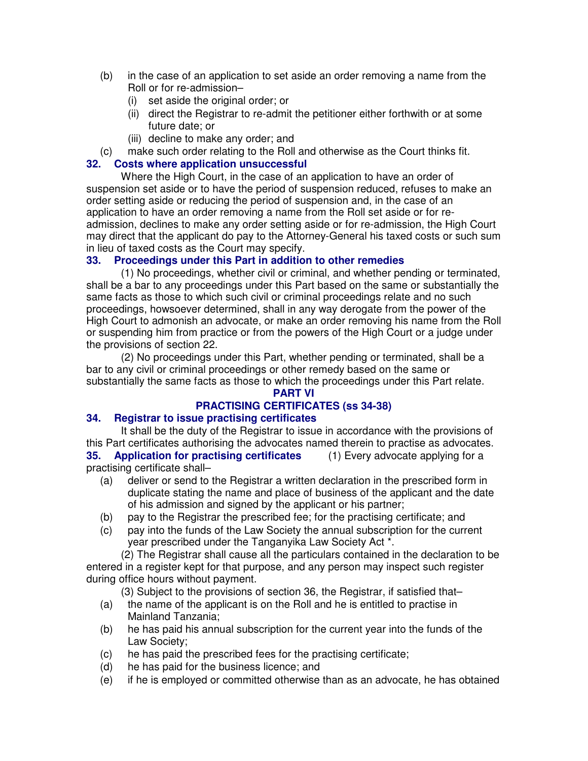(b) in the case of an application to set aside an order removing a name from the Roll or for re-admission–
   (i) set aside the original order; or
   (ii) direct the Registrar to re-admit the petitioner either forthwith or at some future date; or
   (iii) decline to make any order; and

(c) make such order relating to the Roll and otherwise as the Court thinks fit.

### 32. Costs where application unsuccessful

Where the High Court, in the case of an application to have an order of suspension set aside or to have the period of suspension reduced, refuses to make an order setting aside or reducing the period of suspension and, in the case of an application to have an order removing a name from the Roll set aside or for re-admission, declines to make any order setting aside or for re-admission, the High Court may direct that the applicant do pay to the Attorney-General his taxed costs or such sum in lieu of taxed costs as the Court may specify.

### 33. Proceedings under this Part in addition to other remedies

(1) No proceedings, whether civil or criminal, and whether pending or terminated, shall be a bar to any proceedings under this Part based on the same or substantially the same facts as those to which such civil or criminal proceedings relate and no such proceedings, howsoever determined, shall in any way derogate from the power of the High Court to admonish an advocate, or make an order removing his name from the Roll or suspending him from practice or from the powers of the High Court or a judge under the provisions of section 22.

(2) No proceedings under this Part, whether pending or terminated, shall be a bar to any civil or criminal proceedings or other remedy based on the same or substantially the same facts as those to which the proceedings under this Part relate.

## PART VI
## PRACTISING CERTIFICATES (ss 34-38)

### 34. Registrar to issue practising certificates

It shall be the duty of the Registrar to issue in accordance with the provisions of this Part certificates authorising the advocates named therein to practise as advocates.

### 35. Application for practising certificates

(1) Every advocate applying for a practising certificate shall–

(a) deliver or send to the Registrar a written declaration in the prescribed form in duplicate stating the name and place of business of the applicant and the date of his admission and signed by the applicant or his partner;

(b) pay to the Registrar the prescribed fee; for the practising certificate; and

(c) pay into the funds of the Law Society the annual subscription for the current year prescribed under the Tanganyika Law Society Act *.

(2) The Registrar shall cause all the particulars contained in the declaration to be entered in a register kept for that purpose, and any person may inspect such register during office hours without payment.

(3) Subject to the provisions of section 36, the Registrar, if satisfied that–

(a) the name of the applicant is on the Roll and he is entitled to practise in Mainland Tanzania;

(b) he has paid his annual subscription for the current year into the funds of the Law Society;

(c) he has paid the prescribed fees for the practising certificate;

(d) he has paid for the business licence; and

(e) if he is employed or committed otherwise than as an advocate, he has obtained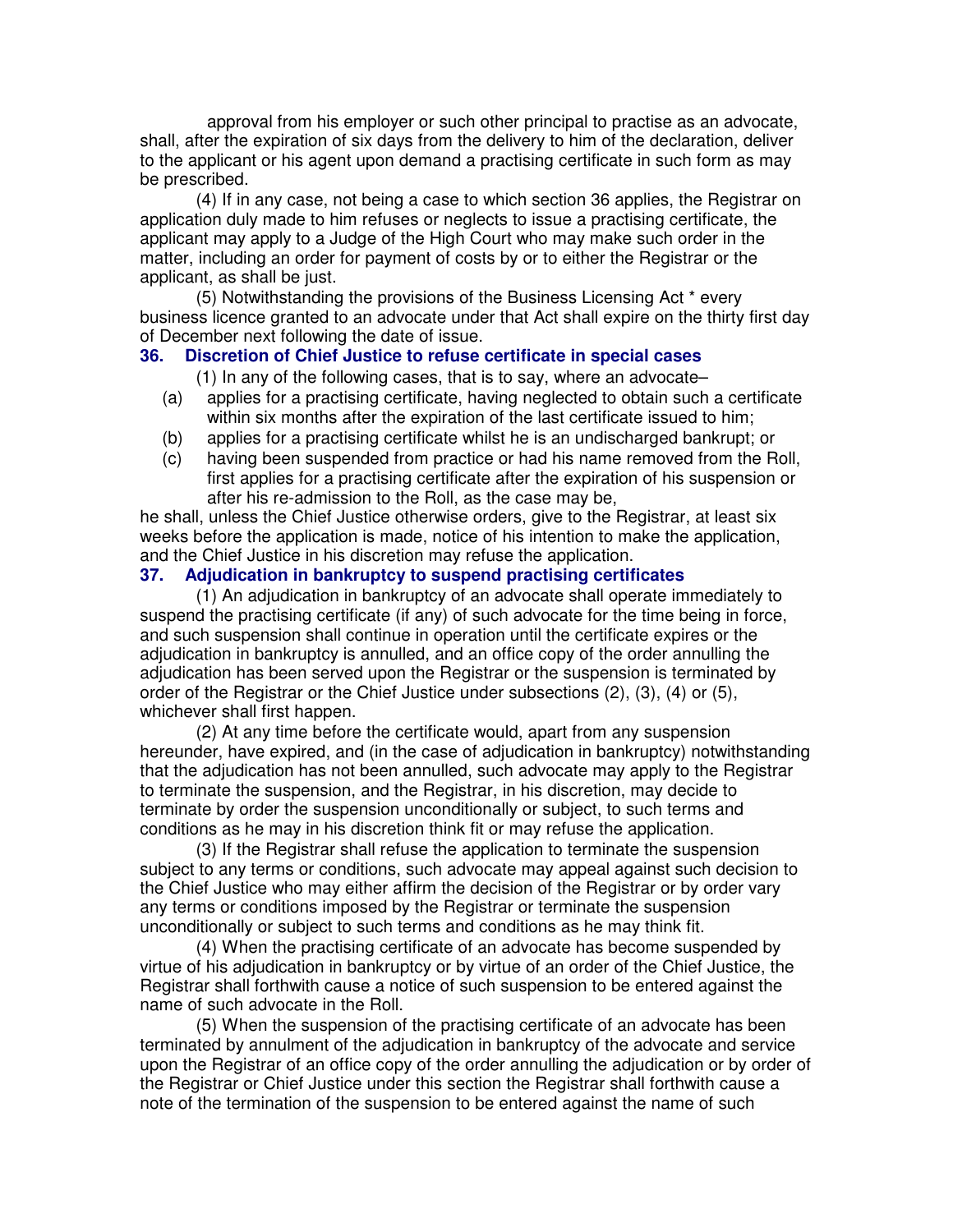approval from his employer or such other principal to practise as an advocate, shall, after the expiration of six days from the delivery to him of the declaration, deliver to the applicant or his agent upon demand a practising certificate in such form as may be prescribed.

(4) If in any case, not being a case to which section 36 applies, the Registrar on application duly made to him refuses or neglects to issue a practising certificate, the applicant may apply to a Judge of the High Court who may make such order in the matter, including an order for payment of costs by or to either the Registrar or the applicant, as shall be just.

(5) Notwithstanding the provisions of the Business Licensing Act * every business licence granted to an advocate under that Act shall expire on the thirty first day of December next following the date of issue.

### 36. Discretion of Chief Justice to refuse certificate in special cases

(1) In any of the following cases, that is to say, where an advocate–

(a) applies for a practising certificate, having neglected to obtain such a certificate within six months after the expiration of the last certificate issued to him;

(b) applies for a practising certificate whilst he is an undischarged bankrupt; or

(c) having been suspended from practice or had his name removed from the Roll, first applies for a practising certificate after the expiration of his suspension or after his re-admission to the Roll, as the case may be,

he shall, unless the Chief Justice otherwise orders, give to the Registrar, at least six weeks before the application is made, notice of his intention to make the application, and the Chief Justice in his discretion may refuse the application.

### 37. Adjudication in bankruptcy to suspend practising certificates

(1) An adjudication in bankruptcy of an advocate shall operate immediately to suspend the practising certificate (if any) of such advocate for the time being in force, and such suspension shall continue in operation until the certificate expires or the adjudication in bankruptcy is annulled, and an office copy of the order annulling the adjudication has been served upon the Registrar or the suspension is terminated by order of the Registrar or the Chief Justice under subsections (2), (3), (4) or (5), whichever shall first happen.

(2) At any time before the certificate would, apart from any suspension hereunder, have expired, and (in the case of adjudication in bankruptcy) notwithstanding that the adjudication has not been annulled, such advocate may apply to the Registrar to terminate the suspension, and the Registrar, in his discretion, may decide to terminate by order the suspension unconditionally or subject, to such terms and conditions as he may in his discretion think fit or may refuse the application.

(3) If the Registrar shall refuse the application to terminate the suspension subject to any terms or conditions, such advocate may appeal against such decision to the Chief Justice who may either affirm the decision of the Registrar or by order vary any terms or conditions imposed by the Registrar or terminate the suspension unconditionally or subject to such terms and conditions as he may think fit.

(4) When the practising certificate of an advocate has become suspended by virtue of his adjudication in bankruptcy or by virtue of an order of the Chief Justice, the Registrar shall forthwith cause a notice of such suspension to be entered against the name of such advocate in the Roll.

(5) When the suspension of the practising certificate of an advocate has been terminated by annulment of the adjudication in bankruptcy of the advocate and service upon the Registrar of an office copy of the order annulling the adjudication or by order of the Registrar or Chief Justice under this section the Registrar shall forthwith cause a note of the termination of the suspension to be entered against the name of such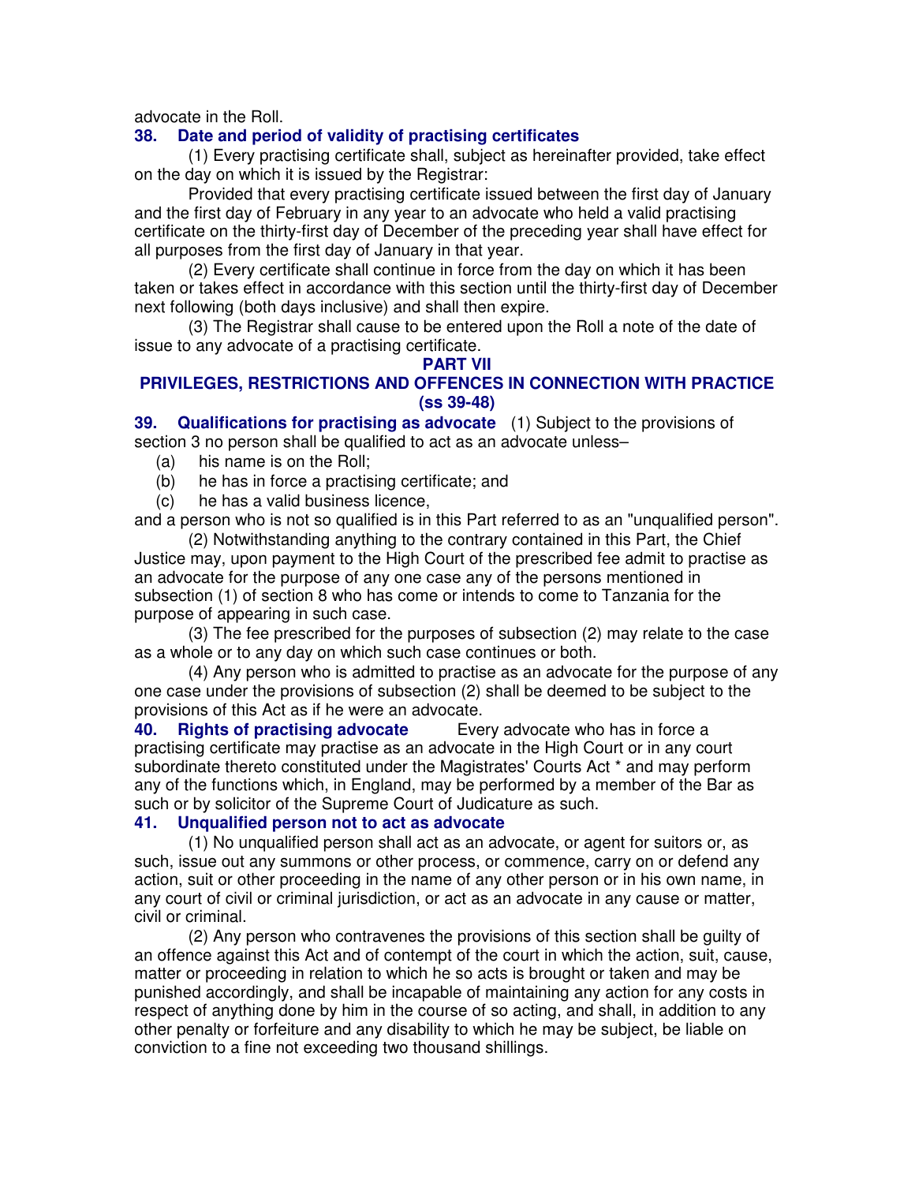advocate in the Roll.

**38. Date and period of validity of practising certificates**

(1) Every practising certificate shall, subject as hereinafter provided, take effect on the day on which it is issued by the Registrar:

Provided that every practising certificate issued between the first day of January and the first day of February in any year to an advocate who held a valid practising certificate on the thirty-first day of December of the preceding year shall have effect for all purposes from the first day of January in that year.

(2) Every certificate shall continue in force from the day on which it has been taken or takes effect in accordance with this section until the thirty-first day of December next following (both days inclusive) and shall then expire.

(3) The Registrar shall cause to be entered upon the Roll a note of the date of issue to any advocate of a practising certificate.

## PART VII
## PRIVILEGES, RESTRICTIONS AND OFFENCES IN CONNECTION WITH PRACTICE (ss 39-48)

**39. Qualifications for practising as advocate** (1) Subject to the provisions of section 3 no person shall be qualified to act as an advocate unless–

(a) his name is on the Roll;

(b) he has in force a practising certificate; and

(c) he has a valid business licence,

and a person who is not so qualified is in this Part referred to as an "unqualified person".

(2) Notwithstanding anything to the contrary contained in this Part, the Chief Justice may, upon payment to the High Court of the prescribed fee admit to practise as an advocate for the purpose of any one case any of the persons mentioned in subsection (1) of section 8 who has come or intends to come to Tanzania for the purpose of appearing in such case.

(3) The fee prescribed for the purposes of subsection (2) may relate to the case as a whole or to any day on which such case continues or both.

(4) Any person who is admitted to practise as an advocate for the purpose of any one case under the provisions of subsection (2) shall be deemed to be subject to the provisions of this Act as if he were an advocate.

**40. Rights of practising advocate** Every advocate who has in force a practising certificate may practise as an advocate in the High Court or in any court subordinate thereto constituted under the Magistrates' Courts Act * and may perform any of the functions which, in England, may be performed by a member of the Bar as such or by solicitor of the Supreme Court of Judicature as such.

**41. Unqualified person not to act as advocate**

(1) No unqualified person shall act as an advocate, or agent for suitors or, as such, issue out any summons or other process, or commence, carry on or defend any action, suit or other proceeding in the name of any other person or in his own name, in any court of civil or criminal jurisdiction, or act as an advocate in any cause or matter, civil or criminal.

(2) Any person who contravenes the provisions of this section shall be guilty of an offence against this Act and of contempt of the court in which the action, suit, cause, matter or proceeding in relation to which he so acts is brought or taken and may be punished accordingly, and shall be incapable of maintaining any action for any costs in respect of anything done by him in the course of so acting, and shall, in addition to any other penalty or forfeiture and any disability to which he may be subject, be liable on conviction to a fine not exceeding two thousand shillings.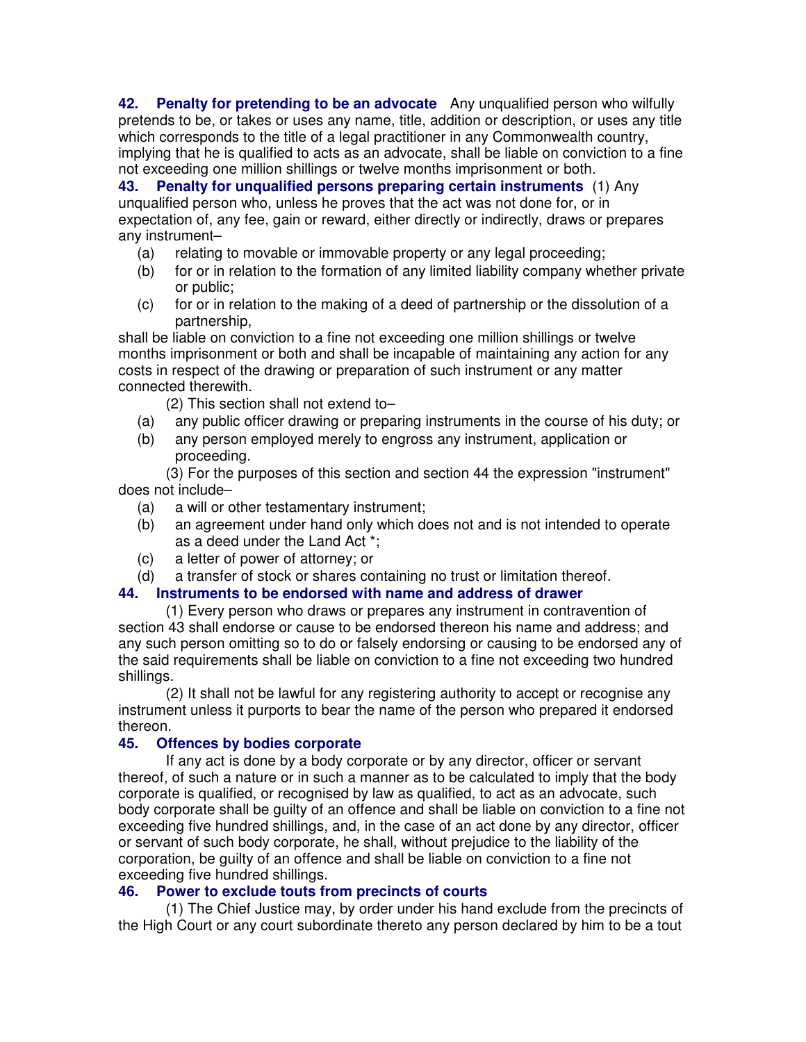**42. Penalty for pretending to be an advocate** Any unqualified person who wilfully pretends to be, or takes or uses any name, title, addition or description, or uses any title which corresponds to the title of a legal practitioner in any Commonwealth country, implying that he is qualified to acts as an advocate, shall be liable on conviction to a fine not exceeding one million shillings or twelve months imprisonment or both.

**43. Penalty for unqualified persons preparing certain instruments** (1) Any unqualified person who, unless he proves that the act was not done for, or in expectation of, any fee, gain or reward, either directly or indirectly, draws or prepares any instrument–

(a) relating to movable or immovable property or any legal proceeding;

(b) for or in relation to the formation of any limited liability company whether private or public;

(c) for or in relation to the making of a deed of partnership or the dissolution of a partnership,

shall be liable on conviction to a fine not exceeding one million shillings or twelve months imprisonment or both and shall be incapable of maintaining any action for any costs in respect of the drawing or preparation of such instrument or any matter connected therewith.

(2) This section shall not extend to–

(a) any public officer drawing or preparing instruments in the course of his duty; or

(b) any person employed merely to engross any instrument, application or proceeding.

(3) For the purposes of this section and section 44 the expression "instrument" does not include–

(a) a will or other testamentary instrument;

(b) an agreement under hand only which does not and is not intended to operate as a deed under the Land Act *;

(c) a letter of power of attorney; or

(d) a transfer of stock or shares containing no trust or limitation thereof.

**44. Instruments to be endorsed with name and address of drawer**

(1) Every person who draws or prepares any instrument in contravention of section 43 shall endorse or cause to be endorsed thereon his name and address; and any such person omitting so to do or falsely endorsing or causing to be endorsed any of the said requirements shall be liable on conviction to a fine not exceeding two hundred shillings.

(2) It shall not be lawful for any registering authority to accept or recognise any instrument unless it purports to bear the name of the person who prepared it endorsed thereon.

**45. Offences by bodies corporate**

If any act is done by a body corporate or by any director, officer or servant thereof, of such a nature or in such a manner as to be calculated to imply that the body corporate is qualified, or recognised by law as qualified, to act as an advocate, such body corporate shall be guilty of an offence and shall be liable on conviction to a fine not exceeding five hundred shillings, and, in the case of an act done by any director, officer or servant of such body corporate, he shall, without prejudice to the liability of the corporation, be guilty of an offence and shall be liable on conviction to a fine not exceeding five hundred shillings.

**46. Power to exclude touts from precincts of courts**

(1) The Chief Justice may, by order under his hand exclude from the precincts of the High Court or any court subordinate thereto any person declared by him to be a tout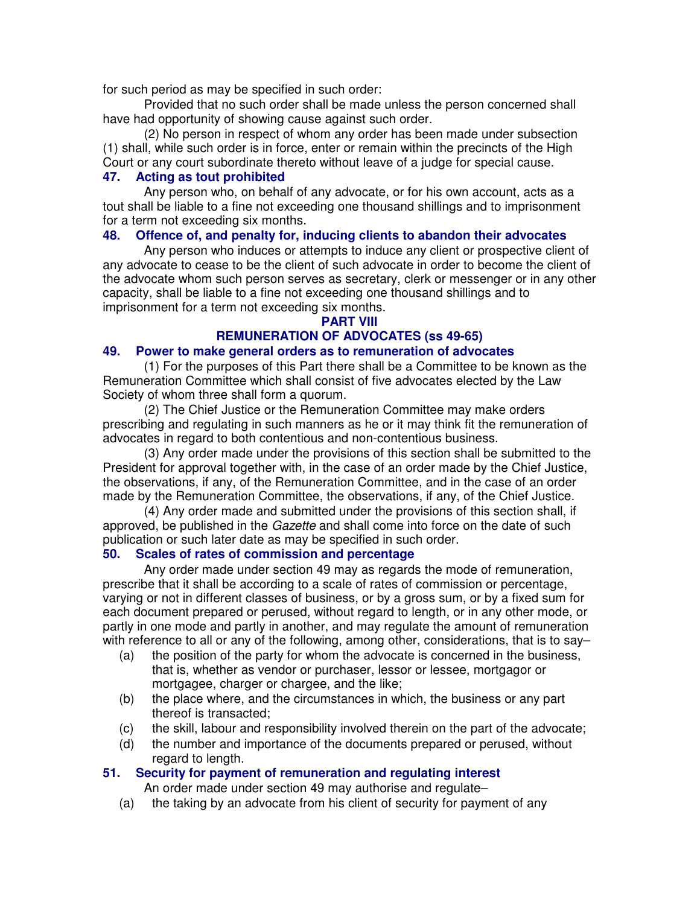for such period as may be specified in such order:

Provided that no such order shall be made unless the person concerned shall have had opportunity of showing cause against such order.

(2) No person in respect of whom any order has been made under subsection (1) shall, while such order is in force, enter or remain within the precincts of the High Court or any court subordinate thereto without leave of a judge for special cause.

### 47. Acting as tout prohibited

Any person who, on behalf of any advocate, or for his own account, acts as a tout shall be liable to a fine not exceeding one thousand shillings and to imprisonment for a term not exceeding six months.

### 48. Offence of, and penalty for, inducing clients to abandon their advocates

Any person who induces or attempts to induce any client or prospective client of any advocate to cease to be the client of such advocate in order to become the client of the advocate whom such person serves as secretary, clerk or messenger or in any other capacity, shall be liable to a fine not exceeding one thousand shillings and to imprisonment for a term not exceeding six months.

## PART VIII
## REMUNERATION OF ADVOCATES (ss 49-65)

### 49. Power to make general orders as to remuneration of advocates

(1) For the purposes of this Part there shall be a Committee to be known as the Remuneration Committee which shall consist of five advocates elected by the Law Society of whom three shall form a quorum.

(2) The Chief Justice or the Remuneration Committee may make orders prescribing and regulating in such manners as he or it may think fit the remuneration of advocates in regard to both contentious and non-contentious business.

(3) Any order made under the provisions of this section shall be submitted to the President for approval together with, in the case of an order made by the Chief Justice, the observations, if any, of the Remuneration Committee, and in the case of an order made by the Remuneration Committee, the observations, if any, of the Chief Justice.

(4) Any order made and submitted under the provisions of this section shall, if approved, be published in the *Gazette* and shall come into force on the date of such publication or such later date as may be specified in such order.

### 50. Scales of rates of commission and percentage

Any order made under section 49 may as regards the mode of remuneration, prescribe that it shall be according to a scale of rates of commission or percentage, varying or not in different classes of business, or by a gross sum, or by a fixed sum for each document prepared or perused, without regard to length, or in any other mode, or partly in one mode and partly in another, and may regulate the amount of remuneration with reference to all or any of the following, among other, considerations, that is to say–

(a) the position of the party for whom the advocate is concerned in the business, that is, whether as vendor or purchaser, lessor or lessee, mortgagor or mortgagee, charger or chargee, and the like;

(b) the place where, and the circumstances in which, the business or any part thereof is transacted;

(c) the skill, labour and responsibility involved therein on the part of the advocate;

(d) the number and importance of the documents prepared or perused, without regard to length.

### 51. Security for payment of remuneration and regulating interest

An order made under section 49 may authorise and regulate–

(a) the taking by an advocate from his client of security for payment of any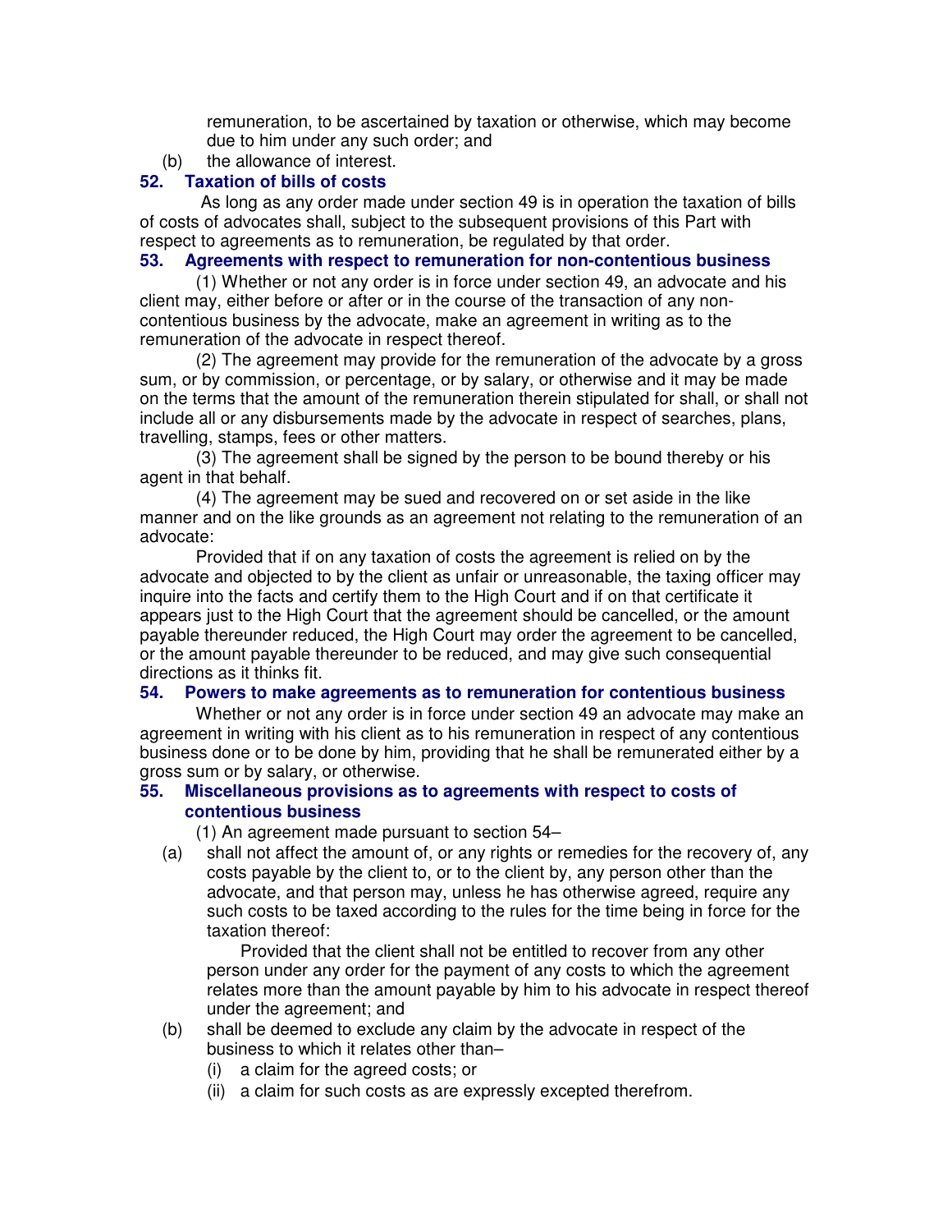remuneration, to be ascertained by taxation or otherwise, which may become due to him under any such order; and

(b) the allowance of interest.

### 52. Taxation of bills of costs

As long as any order made under section 49 is in operation the taxation of bills of costs of advocates shall, subject to the subsequent provisions of this Part with respect to agreements as to remuneration, be regulated by that order.

### 53. Agreements with respect to remuneration for non-contentious business

(1) Whether or not any order is in force under section 49, an advocate and his client may, either before or after or in the course of the transaction of any non-contentious business by the advocate, make an agreement in writing as to the remuneration of the advocate in respect thereof.

(2) The agreement may provide for the remuneration of the advocate by a gross sum, or by commission, or percentage, or by salary, or otherwise and it may be made on the terms that the amount of the remuneration therein stipulated for shall, or shall not include all or any disbursements made by the advocate in respect of searches, plans, travelling, stamps, fees or other matters.

(3) The agreement shall be signed by the person to be bound thereby or his agent in that behalf.

(4) The agreement may be sued and recovered on or set aside in the like manner and on the like grounds as an agreement not relating to the remuneration of an advocate:

Provided that if on any taxation of costs the agreement is relied on by the advocate and objected to by the client as unfair or unreasonable, the taxing officer may inquire into the facts and certify them to the High Court and if on that certificate it appears just to the High Court that the agreement should be cancelled, or the amount payable thereunder reduced, the High Court may order the agreement to be cancelled, or the amount payable thereunder to be reduced, and may give such consequential directions as it thinks fit.

### 54. Powers to make agreements as to remuneration for contentious business

Whether or not any order is in force under section 49 an advocate may make an agreement in writing with his client as to his remuneration in respect of any contentious business done or to be done by him, providing that he shall be remunerated either by a gross sum or by salary, or otherwise.

### 55. Miscellaneous provisions as to agreements with respect to costs of contentious business

(1) An agreement made pursuant to section 54–

(a) shall not affect the amount of, or any rights or remedies for the recovery of, any costs payable by the client to, or to the client by, any person other than the advocate, and that person may, unless he has otherwise agreed, require any such costs to be taxed according to the rules for the time being in force for the taxation thereof:

Provided that the client shall not be entitled to recover from any other person under any order for the payment of any costs to which the agreement relates more than the amount payable by him to his advocate in respect thereof under the agreement; and

(b) shall be deemed to exclude any claim by the advocate in respect of the business to which it relates other than–

(i) a claim for the agreed costs; or

(ii) a claim for such costs as are expressly excepted therefrom.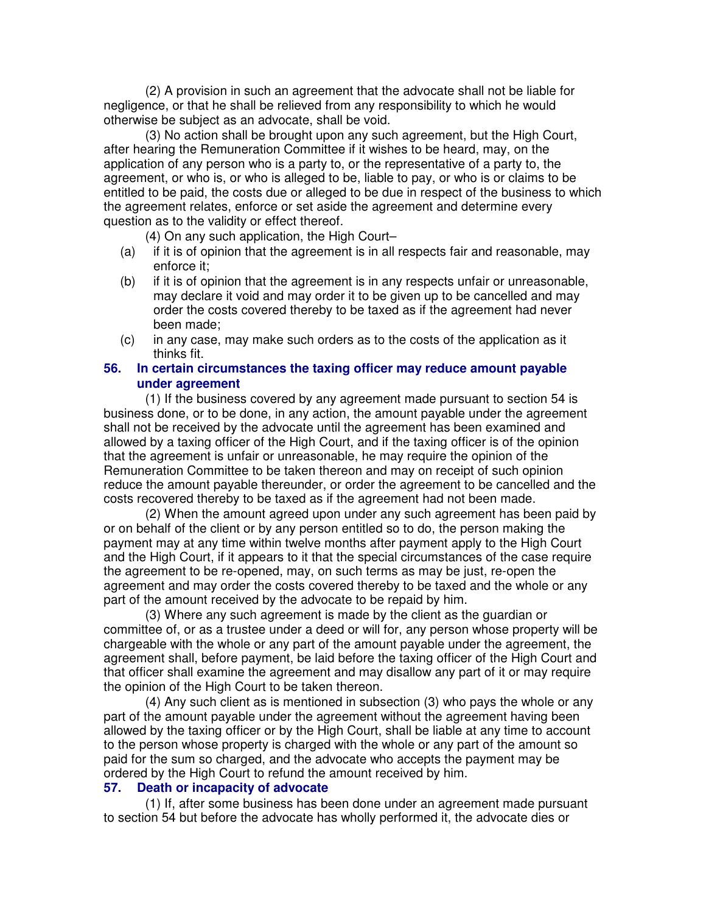(2) A provision in such an agreement that the advocate shall not be liable for negligence, or that he shall be relieved from any responsibility to which he would otherwise be subject as an advocate, shall be void.

(3) No action shall be brought upon any such agreement, but the High Court, after hearing the Remuneration Committee if it wishes to be heard, may, on the application of any person who is a party to, or the representative of a party to, the agreement, or who is, or who is alleged to be, liable to pay, or who is or claims to be entitled to be paid, the costs due or alleged to be due in respect of the business to which the agreement relates, enforce or set aside the agreement and determine every question as to the validity or effect thereof.

(4) On any such application, the High Court–

(a) if it is of opinion that the agreement is in all respects fair and reasonable, may enforce it;

(b) if it is of opinion that the agreement is in any respects unfair or unreasonable, may declare it void and may order it to be given up to be cancelled and may order the costs covered thereby to be taxed as if the agreement had never been made;

(c) in any case, may make such orders as to the costs of the application as it thinks fit.

### 56. In certain circumstances the taxing officer may reduce amount payable under agreement

(1) If the business covered by any agreement made pursuant to section 54 is business done, or to be done, in any action, the amount payable under the agreement shall not be received by the advocate until the agreement has been examined and allowed by a taxing officer of the High Court, and if the taxing officer is of the opinion that the agreement is unfair or unreasonable, he may require the opinion of the Remuneration Committee to be taken thereon and may on receipt of such opinion reduce the amount payable thereunder, or order the agreement to be cancelled and the costs recovered thereby to be taxed as if the agreement had not been made.

(2) When the amount agreed upon under any such agreement has been paid by or on behalf of the client or by any person entitled so to do, the person making the payment may at any time within twelve months after payment apply to the High Court and the High Court, if it appears to it that the special circumstances of the case require the agreement to be re-opened, may, on such terms as may be just, re-open the agreement and may order the costs covered thereby to be taxed and the whole or any part of the amount received by the advocate to be repaid by him.

(3) Where any such agreement is made by the client as the guardian or committee of, or as a trustee under a deed or will for, any person whose property will be chargeable with the whole or any part of the amount payable under the agreement, the agreement shall, before payment, be laid before the taxing officer of the High Court and that officer shall examine the agreement and may disallow any part of it or may require the opinion of the High Court to be taken thereon.

(4) Any such client as is mentioned in subsection (3) who pays the whole or any part of the amount payable under the agreement without the agreement having been allowed by the taxing officer or by the High Court, shall be liable at any time to account to the person whose property is charged with the whole or any part of the amount so paid for the sum so charged, and the advocate who accepts the payment may be ordered by the High Court to refund the amount received by him.

### 57. Death or incapacity of advocate

(1) If, after some business has been done under an agreement made pursuant to section 54 but before the advocate has wholly performed it, the advocate dies or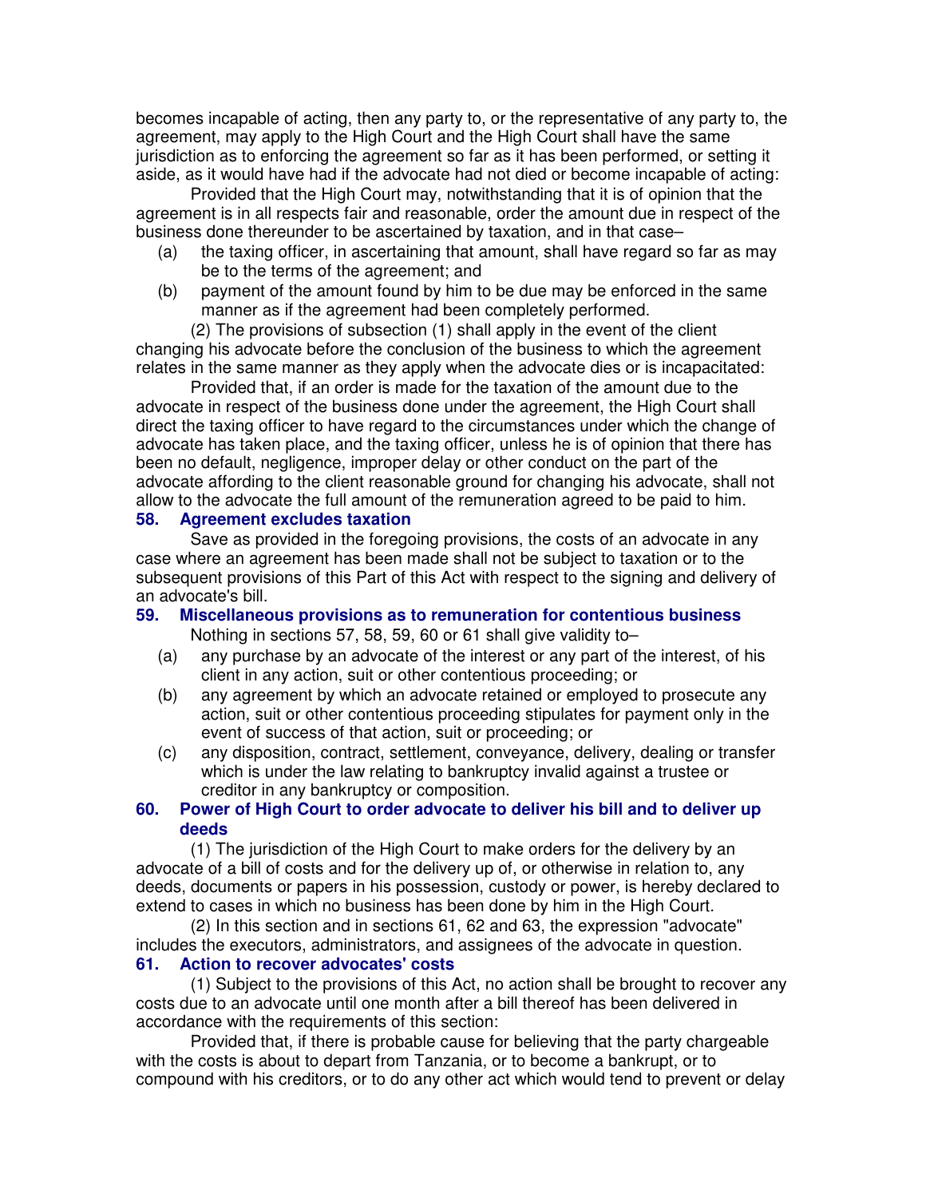becomes incapable of acting, then any party to, or the representative of any party to, the agreement, may apply to the High Court and the High Court shall have the same jurisdiction as to enforcing the agreement so far as it has been performed, or setting it aside, as it would have had if the advocate had not died or become incapable of acting:

Provided that the High Court may, notwithstanding that it is of opinion that the agreement is in all respects fair and reasonable, order the amount due in respect of the business done thereunder to be ascertained by taxation, and in that case–

(a) the taxing officer, in ascertaining that amount, shall have regard so far as may be to the terms of the agreement; and

(b) payment of the amount found by him to be due may be enforced in the same manner as if the agreement had been completely performed.

(2) The provisions of subsection (1) shall apply in the event of the client changing his advocate before the conclusion of the business to which the agreement relates in the same manner as they apply when the advocate dies or is incapacitated:

Provided that, if an order is made for the taxation of the amount due to the advocate in respect of the business done under the agreement, the High Court shall direct the taxing officer to have regard to the circumstances under which the change of advocate has taken place, and the taxing officer, unless he is of opinion that there has been no default, negligence, improper delay or other conduct on the part of the advocate affording to the client reasonable ground for changing his advocate, shall not allow to the advocate the full amount of the remuneration agreed to be paid to him.

### 58. Agreement excludes taxation

Save as provided in the foregoing provisions, the costs of an advocate in any case where an agreement has been made shall not be subject to taxation or to the subsequent provisions of this Part of this Act with respect to the signing and delivery of an advocate's bill.

### 59. Miscellaneous provisions as to remuneration for contentious business

Nothing in sections 57, 58, 59, 60 or 61 shall give validity to–

(a) any purchase by an advocate of the interest or any part of the interest, of his client in any action, suit or other contentious proceeding; or

(b) any agreement by which an advocate retained or employed to prosecute any action, suit or other contentious proceeding stipulates for payment only in the event of success of that action, suit or proceeding; or

(c) any disposition, contract, settlement, conveyance, delivery, dealing or transfer which is under the law relating to bankruptcy invalid against a trustee or creditor in any bankruptcy or composition.

### 60. Power of High Court to order advocate to deliver his bill and to deliver up deeds

(1) The jurisdiction of the High Court to make orders for the delivery by an advocate of a bill of costs and for the delivery up of, or otherwise in relation to, any deeds, documents or papers in his possession, custody or power, is hereby declared to extend to cases in which no business has been done by him in the High Court.

(2) In this section and in sections 61, 62 and 63, the expression "advocate" includes the executors, administrators, and assignees of the advocate in question.

### 61. Action to recover advocates' costs

(1) Subject to the provisions of this Act, no action shall be brought to recover any costs due to an advocate until one month after a bill thereof has been delivered in accordance with the requirements of this section:

Provided that, if there is probable cause for believing that the party chargeable with the costs is about to depart from Tanzania, or to become a bankrupt, or to compound with his creditors, or to do any other act which would tend to prevent or delay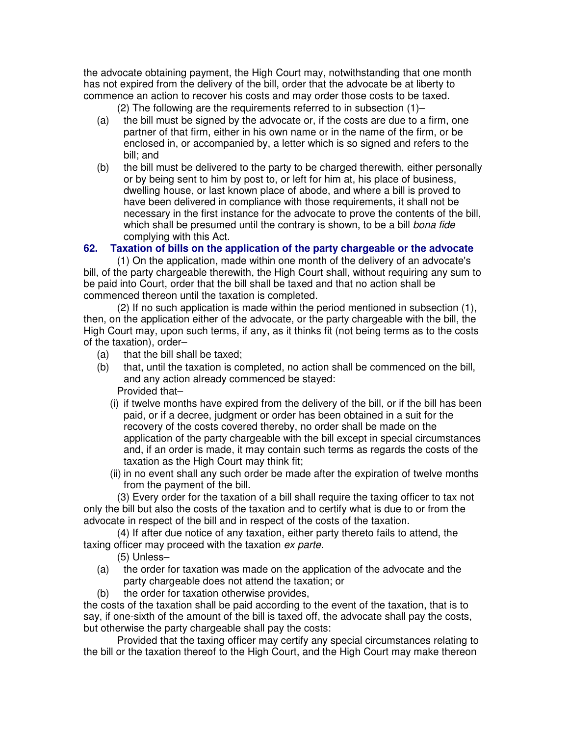the advocate obtaining payment, the High Court may, notwithstanding that one month has not expired from the delivery of the bill, order that the advocate be at liberty to commence an action to recover his costs and may order those costs to be taxed.

(2) The following are the requirements referred to in subsection (1)–

(a) the bill must be signed by the advocate or, if the costs are due to a firm, one partner of that firm, either in his own name or in the name of the firm, or be enclosed in, or accompanied by, a letter which is so signed and refers to the bill; and

(b) the bill must be delivered to the party to be charged therewith, either personally or by being sent to him by post to, or left for him at, his place of business, dwelling house, or last known place of abode, and where a bill is proved to have been delivered in compliance with those requirements, it shall not be necessary in the first instance for the advocate to prove the contents of the bill, which shall be presumed until the contrary is shown, to be a bill *bona fide* complying with this Act.

### 62. Taxation of bills on the application of the party chargeable or the advocate

(1) On the application, made within one month of the delivery of an advocate's bill, of the party chargeable therewith, the High Court shall, without requiring any sum to be paid into Court, order that the bill shall be taxed and that no action shall be commenced thereon until the taxation is completed.

(2) If no such application is made within the period mentioned in subsection (1), then, on the application either of the advocate, or the party chargeable with the bill, the High Court may, upon such terms, if any, as it thinks fit (not being terms as to the costs of the taxation), order–

(a) that the bill shall be taxed;

(b) that, until the taxation is completed, no action shall be commenced on the bill, and any action already commenced be stayed:

Provided that–

(i) if twelve months have expired from the delivery of the bill, or if the bill has been paid, or if a decree, judgment or order has been obtained in a suit for the recovery of the costs covered thereby, no order shall be made on the application of the party chargeable with the bill except in special circumstances and, if an order is made, it may contain such terms as regards the costs of the taxation as the High Court may think fit;

(ii) in no event shall any such order be made after the expiration of twelve months from the payment of the bill.

(3) Every order for the taxation of a bill shall require the taxing officer to tax not only the bill but also the costs of the taxation and to certify what is due to or from the advocate in respect of the bill and in respect of the costs of the taxation.

(4) If after due notice of any taxation, either party thereto fails to attend, the taxing officer may proceed with the taxation *ex parte*.

(5) Unless–

(a) the order for taxation was made on the application of the advocate and the party chargeable does not attend the taxation; or

(b) the order for taxation otherwise provides,

the costs of the taxation shall be paid according to the event of the taxation, that is to say, if one-sixth of the amount of the bill is taxed off, the advocate shall pay the costs, but otherwise the party chargeable shall pay the costs:

Provided that the taxing officer may certify any special circumstances relating to the bill or the taxation thereof to the High Court, and the High Court may make thereon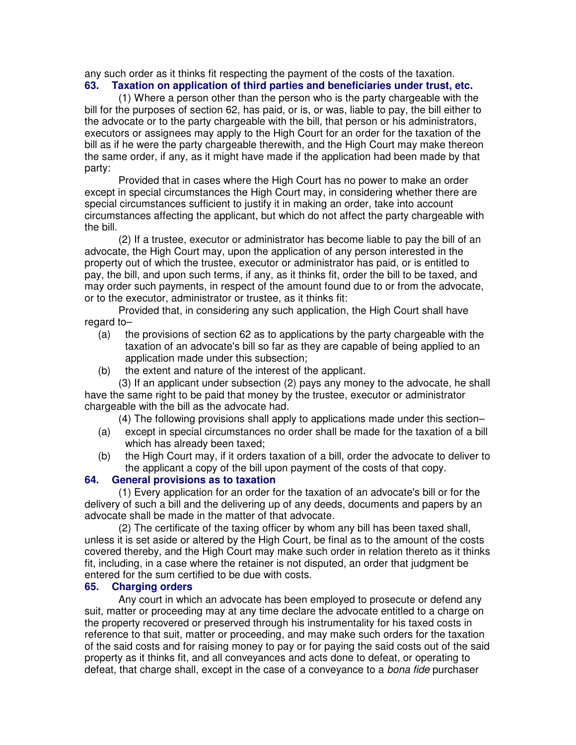any such order as it thinks fit respecting the payment of the costs of the taxation.

## 63. Taxation on application of third parties and beneficiaries under trust, etc.

(1) Where a person other than the person who is the party chargeable with the bill for the purposes of section 62, has paid, or is, or was, liable to pay, the bill either to the advocate or to the party chargeable with the bill, that person or his administrators, executors or assignees may apply to the High Court for an order for the taxation of the bill as if he were the party chargeable therewith, and the High Court may make thereon the same order, if any, as it might have made if the application had been made by that party:

Provided that in cases where the High Court has no power to make an order except in special circumstances the High Court may, in considering whether there are special circumstances sufficient to justify it in making an order, take into account circumstances affecting the applicant, but which do not affect the party chargeable with the bill.

(2) If a trustee, executor or administrator has become liable to pay the bill of an advocate, the High Court may, upon the application of any person interested in the property out of which the trustee, executor or administrator has paid, or is entitled to pay, the bill, and upon such terms, if any, as it thinks fit, order the bill to be taxed, and may order such payments, in respect of the amount found due to or from the advocate, or to the executor, administrator or trustee, as it thinks fit:

Provided that, in considering any such application, the High Court shall have regard to–

- (a) the provisions of section 62 as to applications by the party chargeable with the taxation of an advocate's bill so far as they are capable of being applied to an application made under this subsection;
- (b) the extent and nature of the interest of the applicant.

(3) If an applicant under subsection (2) pays any money to the advocate, he shall have the same right to be paid that money by the trustee, executor or administrator chargeable with the bill as the advocate had.

(4) The following provisions shall apply to applications made under this section–

- (a) except in special circumstances no order shall be made for the taxation of a bill which has already been taxed;
- (b) the High Court may, if it orders taxation of a bill, order the advocate to deliver to the applicant a copy of the bill upon payment of the costs of that copy.

## 64. General provisions as to taxation

(1) Every application for an order for the taxation of an advocate's bill or for the delivery of such a bill and the delivering up of any deeds, documents and papers by an advocate shall be made in the matter of that advocate.

(2) The certificate of the taxing officer by whom any bill has been taxed shall, unless it is set aside or altered by the High Court, be final as to the amount of the costs covered thereby, and the High Court may make such order in relation thereto as it thinks fit, including, in a case where the retainer is not disputed, an order that judgment be entered for the sum certified to be due with costs.

## 65. Charging orders

Any court in which an advocate has been employed to prosecute or defend any suit, matter or proceeding may at any time declare the advocate entitled to a charge on the property recovered or preserved through his instrumentality for his taxed costs in reference to that suit, matter or proceeding, and may make such orders for the taxation of the said costs and for raising money to pay or for paying the said costs out of the said property as it thinks fit, and all conveyances and acts done to defeat, or operating to defeat, that charge shall, except in the case of a conveyance to a *bona fide* purchaser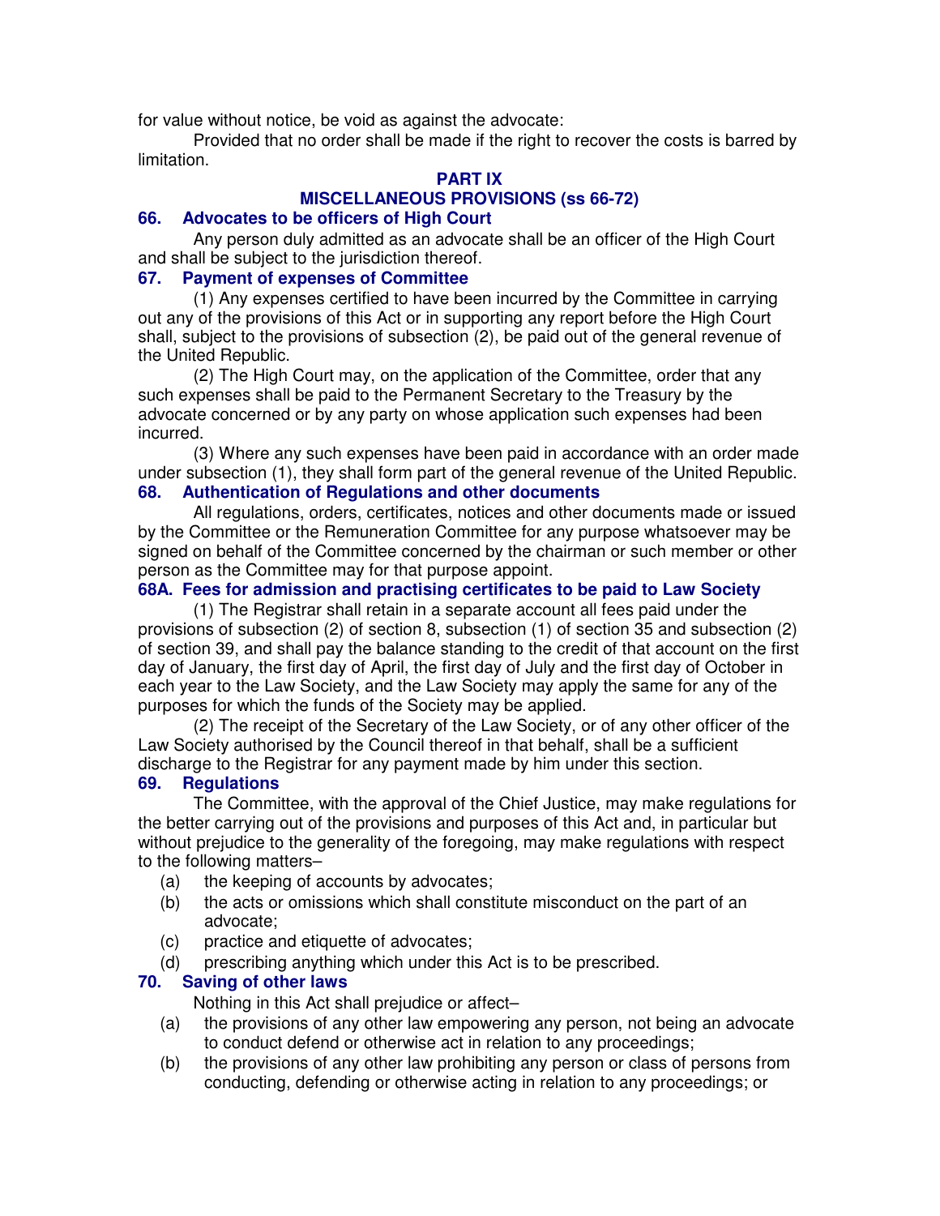for value without notice, be void as against the advocate:

Provided that no order shall be made if the right to recover the costs is barred by limitation.

## PART IX
## MISCELLANEOUS PROVISIONS (ss 66-72)

### 66. Advocates to be officers of High Court

Any person duly admitted as an advocate shall be an officer of the High Court and shall be subject to the jurisdiction thereof.

### 67. Payment of expenses of Committee

(1) Any expenses certified to have been incurred by the Committee in carrying out any of the provisions of this Act or in supporting any report before the High Court shall, subject to the provisions of subsection (2), be paid out of the general revenue of the United Republic.

(2) The High Court may, on the application of the Committee, order that any such expenses shall be paid to the Permanent Secretary to the Treasury by the advocate concerned or by any party on whose application such expenses had been incurred.

(3) Where any such expenses have been paid in accordance with an order made under subsection (1), they shall form part of the general revenue of the United Republic.

### 68. Authentication of Regulations and other documents

All regulations, orders, certificates, notices and other documents made or issued by the Committee or the Remuneration Committee for any purpose whatsoever may be signed on behalf of the Committee concerned by the chairman or such member or other person as the Committee may for that purpose appoint.

### 68A. Fees for admission and practising certificates to be paid to Law Society

(1) The Registrar shall retain in a separate account all fees paid under the provisions of subsection (2) of section 8, subsection (1) of section 35 and subsection (2) of section 39, and shall pay the balance standing to the credit of that account on the first day of January, the first day of April, the first day of July and the first day of October in each year to the Law Society, and the Law Society may apply the same for any of the purposes for which the funds of the Society may be applied.

(2) The receipt of the Secretary of the Law Society, or of any other officer of the Law Society authorised by the Council thereof in that behalf, shall be a sufficient discharge to the Registrar for any payment made by him under this section.

### 69. Regulations

The Committee, with the approval of the Chief Justice, may make regulations for the better carrying out of the provisions and purposes of this Act and, in particular but without prejudice to the generality of the foregoing, may make regulations with respect to the following matters–

(a) the keeping of accounts by advocates;

(b) the acts or omissions which shall constitute misconduct on the part of an advocate;

(c) practice and etiquette of advocates;

(d) prescribing anything which under this Act is to be prescribed.

### 70. Saving of other laws

Nothing in this Act shall prejudice or affect–

(a) the provisions of any other law empowering any person, not being an advocate to conduct defend or otherwise act in relation to any proceedings;

(b) the provisions of any other law prohibiting any person or class of persons from conducting, defending or otherwise acting in relation to any proceedings; or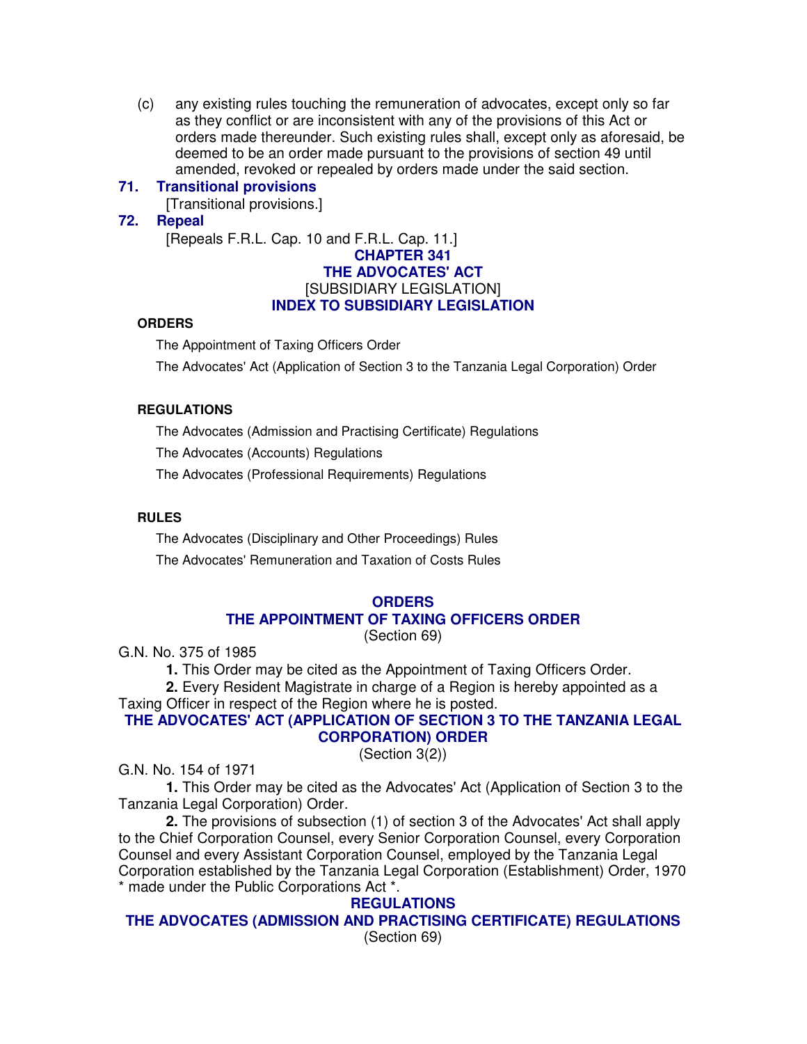(c) any existing rules touching the remuneration of advocates, except only so far as they conflict or are inconsistent with any of the provisions of this Act or orders made thereunder. Such existing rules shall, except only as aforesaid, be deemed to be an order made pursuant to the provisions of section 49 until amended, revoked or repealed by orders made under the said section.

### 71. Transitional provisions

[Transitional provisions.]

### 72. Repeal

[Repeals F.R.L. Cap. 10 and F.R.L. Cap. 11.]

# CHAPTER 341
# THE ADVOCATES' ACT
[SUBSIDIARY LEGISLATION]

## INDEX TO SUBSIDIARY LEGISLATION

**ORDERS**

The Appointment of Taxing Officers Order

The Advocates' Act (Application of Section 3 to the Tanzania Legal Corporation) Order

**REGULATIONS**

The Advocates (Admission and Practising Certificate) Regulations

The Advocates (Accounts) Regulations

The Advocates (Professional Requirements) Regulations

**RULES**

The Advocates (Disciplinary and Other Proceedings) Rules

The Advocates' Remuneration and Taxation of Costs Rules

## ORDERS

### THE APPOINTMENT OF TAXING OFFICERS ORDER

(Section 69)

G.N. No. 375 of 1985

**1.** This Order may be cited as the Appointment of Taxing Officers Order.

**2.** Every Resident Magistrate in charge of a Region is hereby appointed as a Taxing Officer in respect of the Region where he is posted.

### THE ADVOCATES' ACT (APPLICATION OF SECTION 3 TO THE TANZANIA LEGAL CORPORATION) ORDER

(Section 3(2))

G.N. No. 154 of 1971

**1.** This Order may be cited as the Advocates' Act (Application of Section 3 to the Tanzania Legal Corporation) Order.

**2.** The provisions of subsection (1) of section 3 of the Advocates' Act shall apply to the Chief Corporation Counsel, every Senior Corporation Counsel, every Corporation Counsel and every Assistant Corporation Counsel, employed by the Tanzania Legal Corporation established by the Tanzania Legal Corporation (Establishment) Order, 1970 * made under the Public Corporations Act *.

## REGULATIONS

### THE ADVOCATES (ADMISSION AND PRACTISING CERTIFICATE) REGULATIONS

(Section 69)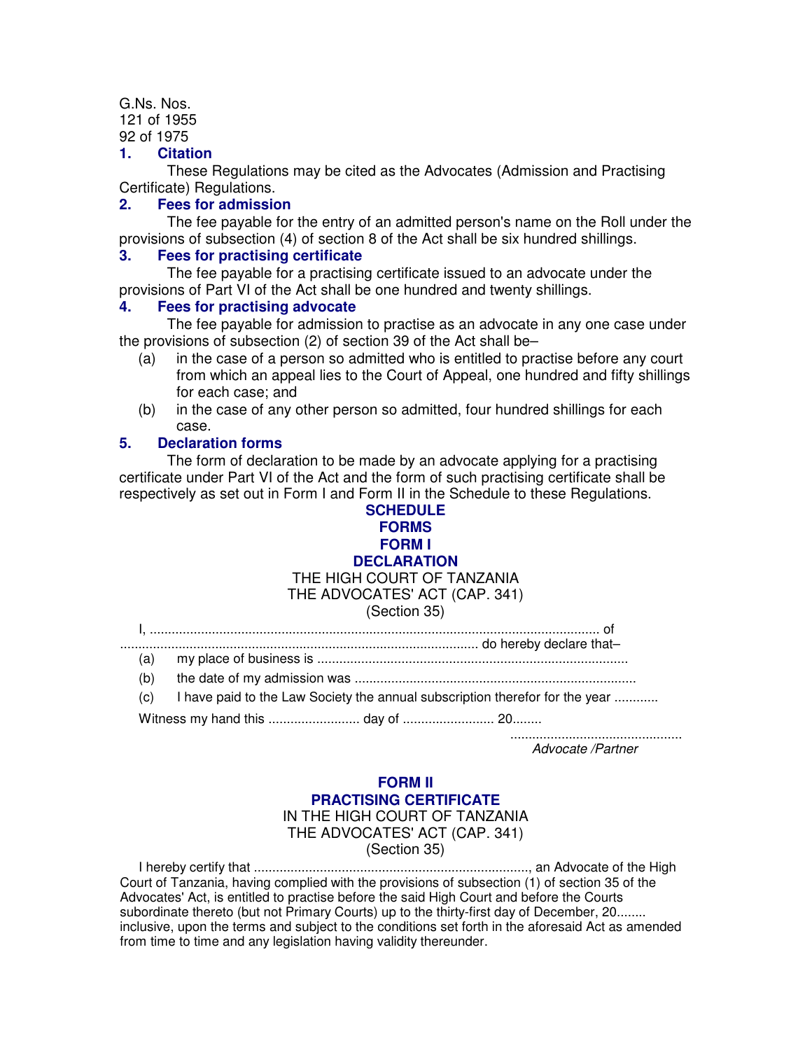G.Ns. Nos.
121 of 1955
92 of 1975

**1. Citation**

These Regulations may be cited as the Advocates (Admission and Practising Certificate) Regulations.

**2. Fees for admission**

The fee payable for the entry of an admitted person's name on the Roll under the provisions of subsection (4) of section 8 of the Act shall be six hundred shillings.

**3. Fees for practising certificate**

The fee payable for a practising certificate issued to an advocate under the provisions of Part VI of the Act shall be one hundred and twenty shillings.

**4. Fees for practising advocate**

The fee payable for admission to practise as an advocate in any one case under the provisions of subsection (2) of section 39 of the Act shall be–

(a) in the case of a person so admitted who is entitled to practise before any court from which an appeal lies to the Court of Appeal, one hundred and fifty shillings for each case; and

(b) in the case of any other person so admitted, four hundred shillings for each case.

**5. Declaration forms**

The form of declaration to be made by an advocate applying for a practising certificate under Part VI of the Act and the form of such practising certificate shall be respectively as set out in Form I and Form II in the Schedule to these Regulations.

## SCHEDULE

## FORMS

## FORM I

## DECLARATION

THE HIGH COURT OF TANZANIA
THE ADVOCATES' ACT (CAP. 341)
(Section 35)

I, .......................................................................................................................... of ................................................................................................ do hereby declare that–

(a) my place of business is ....................................................................................

(b) the date of my admission was ............................................................................

(c) I have paid to the Law Society the annual subscription therefor for the year ............

Witness my hand this ......................... day of ......................... 20........

..............................................
*Advocate /Partner*

## FORM II

## PRACTISING CERTIFICATE

IN THE HIGH COURT OF TANZANIA
THE ADVOCATES' ACT (CAP. 341)
(Section 35)

I hereby certify that ..........................................................................., an Advocate of the High Court of Tanzania, having complied with the provisions of subsection (1) of section 35 of the Advocates' Act, is entitled to practise before the said High Court and before the Courts subordinate thereto (but not Primary Courts) up to the thirty-first day of December, 20........ inclusive, upon the terms and subject to the conditions set forth in the aforesaid Act as amended from time to time and any legislation having validity thereunder.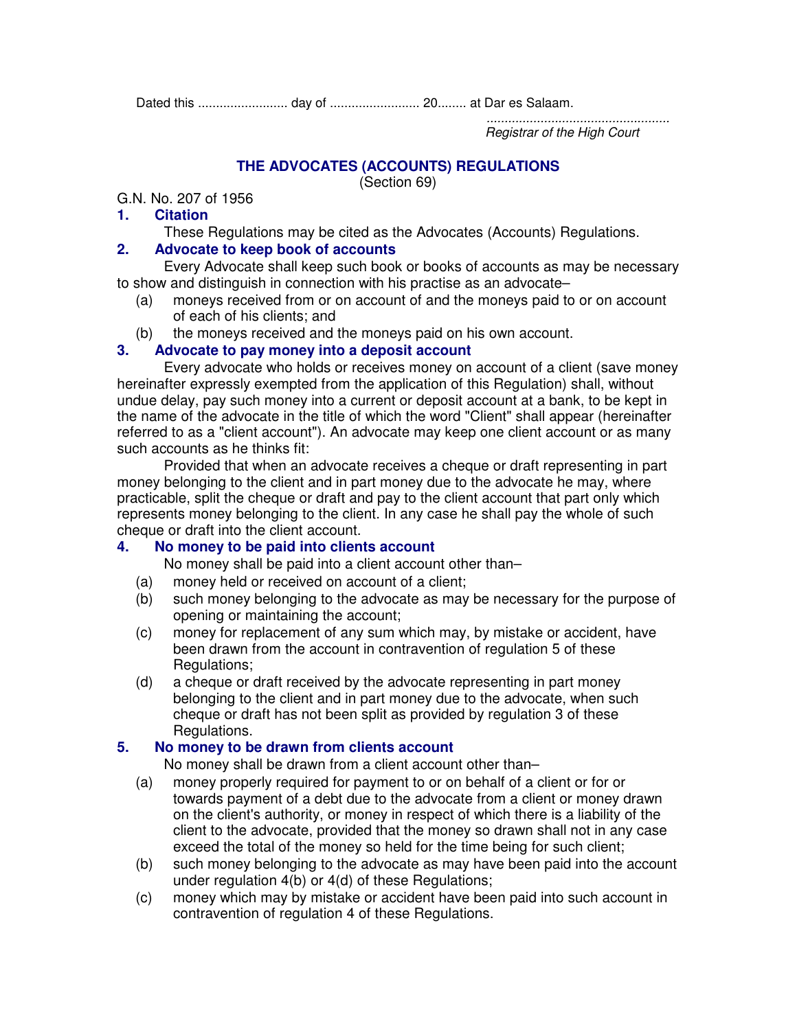Dated this ......................... day of ......................... 20........ at Dar es Salaam.

...................................................
*Registrar of the High Court*

## THE ADVOCATES (ACCOUNTS) REGULATIONS

(Section 69)

G.N. No. 207 of 1956

### 1. Citation

These Regulations may be cited as the Advocates (Accounts) Regulations.

### 2. Advocate to keep book of accounts

Every Advocate shall keep such book or books of accounts as may be necessary to show and distinguish in connection with his practise as an advocate–

(a) moneys received from or on account of and the moneys paid to or on account of each of his clients; and

(b) the moneys received and the moneys paid on his own account.

### 3. Advocate to pay money into a deposit account

Every advocate who holds or receives money on account of a client (save money hereinafter expressly exempted from the application of this Regulation) shall, without undue delay, pay such money into a current or deposit account at a bank, to be kept in the name of the advocate in the title of which the word "Client" shall appear (hereinafter referred to as a "client account"). An advocate may keep one client account or as many such accounts as he thinks fit:

Provided that when an advocate receives a cheque or draft representing in part money belonging to the client and in part money due to the advocate he may, where practicable, split the cheque or draft and pay to the client account that part only which represents money belonging to the client. In any case he shall pay the whole of such cheque or draft into the client account.

### 4. No money to be paid into clients account

No money shall be paid into a client account other than–

(a) money held or received on account of a client;

(b) such money belonging to the advocate as may be necessary for the purpose of opening or maintaining the account;

(c) money for replacement of any sum which may, by mistake or accident, have been drawn from the account in contravention of regulation 5 of these Regulations;

(d) a cheque or draft received by the advocate representing in part money belonging to the client and in part money due to the advocate, when such cheque or draft has not been split as provided by regulation 3 of these Regulations.

### 5. No money to be drawn from clients account

No money shall be drawn from a client account other than–

(a) money properly required for payment to or on behalf of a client or for or towards payment of a debt due to the advocate from a client or money drawn on the client's authority, or money in respect of which there is a liability of the client to the advocate, provided that the money so drawn shall not in any case exceed the total of the money so held for the time being for such client;

(b) such money belonging to the advocate as may have been paid into the account under regulation 4(b) or 4(d) of these Regulations;

(c) money which may by mistake or accident have been paid into such account in contravention of regulation 4 of these Regulations.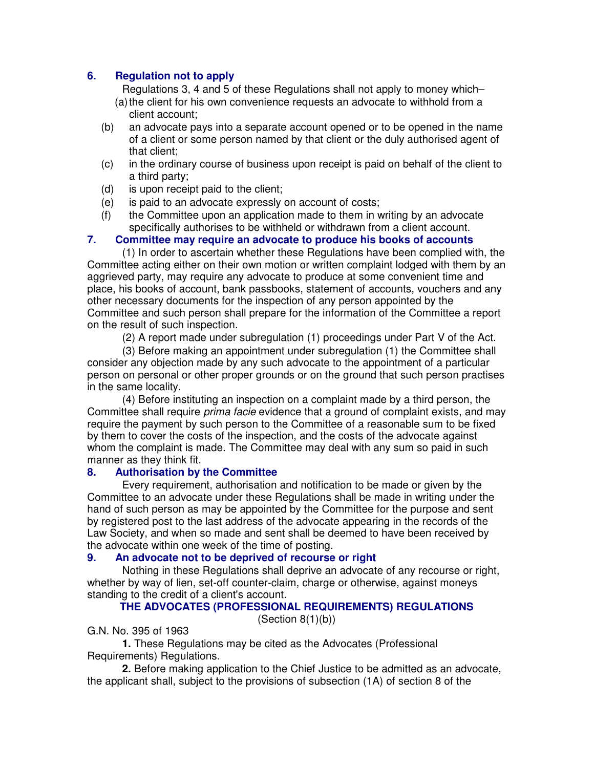### 6. Regulation not to apply

Regulations 3, 4 and 5 of these Regulations shall not apply to money which–

(a) the client for his own convenience requests an advocate to withhold from a client account;

(b) an advocate pays into a separate account opened or to be opened in the name of a client or some person named by that client or the duly authorised agent of that client;

(c) in the ordinary course of business upon receipt is paid on behalf of the client to a third party;

(d) is upon receipt paid to the client;

(e) is paid to an advocate expressly on account of costs;

(f) the Committee upon an application made to them in writing by an advocate specifically authorises to be withheld or withdrawn from a client account.

### 7. Committee may require an advocate to produce his books of accounts

(1) In order to ascertain whether these Regulations have been complied with, the Committee acting either on their own motion or written complaint lodged with them by an aggrieved party, may require any advocate to produce at some convenient time and place, his books of account, bank passbooks, statement of accounts, vouchers and any other necessary documents for the inspection of any person appointed by the Committee and such person shall prepare for the information of the Committee a report on the result of such inspection.

(2) A report made under subregulation (1) proceedings under Part V of the Act.

(3) Before making an appointment under subregulation (1) the Committee shall consider any objection made by any such advocate to the appointment of a particular person on personal or other proper grounds or on the ground that such person practises in the same locality.

(4) Before instituting an inspection on a complaint made by a third person, the Committee shall require *prima facie* evidence that a ground of complaint exists, and may require the payment by such person to the Committee of a reasonable sum to be fixed by them to cover the costs of the inspection, and the costs of the advocate against whom the complaint is made. The Committee may deal with any sum so paid in such manner as they think fit.

### 8. Authorisation by the Committee

Every requirement, authorisation and notification to be made or given by the Committee to an advocate under these Regulations shall be made in writing under the hand of such person as may be appointed by the Committee for the purpose and sent by registered post to the last address of the advocate appearing in the records of the Law Society, and when so made and sent shall be deemed to have been received by the advocate within one week of the time of posting.

### 9. An advocate not to be deprived of recourse or right

Nothing in these Regulations shall deprive an advocate of any recourse or right, whether by way of lien, set-off counter-claim, charge or otherwise, against moneys standing to the credit of a client's account.

## THE ADVOCATES (PROFESSIONAL REQUIREMENTS) REGULATIONS

(Section 8(1)(b))

G.N. No. 395 of 1963

**1.** These Regulations may be cited as the Advocates (Professional Requirements) Regulations.

**2.** Before making application to the Chief Justice to be admitted as an advocate, the applicant shall, subject to the provisions of subsection (1A) of section 8 of the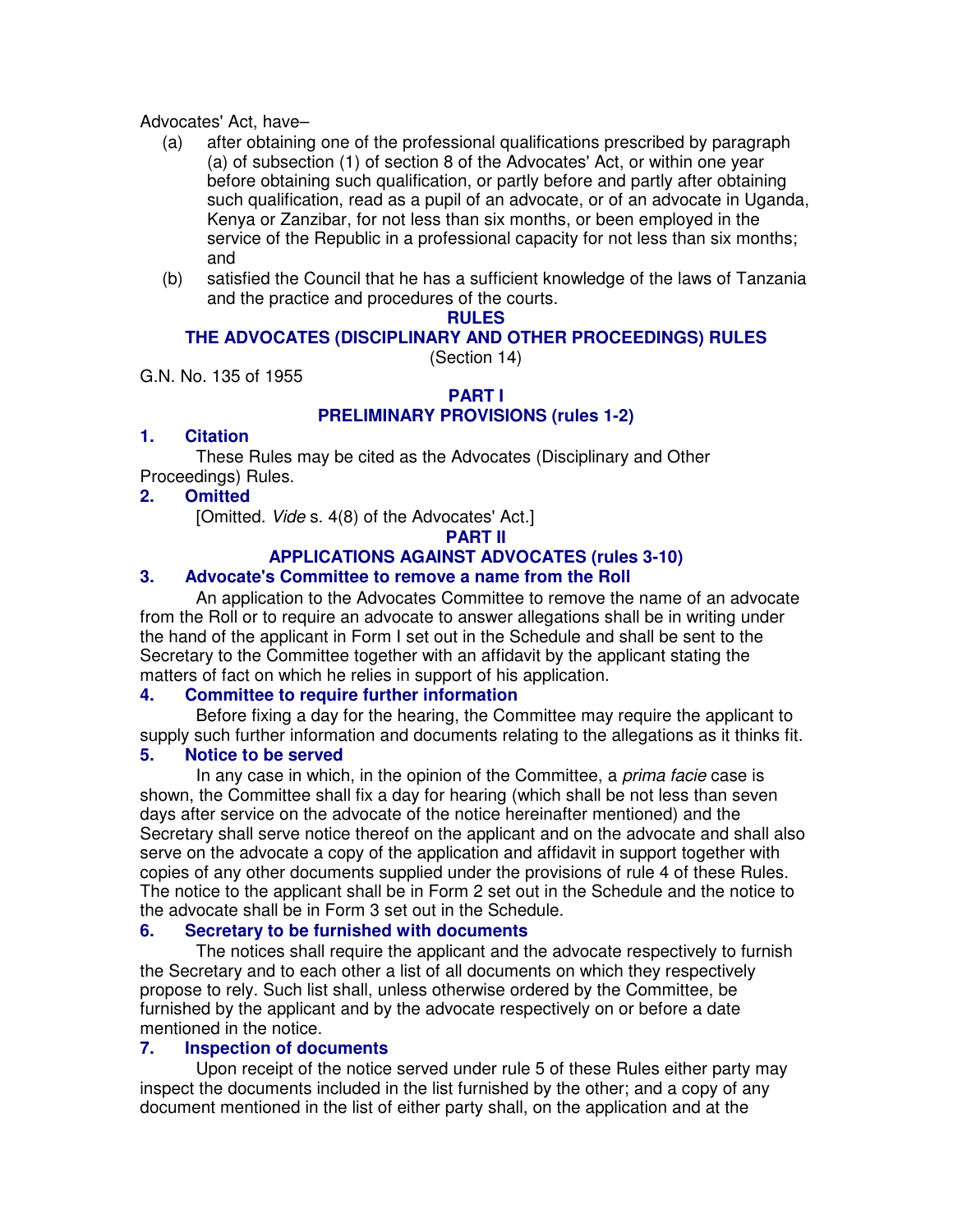Advocates' Act, have–

(a) after obtaining one of the professional qualifications prescribed by paragraph (a) of subsection (1) of section 8 of the Advocates' Act, or within one year before obtaining such qualification, or partly before and partly after obtaining such qualification, read as a pupil of an advocate, or of an advocate in Uganda, Kenya or Zanzibar, for not less than six months, or been employed in the service of the Republic in a professional capacity for not less than six months; and

(b) satisfied the Council that he has a sufficient knowledge of the laws of Tanzania and the practice and procedures of the courts.

## RULES

## THE ADVOCATES (DISCIPLINARY AND OTHER PROCEEDINGS) RULES

(Section 14)

G.N. No. 135 of 1955

## PART I
## PRELIMINARY PROVISIONS (rules 1-2)

### 1. Citation

These Rules may be cited as the Advocates (Disciplinary and Other Proceedings) Rules.

### 2. Omitted

[Omitted. *Vide* s. 4(8) of the Advocates' Act.]

## PART II
## APPLICATIONS AGAINST ADVOCATES (rules 3-10)

### 3. Advocate's Committee to remove a name from the Roll

An application to the Advocates Committee to remove the name of an advocate from the Roll or to require an advocate to answer allegations shall be in writing under the hand of the applicant in Form I set out in the Schedule and shall be sent to the Secretary to the Committee together with an affidavit by the applicant stating the matters of fact on which he relies in support of his application.

### 4. Committee to require further information

Before fixing a day for the hearing, the Committee may require the applicant to supply such further information and documents relating to the allegations as it thinks fit.

### 5. Notice to be served

In any case in which, in the opinion of the Committee, a *prima facie* case is shown, the Committee shall fix a day for hearing (which shall be not less than seven days after service on the advocate of the notice hereinafter mentioned) and the Secretary shall serve notice thereof on the applicant and on the advocate and shall also serve on the advocate a copy of the application and affidavit in support together with copies of any other documents supplied under the provisions of rule 4 of these Rules. The notice to the applicant shall be in Form 2 set out in the Schedule and the notice to the advocate shall be in Form 3 set out in the Schedule.

### 6. Secretary to be furnished with documents

The notices shall require the applicant and the advocate respectively to furnish the Secretary and to each other a list of all documents on which they respectively propose to rely. Such list shall, unless otherwise ordered by the Committee, be furnished by the applicant and by the advocate respectively on or before a date mentioned in the notice.

### 7. Inspection of documents

Upon receipt of the notice served under rule 5 of these Rules either party may inspect the documents included in the list furnished by the other; and a copy of any document mentioned in the list of either party shall, on the application and at the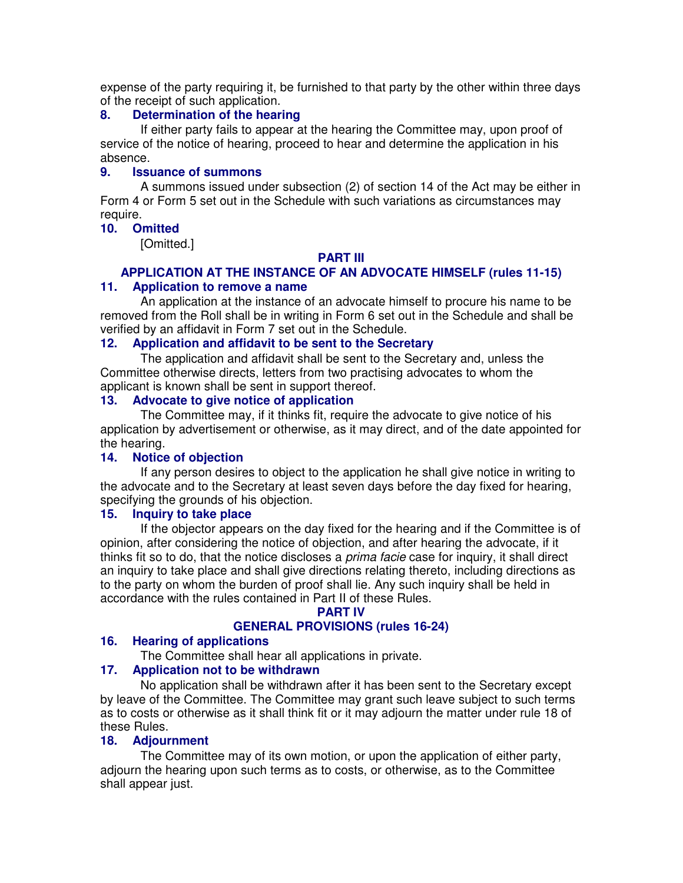expense of the party requiring it, be furnished to that party by the other within three days of the receipt of such application.

### 8. Determination of the hearing

If either party fails to appear at the hearing the Committee may, upon proof of service of the notice of hearing, proceed to hear and determine the application in his absence.

### 9. Issuance of summons

A summons issued under subsection (2) of section 14 of the Act may be either in Form 4 or Form 5 set out in the Schedule with such variations as circumstances may require.

### 10. Omitted

[Omitted.]

## PART III
## APPLICATION AT THE INSTANCE OF AN ADVOCATE HIMSELF (rules 11-15)

### 11. Application to remove a name

An application at the instance of an advocate himself to procure his name to be removed from the Roll shall be in writing in Form 6 set out in the Schedule and shall be verified by an affidavit in Form 7 set out in the Schedule.

### 12. Application and affidavit to be sent to the Secretary

The application and affidavit shall be sent to the Secretary and, unless the Committee otherwise directs, letters from two practising advocates to whom the applicant is known shall be sent in support thereof.

### 13. Advocate to give notice of application

The Committee may, if it thinks fit, require the advocate to give notice of his application by advertisement or otherwise, as it may direct, and of the date appointed for the hearing.

### 14. Notice of objection

If any person desires to object to the application he shall give notice in writing to the advocate and to the Secretary at least seven days before the day fixed for hearing, specifying the grounds of his objection.

### 15. Inquiry to take place

If the objector appears on the day fixed for the hearing and if the Committee is of opinion, after considering the notice of objection, and after hearing the advocate, if it thinks fit so to do, that the notice discloses a *prima facie* case for inquiry, it shall direct an inquiry to take place and shall give directions relating thereto, including directions as to the party on whom the burden of proof shall lie. Any such inquiry shall be held in accordance with the rules contained in Part II of these Rules.

## PART IV
## GENERAL PROVISIONS (rules 16-24)

### 16. Hearing of applications

The Committee shall hear all applications in private.

### 17. Application not to be withdrawn

No application shall be withdrawn after it has been sent to the Secretary except by leave of the Committee. The Committee may grant such leave subject to such terms as to costs or otherwise as it shall think fit or it may adjourn the matter under rule 18 of these Rules.

### 18. Adjournment

The Committee may of its own motion, or upon the application of either party, adjourn the hearing upon such terms as to costs, or otherwise, as to the Committee shall appear just.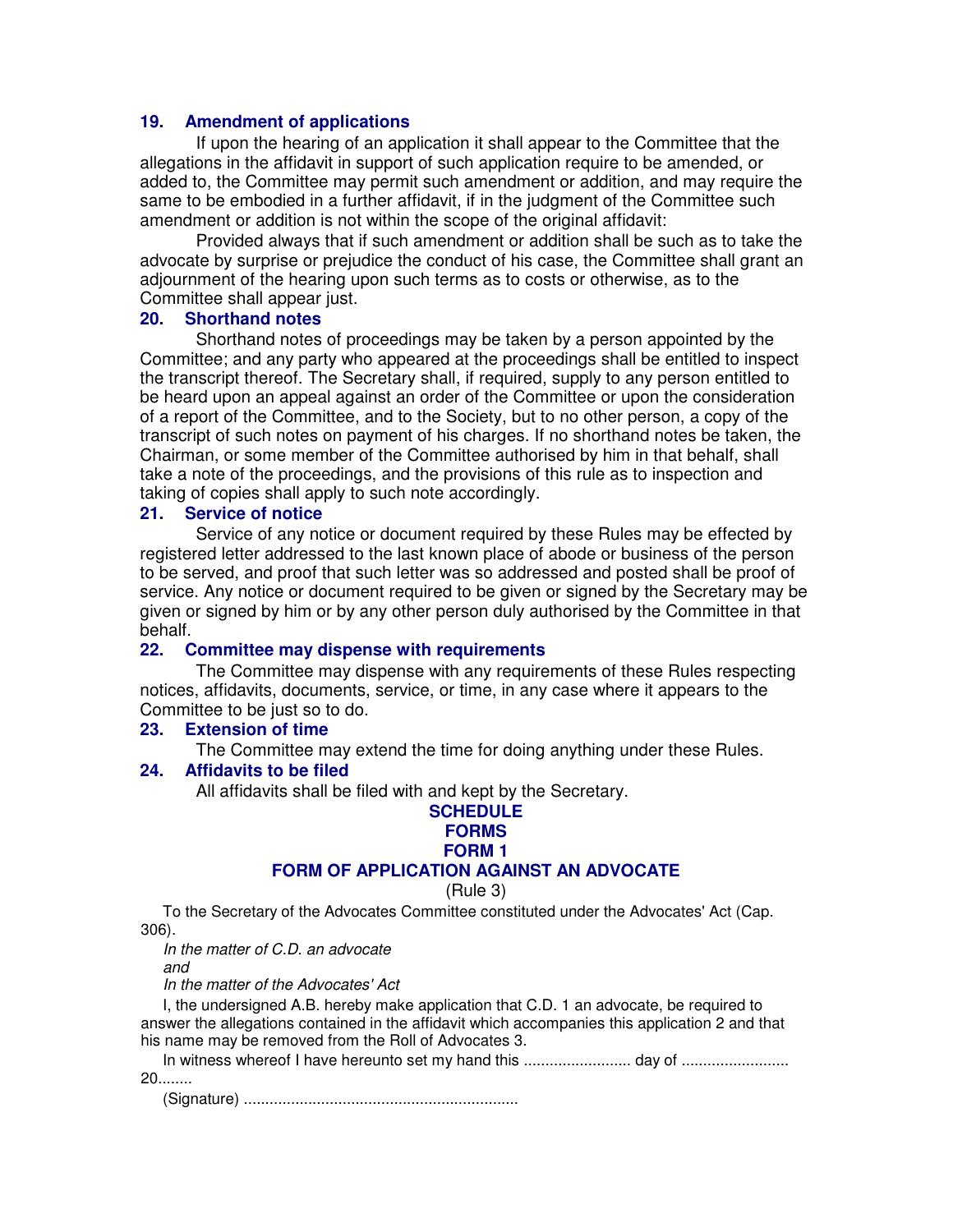### 19. Amendment of applications

If upon the hearing of an application it shall appear to the Committee that the allegations in the affidavit in support of such application require to be amended, or added to, the Committee may permit such amendment or addition, and may require the same to be embodied in a further affidavit, if in the judgment of the Committee such amendment or addition is not within the scope of the original affidavit:

Provided always that if such amendment or addition shall be such as to take the advocate by surprise or prejudice the conduct of his case, the Committee shall grant an adjournment of the hearing upon such terms as to costs or otherwise, as to the Committee shall appear just.

### 20. Shorthand notes

Shorthand notes of proceedings may be taken by a person appointed by the Committee; and any party who appeared at the proceedings shall be entitled to inspect the transcript thereof. The Secretary shall, if required, supply to any person entitled to be heard upon an appeal against an order of the Committee or upon the consideration of a report of the Committee, and to the Society, but to no other person, a copy of the transcript of such notes on payment of his charges. If no shorthand notes be taken, the Chairman, or some member of the Committee authorised by him in that behalf, shall take a note of the proceedings, and the provisions of this rule as to inspection and taking of copies shall apply to such note accordingly.

### 21. Service of notice

Service of any notice or document required by these Rules may be effected by registered letter addressed to the last known place of abode or business of the person to be served, and proof that such letter was so addressed and posted shall be proof of service. Any notice or document required to be given or signed by the Secretary may be given or signed by him or by any other person duly authorised by the Committee in that behalf.

### 22. Committee may dispense with requirements

The Committee may dispense with any requirements of these Rules respecting notices, affidavits, documents, service, or time, in any case where it appears to the Committee to be just so to do.

### 23. Extension of time

The Committee may extend the time for doing anything under these Rules.

### 24. Affidavits to be filed

All affidavits shall be filed with and kept by the Secretary.

## SCHEDULE

## FORMS

## FORM 1

## FORM OF APPLICATION AGAINST AN ADVOCATE

(Rule 3)

To the Secretary of the Advocates Committee constituted under the Advocates' Act (Cap. 306).

*In the matter of C.D. an advocate*

*and*

*In the matter of the Advocates' Act*

I, the undersigned A.B. hereby make application that C.D. 1 an advocate, be required to answer the allegations contained in the affidavit which accompanies this application 2 and that his name may be removed from the Roll of Advocates 3.

In witness whereof I have hereunto set my hand this ......................... day of ......................... 20........

(Signature) ...............................................................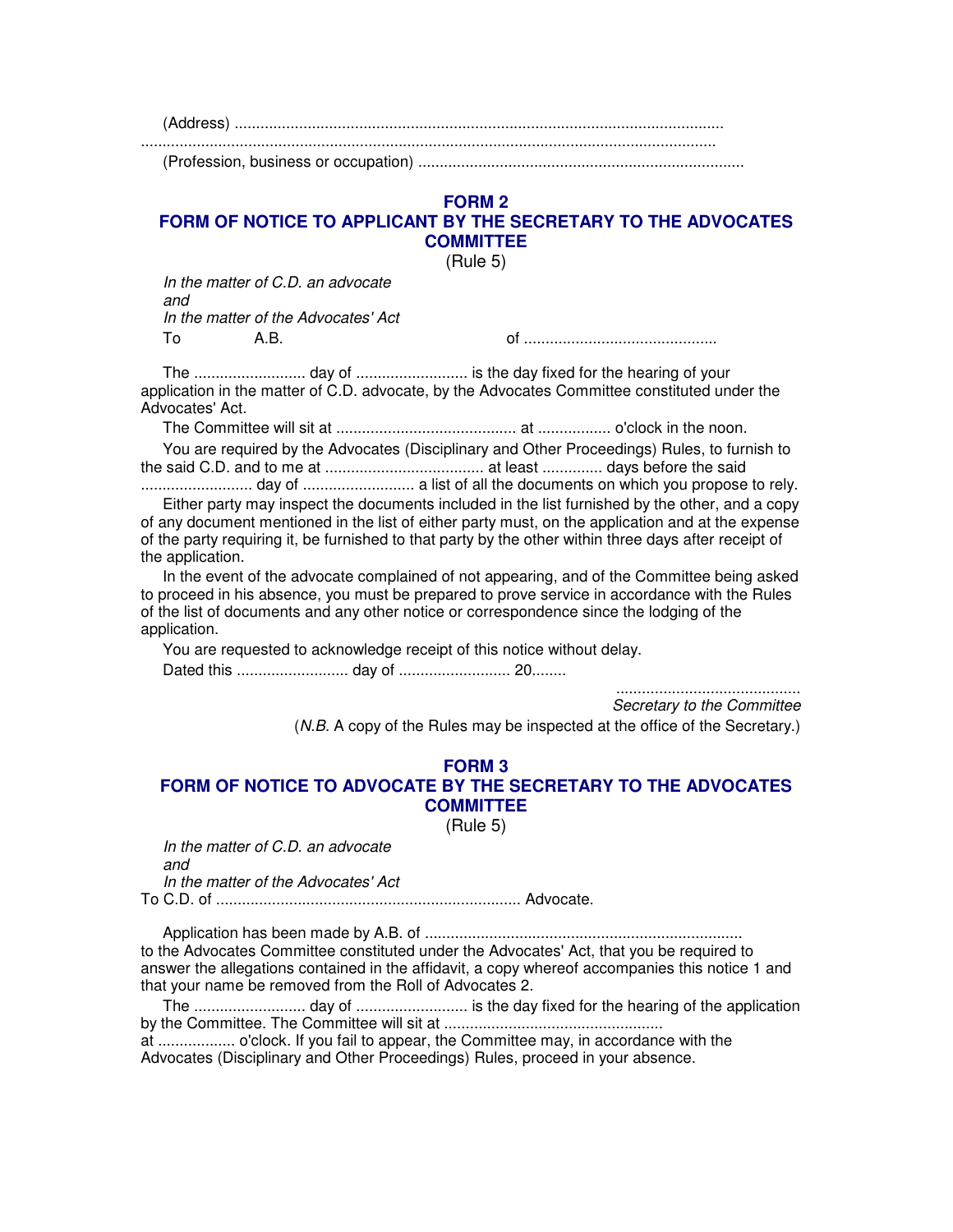(Address) ..................................................................................................................
......................................................................................................................................
(Profession, business or occupation) ...........................................................................

## FORM 2
## FORM OF NOTICE TO APPLICANT BY THE SECRETARY TO THE ADVOCATES COMMITTEE

(Rule 5)

*In the matter of C.D. an advocate*
*and*
*In the matter of the Advocates' Act*

To A.B. of .............................................

The .......................... day of .......................... is the day fixed for the hearing of your application in the matter of C.D. advocate, by the Advocates Committee constituted under the Advocates' Act.

The Committee will sit at .......................................... at ................. o'clock in the noon.

You are required by the Advocates (Disciplinary and Other Proceedings) Rules, to furnish to the said C.D. and to me at ..................................... at least ............. days before the said .......................... day of .......................... a list of all the documents on which you propose to rely.

Either party may inspect the documents included in the list furnished by the other, and a copy of any document mentioned in the list of either party must, on the application and at the expense of the party requiring it, be furnished to that party by the other within three days after receipt of the application.

In the event of the advocate complained of not appearing, and of the Committee being asked to proceed in his absence, you must be prepared to prove service in accordance with the Rules of the list of documents and any other notice or correspondence since the lodging of the application.

You are requested to acknowledge receipt of this notice without delay.

Dated this .......................... day of .......................... 20........

..........................................
*Secretary to the Committee*

(*N.B.* A copy of the Rules may be inspected at the office of the Secretary.)

## FORM 3
## FORM OF NOTICE TO ADVOCATE BY THE SECRETARY TO THE ADVOCATES COMMITTEE

(Rule 5)

*In the matter of C.D. an advocate*
*and*
*In the matter of the Advocates' Act*

To C.D. of ...................................................................... Advocate.

Application has been made by A.B. of ......................................................................... to the Advocates Committee constituted under the Advocates' Act, that you be required to answer the allegations contained in the affidavit, a copy whereof accompanies this notice 1 and that your name be removed from the Roll of Advocates 2.

The .......................... day of .......................... is the day fixed for the hearing of the application by the Committee. The Committee will sit at ..................................................
at .................. o'clock. If you fail to appear, the Committee may, in accordance with the Advocates (Disciplinary and Other Proceedings) Rules, proceed in your absence.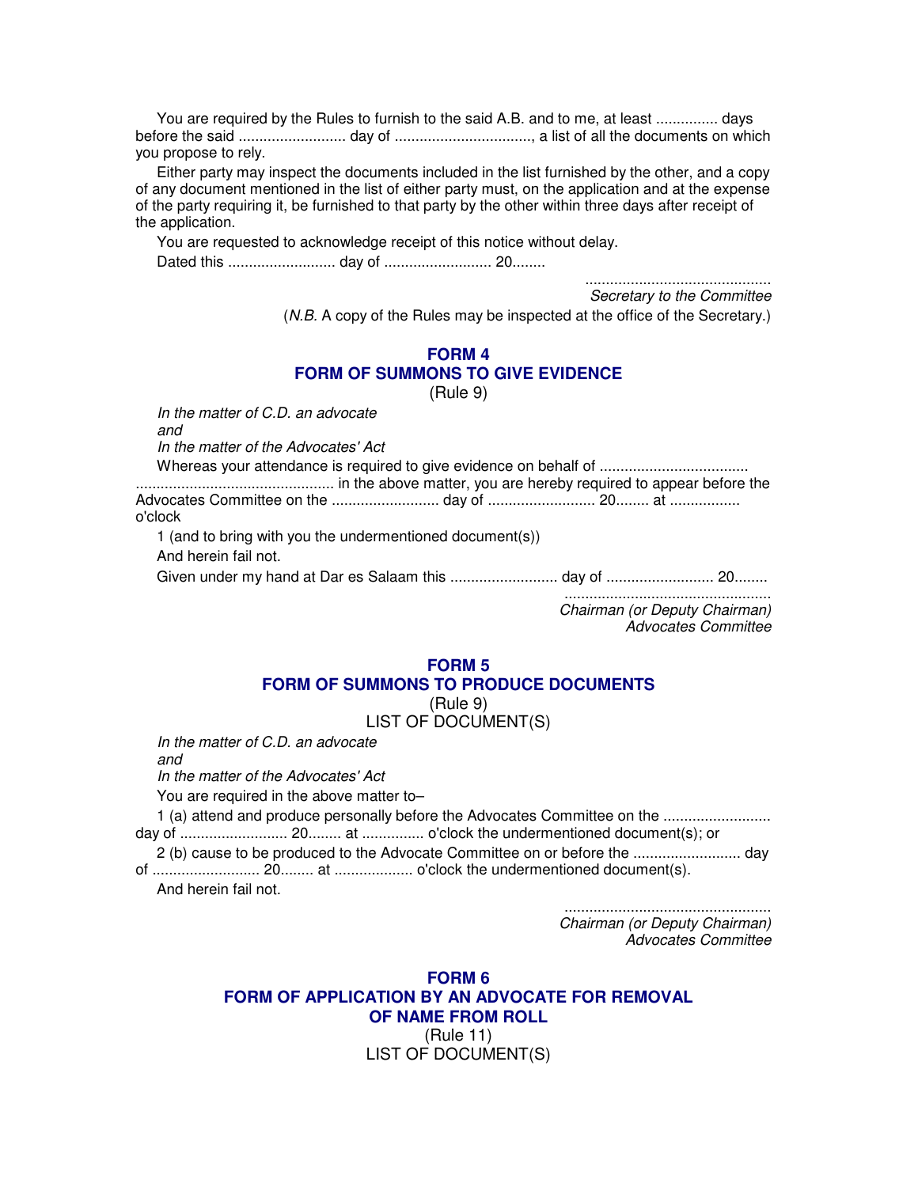You are required by the Rules to furnish to the said A.B. and to me, at least ............... days before the said .......................... day of ................................., a list of all the documents on which you propose to rely.

Either party may inspect the documents included in the list furnished by the other, and a copy of any document mentioned in the list of either party must, on the application and at the expense of the party requiring it, be furnished to that party by the other within three days after receipt of the application.

You are requested to acknowledge receipt of this notice without delay.

Dated this .......................... day of .......................... 20........

............................................
*Secretary to the Committee*

(*N.B.* A copy of the Rules may be inspected at the office of the Secretary.)

## FORM 4
## FORM OF SUMMONS TO GIVE EVIDENCE

(Rule 9)

*In the matter of C.D. an advocate*
*and*
*In the matter of the Advocates' Act*

Whereas your attendance is required to give evidence on behalf of ................................... ................................................ in the above matter, you are hereby required to appear before the Advocates Committee on the .......................... day of .......................... 20........ at ................ o'clock

1 (and to bring with you the undermentioned document(s))

And herein fail not.

Given under my hand at Dar es Salaam this .......................... day of .......................... 20........

.................................................
*Chairman (or Deputy Chairman)*
*Advocates Committee*

## FORM 5
## FORM OF SUMMONS TO PRODUCE DOCUMENTS

(Rule 9)

LIST OF DOCUMENT(S)

*In the matter of C.D. an advocate*
*and*
*In the matter of the Advocates' Act*

You are required in the above matter to–

1 (a) attend and produce personally before the Advocates Committee on the .......................... day of .......................... 20........ at ............... o'clock the undermentioned document(s); or

2 (b) cause to be produced to the Advocate Committee on or before the .......................... day of .......................... 20........ at ................... o'clock the undermentioned document(s).

And herein fail not.

.................................................
*Chairman (or Deputy Chairman)*
*Advocates Committee*

## FORM 6
## FORM OF APPLICATION BY AN ADVOCATE FOR REMOVAL OF NAME FROM ROLL

(Rule 11)

LIST OF DOCUMENT(S)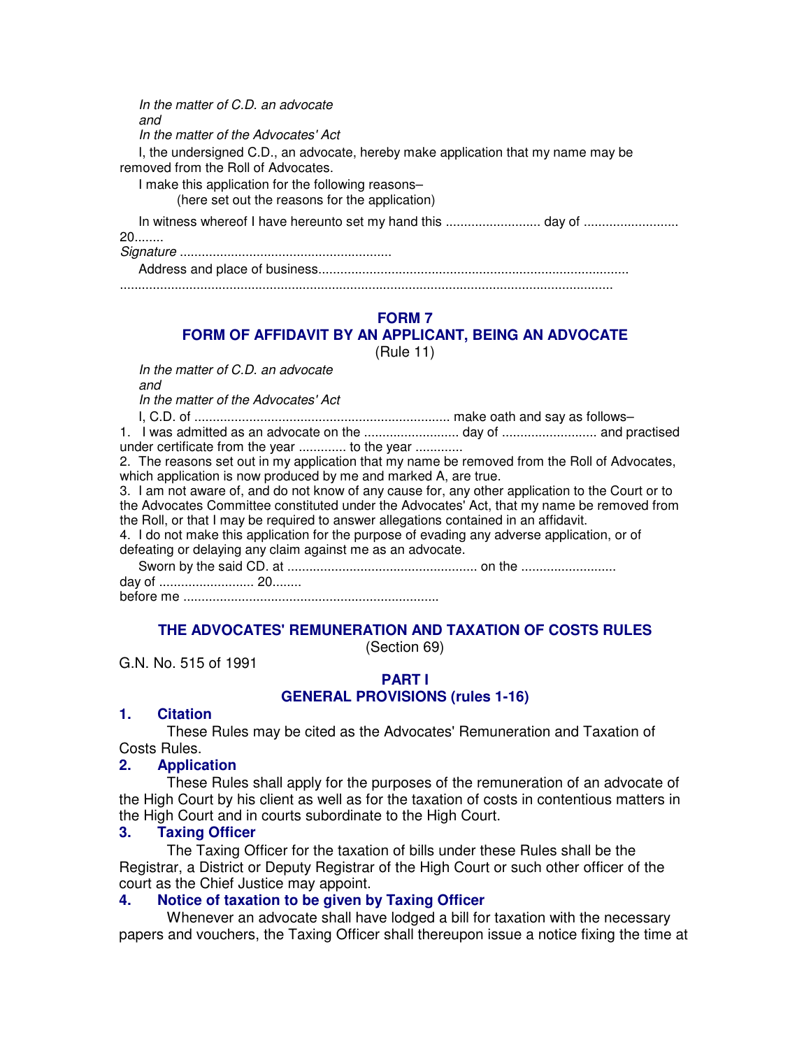*In the matter of C.D. an advocate*
*and*
*In the matter of the Advocates' Act*

I, the undersigned C.D., an advocate, hereby make application that my name may be removed from the Roll of Advocates.

I make this application for the following reasons–
(here set out the reasons for the application)

In witness whereof I have hereunto set my hand this .......................... day of .......................... 20........

*Signature* ..........................................................

Address and place of business.....................................................................................
.....................................................................................................................................

## FORM 7
## FORM OF AFFIDAVIT BY AN APPLICANT, BEING AN ADVOCATE
(Rule 11)

*In the matter of C.D. an advocate*
*and*
*In the matter of the Advocates' Act*

I, C.D. of ..................................................................... make oath and say as follows–

1. I was admitted as an advocate on the .......................... day of .......................... and practised under certificate from the year ............. to the year .............
2. The reasons set out in my application that my name be removed from the Roll of Advocates, which application is now produced by me and marked A, are true.
3. I am not aware of, and do not know of any cause for, any other application to the Court or to the Advocates Committee constituted under the Advocates' Act, that my name be removed from the Roll, or that I may be required to answer allegations contained in an affidavit.
4. I do not make this application for the purpose of evading any adverse application, or of defeating or delaying any claim against me as an advocate.

Sworn by the said CD. at .................................................... on the .......................... day of .......................... 20........
before me .....................................................................

## THE ADVOCATES' REMUNERATION AND TAXATION OF COSTS RULES
(Section 69)

G.N. No. 515 of 1991

## PART I
## GENERAL PROVISIONS (rules 1-16)

### 1. Citation

These Rules may be cited as the Advocates' Remuneration and Taxation of Costs Rules.

### 2. Application

These Rules shall apply for the purposes of the remuneration of an advocate of the High Court by his client as well as for the taxation of costs in contentious matters in the High Court and in courts subordinate to the High Court.

### 3. Taxing Officer

The Taxing Officer for the taxation of bills under these Rules shall be the Registrar, a District or Deputy Registrar of the High Court or such other officer of the court as the Chief Justice may appoint.

### 4. Notice of taxation to be given by Taxing Officer

Whenever an advocate shall have lodged a bill for taxation with the necessary papers and vouchers, the Taxing Officer shall thereupon issue a notice fixing the time at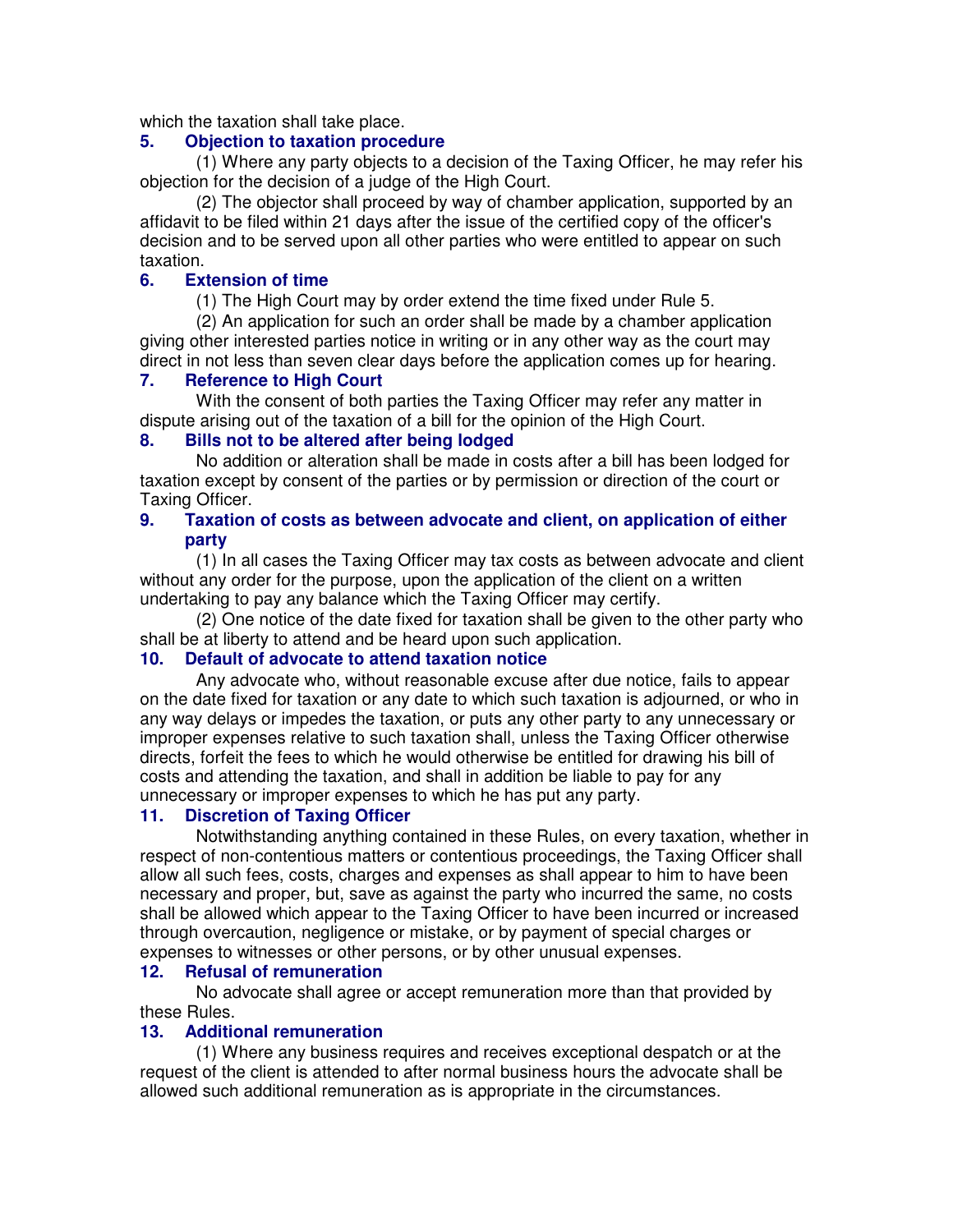which the taxation shall take place.

### 5. Objection to taxation procedure

(1) Where any party objects to a decision of the Taxing Officer, he may refer his objection for the decision of a judge of the High Court.

(2) The objector shall proceed by way of chamber application, supported by an affidavit to be filed within 21 days after the issue of the certified copy of the officer's decision and to be served upon all other parties who were entitled to appear on such taxation.

### 6. Extension of time

(1) The High Court may by order extend the time fixed under Rule 5.

(2) An application for such an order shall be made by a chamber application giving other interested parties notice in writing or in any other way as the court may direct in not less than seven clear days before the application comes up for hearing.

### 7. Reference to High Court

With the consent of both parties the Taxing Officer may refer any matter in dispute arising out of the taxation of a bill for the opinion of the High Court.

### 8. Bills not to be altered after being lodged

No addition or alteration shall be made in costs after a bill has been lodged for taxation except by consent of the parties or by permission or direction of the court or Taxing Officer.

### 9. Taxation of costs as between advocate and client, on application of either party

(1) In all cases the Taxing Officer may tax costs as between advocate and client without any order for the purpose, upon the application of the client on a written undertaking to pay any balance which the Taxing Officer may certify.

(2) One notice of the date fixed for taxation shall be given to the other party who shall be at liberty to attend and be heard upon such application.

### 10. Default of advocate to attend taxation notice

Any advocate who, without reasonable excuse after due notice, fails to appear on the date fixed for taxation or any date to which such taxation is adjourned, or who in any way delays or impedes the taxation, or puts any other party to any unnecessary or improper expenses relative to such taxation shall, unless the Taxing Officer otherwise directs, forfeit the fees to which he would otherwise be entitled for drawing his bill of costs and attending the taxation, and shall in addition be liable to pay for any unnecessary or improper expenses to which he has put any party.

### 11. Discretion of Taxing Officer

Notwithstanding anything contained in these Rules, on every taxation, whether in respect of non-contentious matters or contentious proceedings, the Taxing Officer shall allow all such fees, costs, charges and expenses as shall appear to him to have been necessary and proper, but, save as against the party who incurred the same, no costs shall be allowed which appear to the Taxing Officer to have been incurred or increased through overcaution, negligence or mistake, or by payment of special charges or expenses to witnesses or other persons, or by other unusual expenses.

### 12. Refusal of remuneration

No advocate shall agree or accept remuneration more than that provided by these Rules.

### 13. Additional remuneration

(1) Where any business requires and receives exceptional despatch or at the request of the client is attended to after normal business hours the advocate shall be allowed such additional remuneration as is appropriate in the circumstances.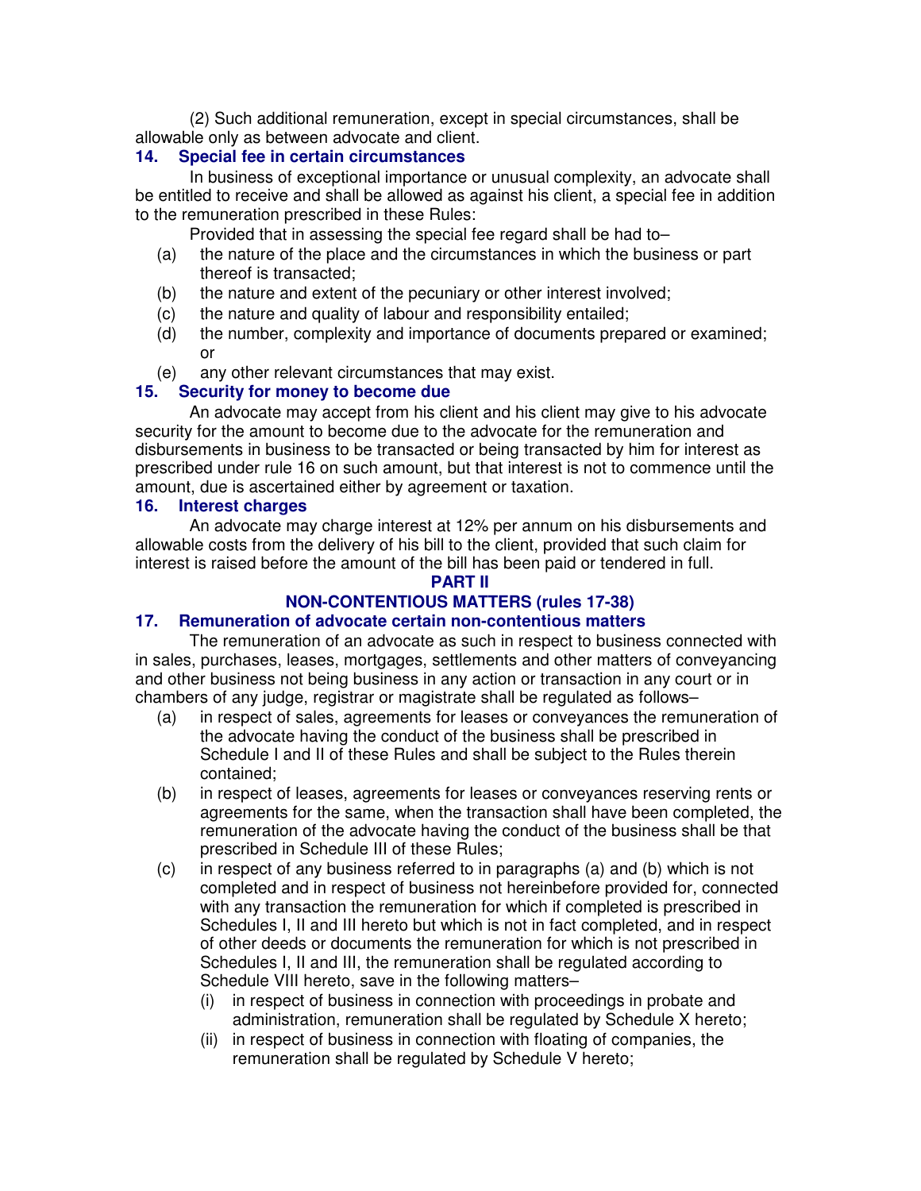(2) Such additional remuneration, except in special circumstances, shall be allowable only as between advocate and client.

### 14. Special fee in certain circumstances

In business of exceptional importance or unusual complexity, an advocate shall be entitled to receive and shall be allowed as against his client, a special fee in addition to the remuneration prescribed in these Rules:

Provided that in assessing the special fee regard shall be had to–

(a) the nature of the place and the circumstances in which the business or part thereof is transacted;

(b) the nature and extent of the pecuniary or other interest involved;

(c) the nature and quality of labour and responsibility entailed;

(d) the number, complexity and importance of documents prepared or examined; or

(e) any other relevant circumstances that may exist.

### 15. Security for money to become due

An advocate may accept from his client and his client may give to his advocate security for the amount to become due to the advocate for the remuneration and disbursements in business to be transacted or being transacted by him for interest as prescribed under rule 16 on such amount, but that interest is not to commence until the amount, due is ascertained either by agreement or taxation.

### 16. Interest charges

An advocate may charge interest at 12% per annum on his disbursements and allowable costs from the delivery of his bill to the client, provided that such claim for interest is raised before the amount of the bill has been paid or tendered in full.

## PART II

## NON-CONTENTIOUS MATTERS (rules 17-38)

### 17. Remuneration of advocate certain non-contentious matters

The remuneration of an advocate as such in respect to business connected with in sales, purchases, leases, mortgages, settlements and other matters of conveyancing and other business not being business in any action or transaction in any court or in chambers of any judge, registrar or magistrate shall be regulated as follows–

(a) in respect of sales, agreements for leases or conveyances the remuneration of the advocate having the conduct of the business shall be prescribed in Schedule I and II of these Rules and shall be subject to the Rules therein contained;

(b) in respect of leases, agreements for leases or conveyances reserving rents or agreements for the same, when the transaction shall have been completed, the remuneration of the advocate having the conduct of the business shall be that prescribed in Schedule III of these Rules;

(c) in respect of any business referred to in paragraphs (a) and (b) which is not completed and in respect of business not hereinbefore provided for, connected with any transaction the remuneration for which if completed is prescribed in Schedules I, II and III hereto but which is not in fact completed, and in respect of other deeds or documents the remuneration for which is not prescribed in Schedules I, II and III, the remuneration shall be regulated according to Schedule VIII hereto, save in the following matters–

  (i) in respect of business in connection with proceedings in probate and administration, remuneration shall be regulated by Schedule X hereto;

  (ii) in respect of business in connection with floating of companies, the remuneration shall be regulated by Schedule V hereto;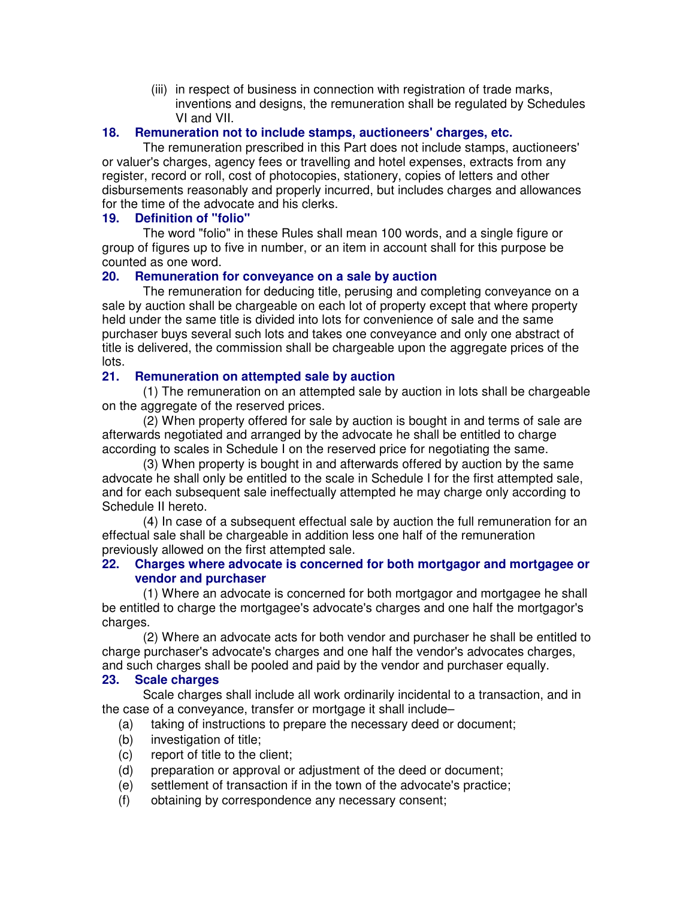(iii) in respect of business in connection with registration of trade marks, inventions and designs, the remuneration shall be regulated by Schedules VI and VII.

### 18. Remuneration not to include stamps, auctioneers' charges, etc.

The remuneration prescribed in this Part does not include stamps, auctioneers' or valuer's charges, agency fees or travelling and hotel expenses, extracts from any register, record or roll, cost of photocopies, stationery, copies of letters and other disbursements reasonably and properly incurred, but includes charges and allowances for the time of the advocate and his clerks.

### 19. Definition of "folio"

The word "folio" in these Rules shall mean 100 words, and a single figure or group of figures up to five in number, or an item in account shall for this purpose be counted as one word.

### 20. Remuneration for conveyance on a sale by auction

The remuneration for deducing title, perusing and completing conveyance on a sale by auction shall be chargeable on each lot of property except that where property held under the same title is divided into lots for convenience of sale and the same purchaser buys several such lots and takes one conveyance and only one abstract of title is delivered, the commission shall be chargeable upon the aggregate prices of the lots.

### 21. Remuneration on attempted sale by auction

(1) The remuneration on an attempted sale by auction in lots shall be chargeable on the aggregate of the reserved prices.

(2) When property offered for sale by auction is bought in and terms of sale are afterwards negotiated and arranged by the advocate he shall be entitled to charge according to scales in Schedule I on the reserved price for negotiating the same.

(3) When property is bought in and afterwards offered by auction by the same advocate he shall only be entitled to the scale in Schedule I for the first attempted sale, and for each subsequent sale ineffectually attempted he may charge only according to Schedule II hereto.

(4) In case of a subsequent effectual sale by auction the full remuneration for an effectual sale shall be chargeable in addition less one half of the remuneration previously allowed on the first attempted sale.

### 22. Charges where advocate is concerned for both mortgagor and mortgagee or vendor and purchaser

(1) Where an advocate is concerned for both mortgagor and mortgagee he shall be entitled to charge the mortgagee's advocate's charges and one half the mortgagor's charges.

(2) Where an advocate acts for both vendor and purchaser he shall be entitled to charge purchaser's advocate's charges and one half the vendor's advocates charges, and such charges shall be pooled and paid by the vendor and purchaser equally.

### 23. Scale charges

Scale charges shall include all work ordinarily incidental to a transaction, and in the case of a conveyance, transfer or mortgage it shall include–

(a) taking of instructions to prepare the necessary deed or document;

(b) investigation of title;

(c) report of title to the client;

(d) preparation or approval or adjustment of the deed or document;

(e) settlement of transaction if in the town of the advocate's practice;

(f) obtaining by correspondence any necessary consent;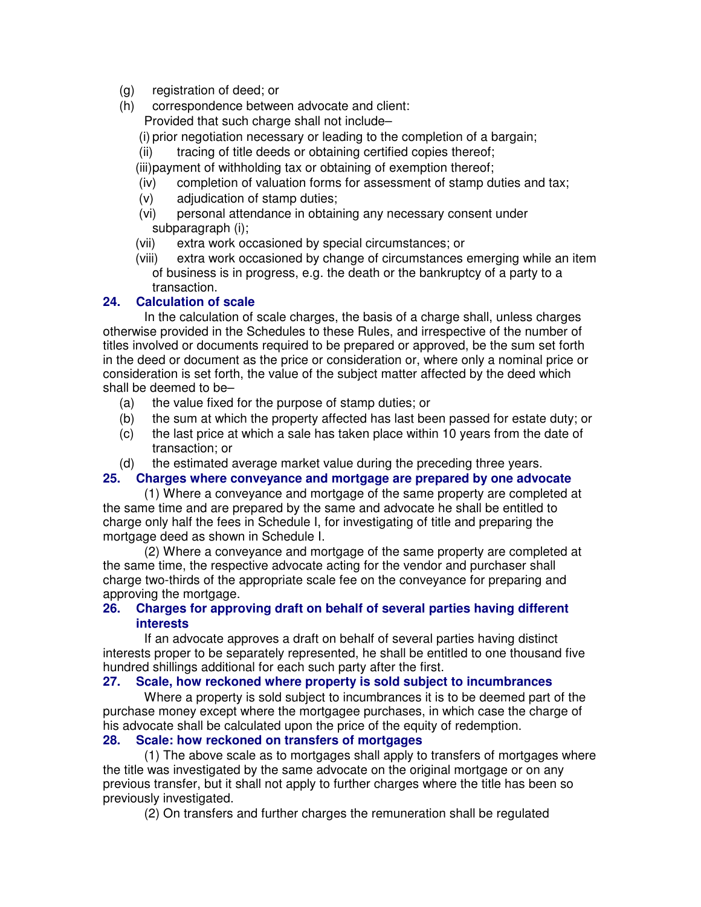(g) registration of deed; or

(h) correspondence between advocate and client:

Provided that such charge shall not include–

(i) prior negotiation necessary or leading to the completion of a bargain;

(ii) tracing of title deeds or obtaining certified copies thereof;

(iii) payment of withholding tax or obtaining of exemption thereof;

(iv) completion of valuation forms for assessment of stamp duties and tax;

(v) adjudication of stamp duties;

(vi) personal attendance in obtaining any necessary consent under subparagraph (i);

(vii) extra work occasioned by special circumstances; or

(viii) extra work occasioned by change of circumstances emerging while an item of business is in progress, e.g. the death or the bankruptcy of a party to a transaction.

### 24. Calculation of scale

In the calculation of scale charges, the basis of a charge shall, unless charges otherwise provided in the Schedules to these Rules, and irrespective of the number of titles involved or documents required to be prepared or approved, be the sum set forth in the deed or document as the price or consideration or, where only a nominal price or consideration is set forth, the value of the subject matter affected by the deed which shall be deemed to be–

(a) the value fixed for the purpose of stamp duties; or

(b) the sum at which the property affected has last been passed for estate duty; or

(c) the last price at which a sale has taken place within 10 years from the date of transaction; or

(d) the estimated average market value during the preceding three years.

### 25. Charges where conveyance and mortgage are prepared by one advocate

(1) Where a conveyance and mortgage of the same property are completed at the same time and are prepared by the same and advocate he shall be entitled to charge only half the fees in Schedule I, for investigating of title and preparing the mortgage deed as shown in Schedule I.

(2) Where a conveyance and mortgage of the same property are completed at the same time, the respective advocate acting for the vendor and purchaser shall charge two-thirds of the appropriate scale fee on the conveyance for preparing and approving the mortgage.

### 26. Charges for approving draft on behalf of several parties having different interests

If an advocate approves a draft on behalf of several parties having distinct interests proper to be separately represented, he shall be entitled to one thousand five hundred shillings additional for each such party after the first.

### 27. Scale, how reckoned where property is sold subject to incumbrances

Where a property is sold subject to incumbrances it is to be deemed part of the purchase money except where the mortgagee purchases, in which case the charge of his advocate shall be calculated upon the price of the equity of redemption.

### 28. Scale: how reckoned on transfers of mortgages

(1) The above scale as to mortgages shall apply to transfers of mortgages where the title was investigated by the same advocate on the original mortgage or on any previous transfer, but it shall not apply to further charges where the title has been so previously investigated.

(2) On transfers and further charges the remuneration shall be regulated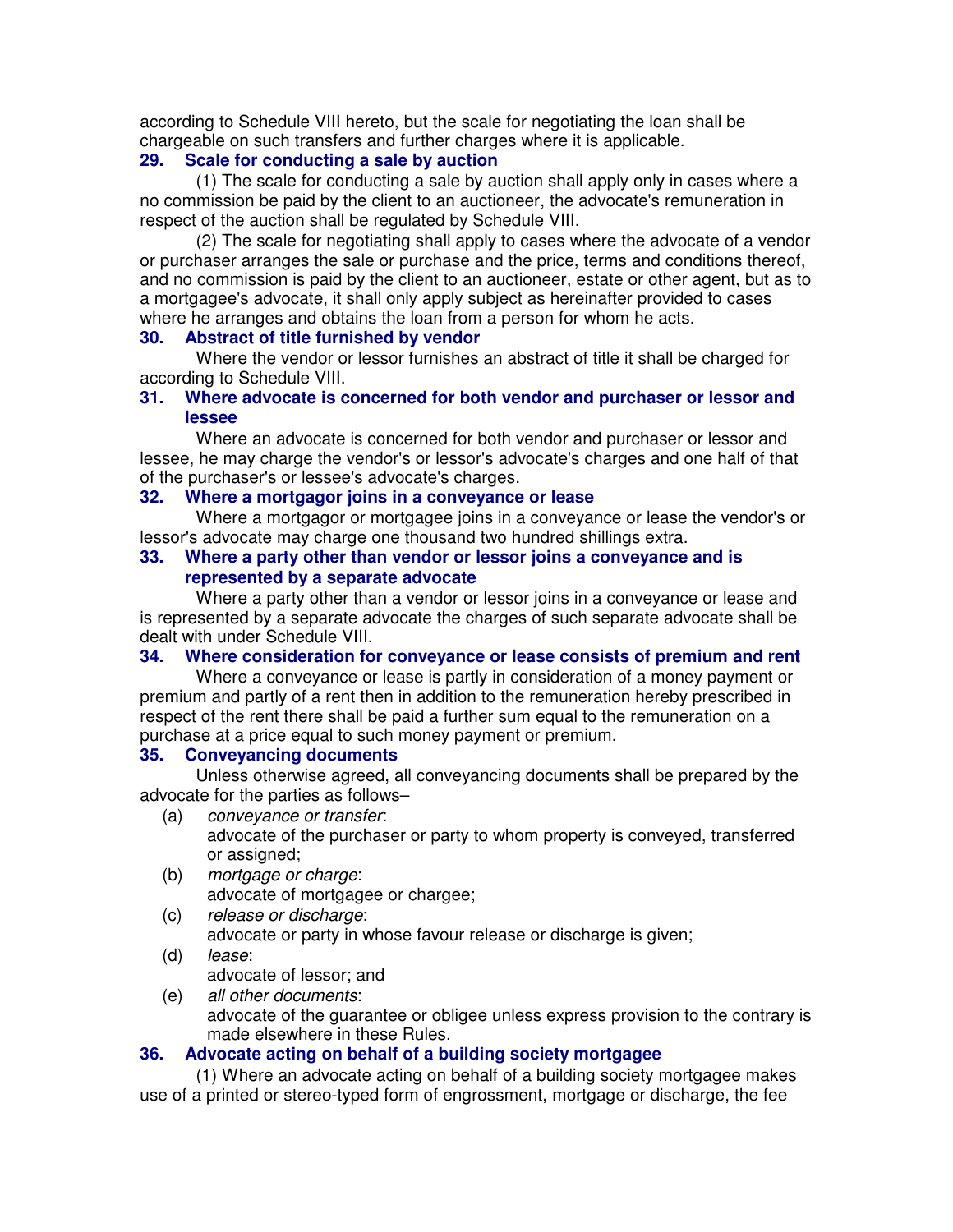according to Schedule VIII hereto, but the scale for negotiating the loan shall be chargeable on such transfers and further charges where it is applicable.

### 29. Scale for conducting a sale by auction

(1) The scale for conducting a sale by auction shall apply only in cases where a no commission be paid by the client to an auctioneer, the advocate's remuneration in respect of the auction shall be regulated by Schedule VIII.

(2) The scale for negotiating shall apply to cases where the advocate of a vendor or purchaser arranges the sale or purchase and the price, terms and conditions thereof, and no commission is paid by the client to an auctioneer, estate or other agent, but as to a mortgagee's advocate, it shall only apply subject as hereinafter provided to cases where he arranges and obtains the loan from a person for whom he acts.

### 30. Abstract of title furnished by vendor

Where the vendor or lessor furnishes an abstract of title it shall be charged for according to Schedule VIII.

### 31. Where advocate is concerned for both vendor and purchaser or lessor and lessee

Where an advocate is concerned for both vendor and purchaser or lessor and lessee, he may charge the vendor's or lessor's advocate's charges and one half of that of the purchaser's or lessee's advocate's charges.

### 32. Where a mortgagor joins in a conveyance or lease

Where a mortgagor or mortgagee joins in a conveyance or lease the vendor's or lessor's advocate may charge one thousand two hundred shillings extra.

### 33. Where a party other than vendor or lessor joins a conveyance and is represented by a separate advocate

Where a party other than a vendor or lessor joins in a conveyance or lease and is represented by a separate advocate the charges of such separate advocate shall be dealt with under Schedule VIII.

### 34. Where consideration for conveyance or lease consists of premium and rent

Where a conveyance or lease is partly in consideration of a money payment or premium and partly of a rent then in addition to the remuneration hereby prescribed in respect of the rent there shall be paid a further sum equal to the remuneration on a purchase at a price equal to such money payment or premium.

### 35. Conveyancing documents

Unless otherwise agreed, all conveyancing documents shall be prepared by the advocate for the parties as follows–

(a) *conveyance or transfer*:
advocate of the purchaser or party to whom property is conveyed, transferred or assigned;

(b) *mortgage or charge*:
advocate of mortgagee or chargee;

(c) *release or discharge*:
advocate or party in whose favour release or discharge is given;

(d) *lease*:
advocate of lessor; and

(e) *all other documents*:
advocate of the guarantee or obligee unless express provision to the contrary is made elsewhere in these Rules.

### 36. Advocate acting on behalf of a building society mortgagee

(1) Where an advocate acting on behalf of a building society mortgagee makes use of a printed or stereo-typed form of engrossment, mortgage or discharge, the fee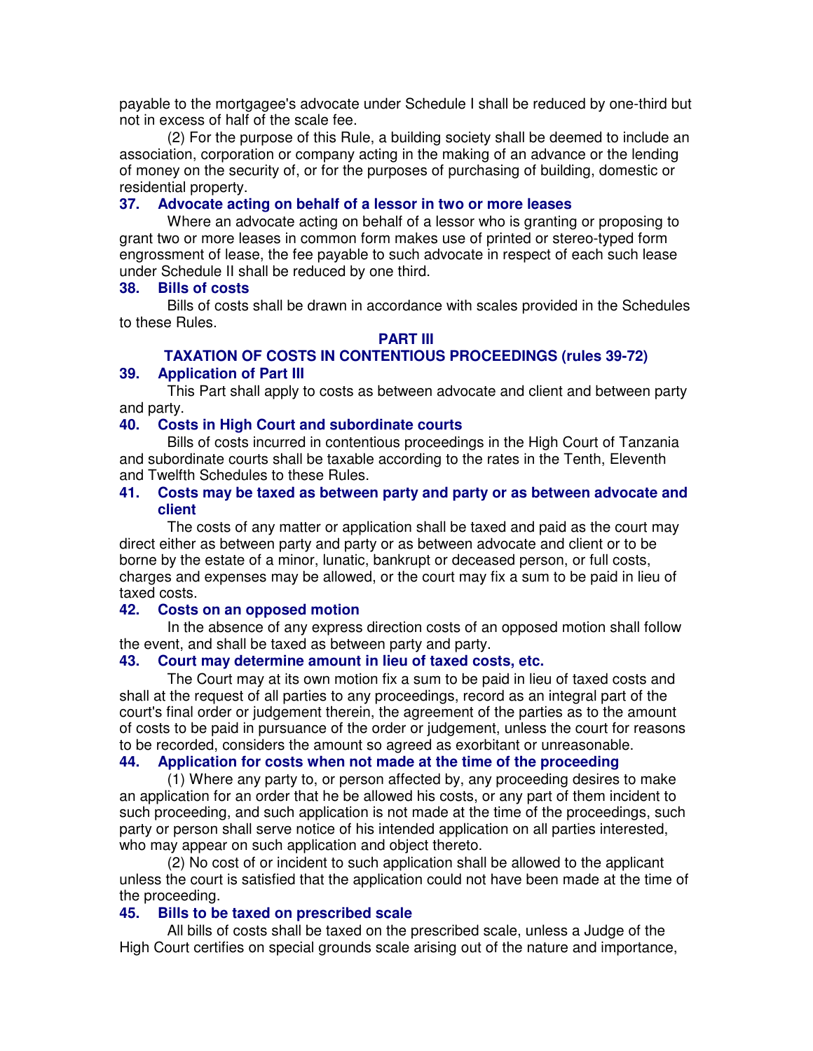payable to the mortgagee's advocate under Schedule I shall be reduced by one-third but not in excess of half of the scale fee.

(2) For the purpose of this Rule, a building society shall be deemed to include an association, corporation or company acting in the making of an advance or the lending of money on the security of, or for the purposes of purchasing of building, domestic or residential property.

### 37. Advocate acting on behalf of a lessor in two or more leases

Where an advocate acting on behalf of a lessor who is granting or proposing to grant two or more leases in common form makes use of printed or stereo-typed form engrossment of lease, the fee payable to such advocate in respect of each such lease under Schedule II shall be reduced by one third.

### 38. Bills of costs

Bills of costs shall be drawn in accordance with scales provided in the Schedules to these Rules.

## PART III

## TAXATION OF COSTS IN CONTENTIOUS PROCEEDINGS (rules 39-72)

### 39. Application of Part III

This Part shall apply to costs as between advocate and client and between party and party.

### 40. Costs in High Court and subordinate courts

Bills of costs incurred in contentious proceedings in the High Court of Tanzania and subordinate courts shall be taxable according to the rates in the Tenth, Eleventh and Twelfth Schedules to these Rules.

### 41. Costs may be taxed as between party and party or as between advocate and client

The costs of any matter or application shall be taxed and paid as the court may direct either as between party and party or as between advocate and client or to be borne by the estate of a minor, lunatic, bankrupt or deceased person, or full costs, charges and expenses may be allowed, or the court may fix a sum to be paid in lieu of taxed costs.

### 42. Costs on an opposed motion

In the absence of any express direction costs of an opposed motion shall follow the event, and shall be taxed as between party and party.

### 43. Court may determine amount in lieu of taxed costs, etc.

The Court may at its own motion fix a sum to be paid in lieu of taxed costs and shall at the request of all parties to any proceedings, record as an integral part of the court's final order or judgement therein, the agreement of the parties as to the amount of costs to be paid in pursuance of the order or judgement, unless the court for reasons to be recorded, considers the amount so agreed as exorbitant or unreasonable.

### 44. Application for costs when not made at the time of the proceeding

(1) Where any party to, or person affected by, any proceeding desires to make an application for an order that he be allowed his costs, or any part of them incident to such proceeding, and such application is not made at the time of the proceedings, such party or person shall serve notice of his intended application on all parties interested, who may appear on such application and object thereto.

(2) No cost of or incident to such application shall be allowed to the applicant unless the court is satisfied that the application could not have been made at the time of the proceeding.

### 45. Bills to be taxed on prescribed scale

All bills of costs shall be taxed on the prescribed scale, unless a Judge of the High Court certifies on special grounds scale arising out of the nature and importance,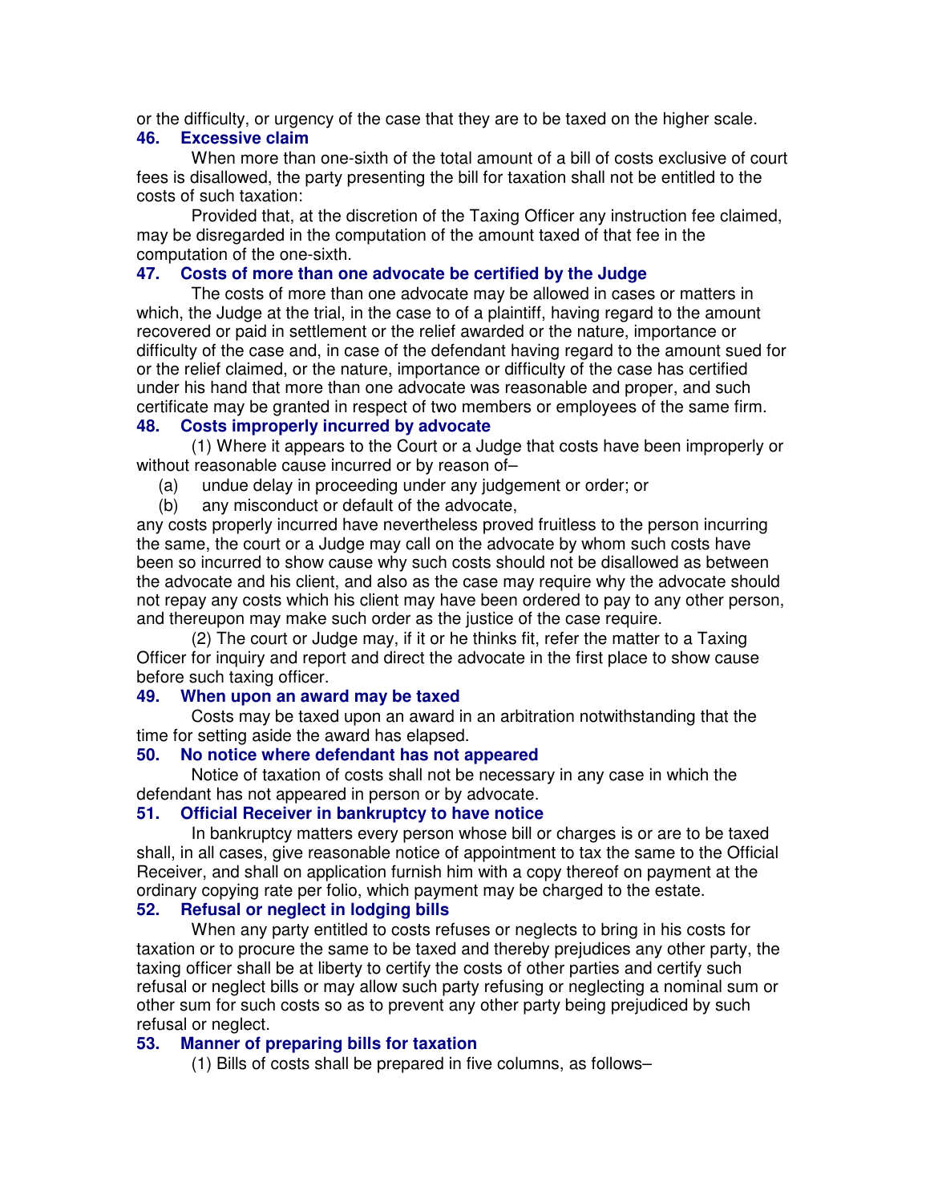or the difficulty, or urgency of the case that they are to be taxed on the higher scale.

### 46. Excessive claim

When more than one-sixth of the total amount of a bill of costs exclusive of court fees is disallowed, the party presenting the bill for taxation shall not be entitled to the costs of such taxation:

Provided that, at the discretion of the Taxing Officer any instruction fee claimed, may be disregarded in the computation of the amount taxed of that fee in the computation of the one-sixth.

### 47. Costs of more than one advocate be certified by the Judge

The costs of more than one advocate may be allowed in cases or matters in which, the Judge at the trial, in the case to of a plaintiff, having regard to the amount recovered or paid in settlement or the relief awarded or the nature, importance or difficulty of the case and, in case of the defendant having regard to the amount sued for or the relief claimed, or the nature, importance or difficulty of the case has certified under his hand that more than one advocate was reasonable and proper, and such certificate may be granted in respect of two members or employees of the same firm.

### 48. Costs improperly incurred by advocate

(1) Where it appears to the Court or a Judge that costs have been improperly or without reasonable cause incurred or by reason of–

(a) undue delay in proceeding under any judgement or order; or

(b) any misconduct or default of the advocate,

any costs properly incurred have nevertheless proved fruitless to the person incurring the same, the court or a Judge may call on the advocate by whom such costs have been so incurred to show cause why such costs should not be disallowed as between the advocate and his client, and also as the case may require why the advocate should not repay any costs which his client may have been ordered to pay to any other person, and thereupon may make such order as the justice of the case require.

(2) The court or Judge may, if it or he thinks fit, refer the matter to a Taxing Officer for inquiry and report and direct the advocate in the first place to show cause before such taxing officer.

### 49. When upon an award may be taxed

Costs may be taxed upon an award in an arbitration notwithstanding that the time for setting aside the award has elapsed.

### 50. No notice where defendant has not appeared

Notice of taxation of costs shall not be necessary in any case in which the defendant has not appeared in person or by advocate.

### 51. Official Receiver in bankruptcy to have notice

In bankruptcy matters every person whose bill or charges is or are to be taxed shall, in all cases, give reasonable notice of appointment to tax the same to the Official Receiver, and shall on application furnish him with a copy thereof on payment at the ordinary copying rate per folio, which payment may be charged to the estate.

### 52. Refusal or neglect in lodging bills

When any party entitled to costs refuses or neglects to bring in his costs for taxation or to procure the same to be taxed and thereby prejudices any other party, the taxing officer shall be at liberty to certify the costs of other parties and certify such refusal or neglect bills or may allow such party refusing or neglecting a nominal sum or other sum for such costs so as to prevent any other party being prejudiced by such refusal or neglect.

### 53. Manner of preparing bills for taxation

(1) Bills of costs shall be prepared in five columns, as follows–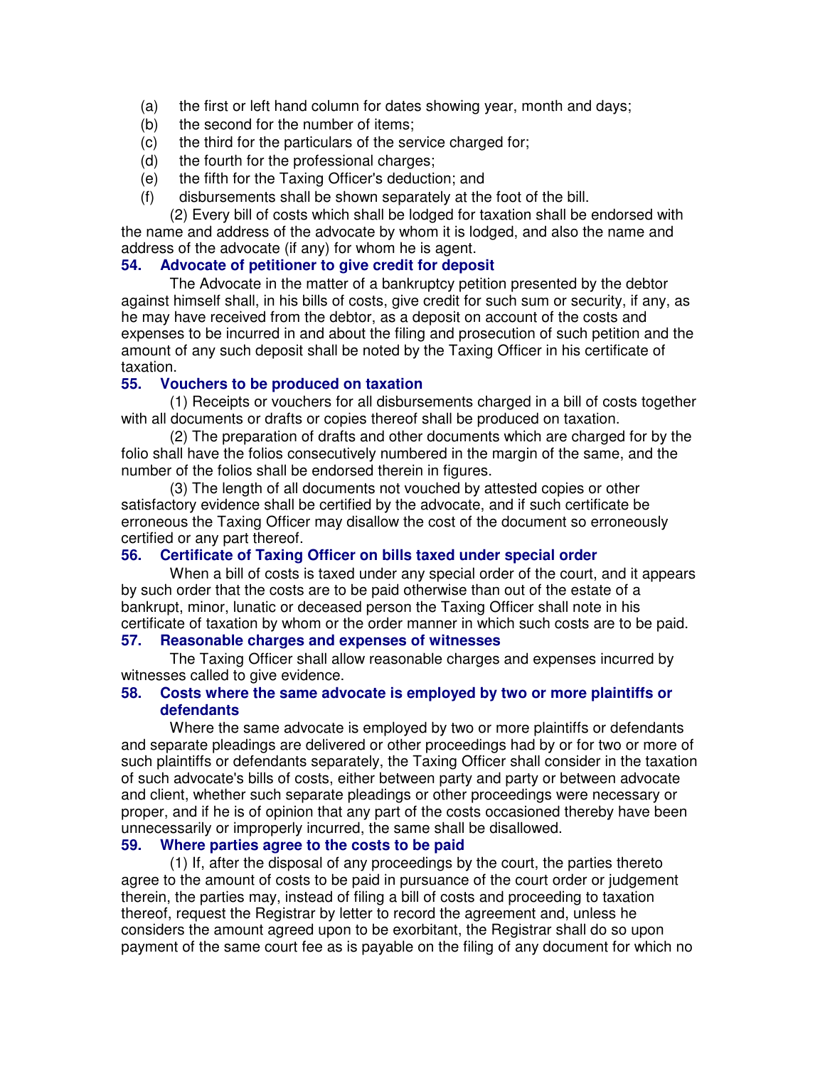(a) the first or left hand column for dates showing year, month and days;

(b) the second for the number of items;

(c) the third for the particulars of the service charged for;

(d) the fourth for the professional charges;

(e) the fifth for the Taxing Officer's deduction; and

(f) disbursements shall be shown separately at the foot of the bill.

(2) Every bill of costs which shall be lodged for taxation shall be endorsed with the name and address of the advocate by whom it is lodged, and also the name and address of the advocate (if any) for whom he is agent.

### 54. Advocate of petitioner to give credit for deposit

The Advocate in the matter of a bankruptcy petition presented by the debtor against himself shall, in his bills of costs, give credit for such sum or security, if any, as he may have received from the debtor, as a deposit on account of the costs and expenses to be incurred in and about the filing and prosecution of such petition and the amount of any such deposit shall be noted by the Taxing Officer in his certificate of taxation.

### 55. Vouchers to be produced on taxation

(1) Receipts or vouchers for all disbursements charged in a bill of costs together with all documents or drafts or copies thereof shall be produced on taxation.

(2) The preparation of drafts and other documents which are charged for by the folio shall have the folios consecutively numbered in the margin of the same, and the number of the folios shall be endorsed therein in figures.

(3) The length of all documents not vouched by attested copies or other satisfactory evidence shall be certified by the advocate, and if such certificate be erroneous the Taxing Officer may disallow the cost of the document so erroneously certified or any part thereof.

### 56. Certificate of Taxing Officer on bills taxed under special order

When a bill of costs is taxed under any special order of the court, and it appears by such order that the costs are to be paid otherwise than out of the estate of a bankrupt, minor, lunatic or deceased person the Taxing Officer shall note in his certificate of taxation by whom or the order manner in which such costs are to be paid.

### 57. Reasonable charges and expenses of witnesses

The Taxing Officer shall allow reasonable charges and expenses incurred by witnesses called to give evidence.

### 58. Costs where the same advocate is employed by two or more plaintiffs or defendants

Where the same advocate is employed by two or more plaintiffs or defendants and separate pleadings are delivered or other proceedings had by or for two or more of such plaintiffs or defendants separately, the Taxing Officer shall consider in the taxation of such advocate's bills of costs, either between party and party or between advocate and client, whether such separate pleadings or other proceedings were necessary or proper, and if he is of opinion that any part of the costs occasioned thereby have been unnecessarily or improperly incurred, the same shall be disallowed.

### 59. Where parties agree to the costs to be paid

(1) If, after the disposal of any proceedings by the court, the parties thereto agree to the amount of costs to be paid in pursuance of the court order or judgement therein, the parties may, instead of filing a bill of costs and proceeding to taxation thereof, request the Registrar by letter to record the agreement and, unless he considers the amount agreed upon to be exorbitant, the Registrar shall do so upon payment of the same court fee as is payable on the filing of any document for which no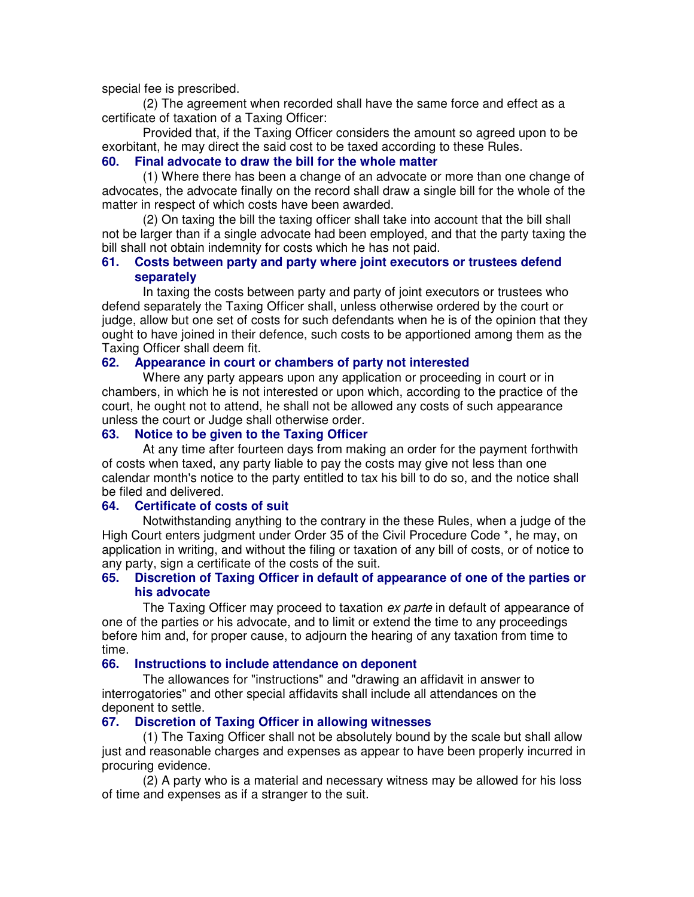special fee is prescribed.

(2) The agreement when recorded shall have the same force and effect as a certificate of taxation of a Taxing Officer:

Provided that, if the Taxing Officer considers the amount so agreed upon to be exorbitant, he may direct the said cost to be taxed according to these Rules.

### 60. Final advocate to draw the bill for the whole matter

(1) Where there has been a change of an advocate or more than one change of advocates, the advocate finally on the record shall draw a single bill for the whole of the matter in respect of which costs have been awarded.

(2) On taxing the bill the taxing officer shall take into account that the bill shall not be larger than if a single advocate had been employed, and that the party taxing the bill shall not obtain indemnity for costs which he has not paid.

### 61. Costs between party and party where joint executors or trustees defend separately

In taxing the costs between party and party of joint executors or trustees who defend separately the Taxing Officer shall, unless otherwise ordered by the court or judge, allow but one set of costs for such defendants when he is of the opinion that they ought to have joined in their defence, such costs to be apportioned among them as the Taxing Officer shall deem fit.

### 62. Appearance in court or chambers of party not interested

Where any party appears upon any application or proceeding in court or in chambers, in which he is not interested or upon which, according to the practice of the court, he ought not to attend, he shall not be allowed any costs of such appearance unless the court or Judge shall otherwise order.

### 63. Notice to be given to the Taxing Officer

At any time after fourteen days from making an order for the payment forthwith of costs when taxed, any party liable to pay the costs may give not less than one calendar month's notice to the party entitled to tax his bill to do so, and the notice shall be filed and delivered.

### 64. Certificate of costs of suit

Notwithstanding anything to the contrary in the these Rules, when a judge of the High Court enters judgment under Order 35 of the Civil Procedure Code *, he may, on application in writing, and without the filing or taxation of any bill of costs, or of notice to any party, sign a certificate of the costs of the suit.

### 65. Discretion of Taxing Officer in default of appearance of one of the parties or his advocate

The Taxing Officer may proceed to taxation *ex parte* in default of appearance of one of the parties or his advocate, and to limit or extend the time to any proceedings before him and, for proper cause, to adjourn the hearing of any taxation from time to time.

### 66. Instructions to include attendance on deponent

The allowances for "instructions" and "drawing an affidavit in answer to interrogatories" and other special affidavits shall include all attendances on the deponent to settle.

### 67. Discretion of Taxing Officer in allowing witnesses

(1) The Taxing Officer shall not be absolutely bound by the scale but shall allow just and reasonable charges and expenses as appear to have been properly incurred in procuring evidence.

(2) A party who is a material and necessary witness may be allowed for his loss of time and expenses as if a stranger to the suit.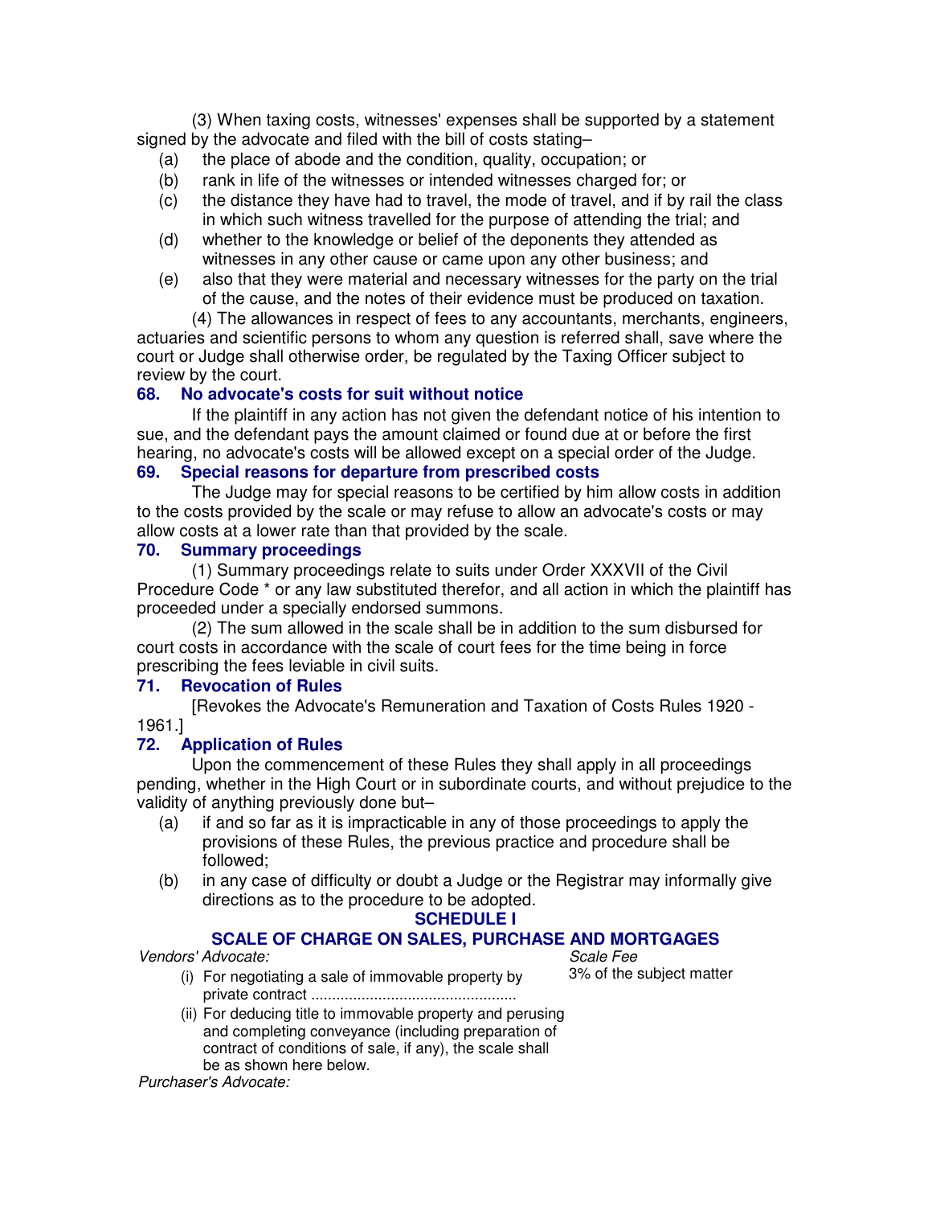(3) When taxing costs, witnesses' expenses shall be supported by a statement signed by the advocate and filed with the bill of costs stating–

(a) the place of abode and the condition, quality, occupation; or

(b) rank in life of the witnesses or intended witnesses charged for; or

(c) the distance they have had to travel, the mode of travel, and if by rail the class in which such witness travelled for the purpose of attending the trial; and

(d) whether to the knowledge or belief of the deponents they attended as witnesses in any other cause or came upon any other business; and

(e) also that they were material and necessary witnesses for the party on the trial of the cause, and the notes of their evidence must be produced on taxation.

(4) The allowances in respect of fees to any accountants, merchants, engineers, actuaries and scientific persons to whom any question is referred shall, save where the court or Judge shall otherwise order, be regulated by the Taxing Officer subject to review by the court.

### 68. No advocate's costs for suit without notice

If the plaintiff in any action has not given the defendant notice of his intention to sue, and the defendant pays the amount claimed or found due at or before the first hearing, no advocate's costs will be allowed except on a special order of the Judge.

### 69. Special reasons for departure from prescribed costs

The Judge may for special reasons to be certified by him allow costs in addition to the costs provided by the scale or may refuse to allow an advocate's costs or may allow costs at a lower rate than that provided by the scale.

### 70. Summary proceedings

(1) Summary proceedings relate to suits under Order XXXVII of the Civil Procedure Code * or any law substituted therefor, and all action in which the plaintiff has proceeded under a specially endorsed summons.

(2) The sum allowed in the scale shall be in addition to the sum disbursed for court costs in accordance with the scale of court fees for the time being in force prescribing the fees leviable in civil suits.

### 71. Revocation of Rules

[Revokes the Advocate's Remuneration and Taxation of Costs Rules 1920 - 1961.]

### 72. Application of Rules

Upon the commencement of these Rules they shall apply in all proceedings pending, whether in the High Court or in subordinate courts, and without prejudice to the validity of anything previously done but–

(a) if and so far as it is impracticable in any of those proceedings to apply the provisions of these Rules, the previous practice and procedure shall be followed;

(b) in any case of difficulty or doubt a Judge or the Registrar may informally give directions as to the procedure to be adopted.

## SCHEDULE I

## SCALE OF CHARGE ON SALES, PURCHASE AND MORTGAGES

| *Vendors' Advocate:* | *Scale Fee* |
|---|---|
| (i) For negotiating a sale of immovable property by private contract ................................................ | 3% of the subject matter |
| (ii) For deducing title to immovable property and perusing and completing conveyance (including preparation of contract of conditions of sale, if any), the scale shall be as shown here below. | |

*Purchaser's Advocate:*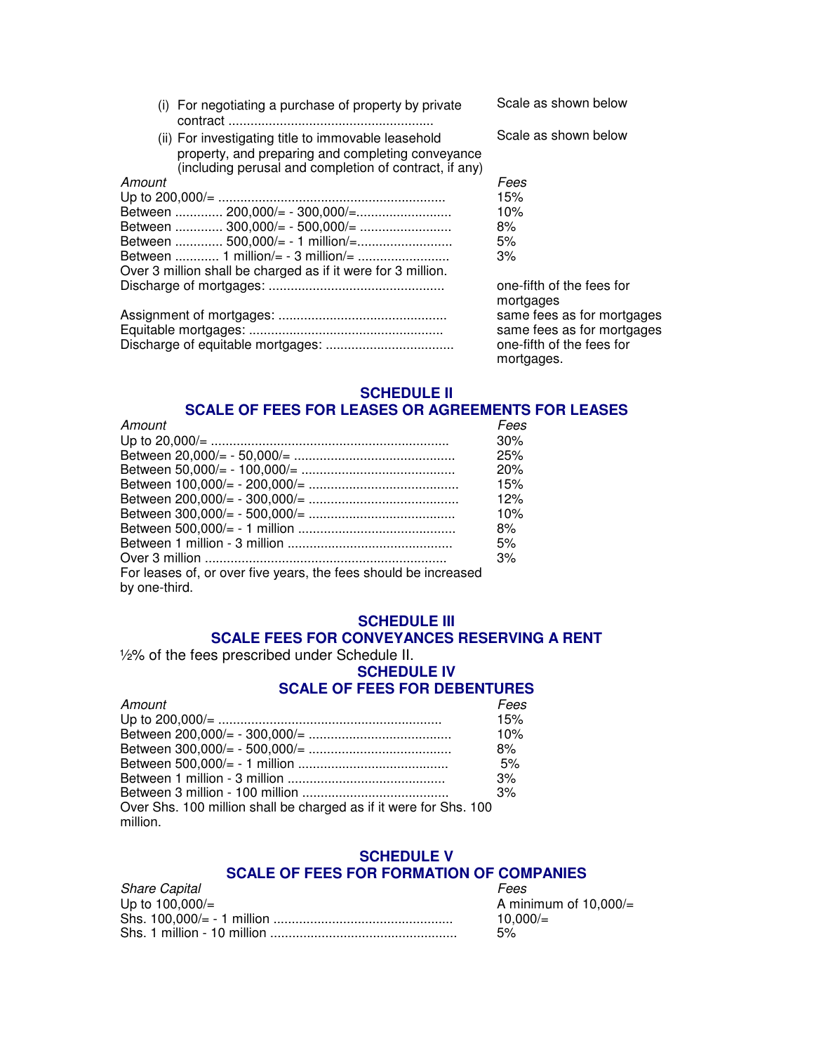(i) For negotiating a purchase of property by private contract ........................................................ Scale as shown below

(ii) For investigating title to immovable leasehold property, and preparing and completing conveyance (including perusal and completion of contract, if any) Scale as shown below

| *Amount* | *Fees* |
|---|---|
| Up to 200,000/= ............................................................. | 15% |
| Between ............. 200,000/= - 300,000/=.......................... | 10% |
| Between ............. 300,000/= - 500,000/= ......................... | 8% |
| Between ............. 500,000/= - 1 million/=.......................... | 5% |
| Between ............ 1 million/= - 3 million/= ......................... | 3% |

Over 3 million shall be charged as if it were for 3 million.

| | |
|---|---|
| Discharge of mortgages: ................................................ | one-fifth of the fees for mortgages |
| Assignment of mortgages: ............................................. | same fees as for mortgages |
| Equitable mortgages: .................................................... | same fees as for mortgages |
| Discharge of equitable mortgages: .................................. | one-fifth of the fees for mortgages. |

## SCHEDULE II
## SCALE OF FEES FOR LEASES OR AGREEMENTS FOR LEASES

| *Amount* | *Fees* |
|---|---|
| Up to 20,000/= ................................................................ | 30% |
| Between 20,000/= - 50,000/= ........................................... | 25% |
| Between 50,000/= - 100,000/= ......................................... | 20% |
| Between 100,000/= - 200,000/= ........................................ | 15% |
| Between 200,000/= - 300,000/= ........................................ | 12% |
| Between 300,000/= - 500,000/= ....................................... | 10% |
| Between 500,000/= - 1 million .......................................... | 8% |
| Between 1 million - 3 million ............................................ | 5% |
| Over 3 million ................................................................. | 3% |

For leases of, or over five years, the fees should be increased by one-third.

## SCHEDULE III
## SCALE FEES FOR CONVEYANCES RESERVING A RENT

½% of the fees prescribed under Schedule II.

## SCHEDULE IV
## SCALE OF FEES FOR DEBENTURES

| *Amount* | *Fees* |
|---|---|
| Up to 200,000/= ............................................................ | 15% |
| Between 200,000/= - 300,000/= ...................................... | 10% |
| Between 300,000/= - 500,000/= ...................................... | 8% |
| Between 500,000/= - 1 million ........................................ | 5% |
| Between 1 million - 3 million .......................................... | 3% |
| Between 3 million - 100 million ....................................... | 3% |

Over Shs. 100 million shall be charged as if it were for Shs. 100 million.

## SCHEDULE V
## SCALE OF FEES FOR FORMATION OF COMPANIES

| *Share Capital* | *Fees* |
|---|---|
| Up to 100,000/= | A minimum of 10,000/= |
| Shs. 100,000/= - 1 million ................................................ | 10,000/= |
| Shs. 1 million - 10 million .................................................. | 5% |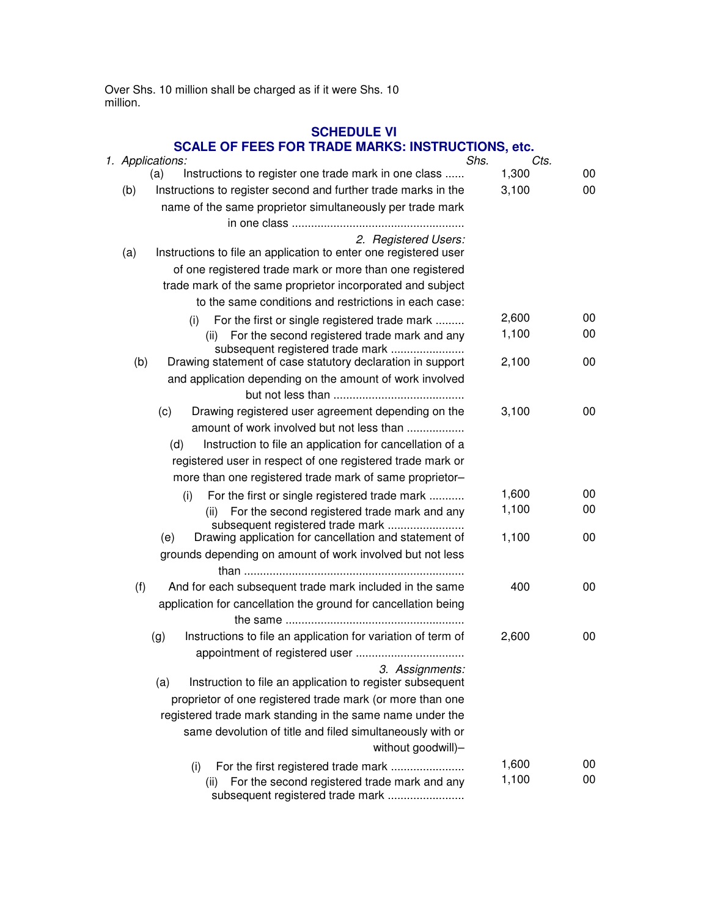Over Shs. 10 million shall be charged as if it were Shs. 10 million.

## SCHEDULE VI

## SCALE OF FEES FOR TRADE MARKS: INSTRUCTIONS, etc.

| | Shs. | Cts. |
|---|---|---|
| *1. Applications:* | | |
| (a) Instructions to register one trade mark in one class ...... | 1,300 | 00 |
| (b) Instructions to register second and further trade marks in the name of the same proprietor simultaneously per trade mark in one class ...................................................... | 3,100 | 00 |
| *2. Registered Users:* | | |
| (a) Instructions to file an application to enter one registered user of one registered trade mark or more than one registered trade mark of the same proprietor incorporated and subject to the same conditions and restrictions in each case: | | |
| (i) For the first or single registered trade mark ......... | 2,600 | 00 |
| (ii) For the second registered trade mark and any subsequent registered trade mark ...................... | 1,100 | 00 |
| (b) Drawing statement of case statutory declaration in support and application depending on the amount of work involved but not less than ......................................... | 2,100 | 00 |
| (c) Drawing registered user agreement depending on the amount of work involved but not less than ................. | 3,100 | 00 |
| (d) Instruction to file an application for cancellation of a registered user in respect of one registered trade mark or more than one registered trade mark of same proprietor– | | |
| (i) For the first or single registered trade mark ........... | 1,600 | 00 |
| (ii) For the second registered trade mark and any subsequent registered trade mark ....................... | 1,100 | 00 |
| (e) Drawing application for cancellation and statement of grounds depending on amount of work involved but not less than ..................................................................... | 1,100 | 00 |
| (f) And for each subsequent trade mark included in the same application for cancellation the ground for cancellation being the same ........................................................ | 400 | 00 |
| (g) Instructions to file an application for variation of term of appointment of registered user .................................. | 2,600 | 00 |
| *3. Assignments:* | | |
| (a) Instruction to file an application to register subsequent proprietor of one registered trade mark (or more than one registered trade mark standing in the same name under the same devolution of title and filed simultaneously with or without goodwill)– | | |
| (i) For the first registered trade mark ....................... | 1,600 | 00 |
| (ii) For the second registered trade mark and any subsequent registered trade mark ........................ | 1,100 | 00 |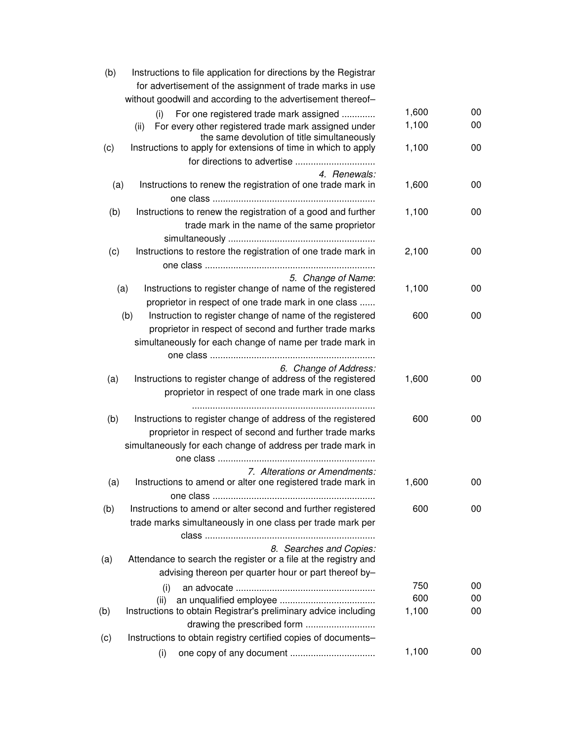| | | |
|---|---|---|
| (b) Instructions to file application for directions by the Registrar for advertisement of the assignment of trade marks in use without goodwill and according to the advertisement thereof– | | |
| (i) For one registered trade mark assigned ............ | 1,600 | 00 |
| (ii) For every other registered trade mark assigned under the same devolution of title simultaneously | 1,100 | 00 |
| (c) Instructions to apply for extensions of time in which to apply for directions to advertise ............................... | 1,100 | 00 |
| *4. Renewals:* | | |
| (a) Instructions to renew the registration of one trade mark in one class ............................................................... | 1,600 | 00 |
| (b) Instructions to renew the registration of a good and further trade mark in the name of the same proprietor simultaneously ......................................................... | 1,100 | 00 |
| (c) Instructions to restore the registration of one trade mark in one class .................................................................. | 2,100 | 00 |
| *5. Change of Name:* | | |
| (a) Instructions to register change of name of the registered proprietor in respect of one trade mark in one class ...... | 1,100 | 00 |
| (b) Instruction to register change of name of the registered proprietor in respect of second and further trade marks simultaneously for each change of name per trade mark in one class ................................................................ | 600 | 00 |
| *6. Change of Address:* | | |
| (a) Instructions to register change of address of the registered proprietor in respect of one trade mark in one class ....................................................................... | 1,600 | 00 |
| (b) Instructions to register change of address of the registered proprietor in respect of second and further trade marks simultaneously for each change of address per trade mark in one class ............................................................ | 600 | 00 |
| *7. Alterations or Amendments:* | | |
| (a) Instructions to amend or alter one registered trade mark in one class ............................................................... | 1,600 | 00 |
| (b) Instructions to amend or alter second and further registered trade marks simultaneously in one class per trade mark per class .................................................................. | 600 | 00 |
| *8. Searches and Copies:* | | |
| (a) Attendance to search the register or a file at the registry and advising thereon per quarter hour or part thereof by– | | |
| (i) an advocate ...................................................... | 750 | 00 |
| (ii) an unqualified employee ..................................... | 600 | 00 |
| (b) Instructions to obtain Registrar's preliminary advice including drawing the prescribed form ........................... | 1,100 | 00 |
| (c) Instructions to obtain registry certified copies of documents– | | |
| (i) one copy of any document ................................. | 1,100 | 00 |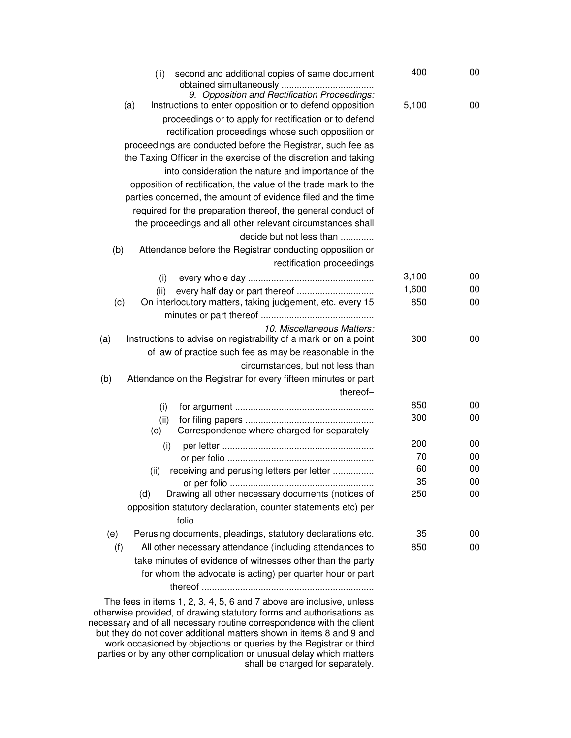| Item | Sh. | Cts. |
|---|---|---|
| (ii) second and additional copies of same document obtained simultaneously .................................... | 400 | 00 |
| *9. Opposition and Rectification Proceedings:* | | |
| (a) Instructions to enter opposition or to defend opposition proceedings or to apply for rectification or to defend rectification proceedings whose such opposition or proceedings are conducted before the Registrar, such fee as the Taxing Officer in the exercise of the discretion and taking into consideration the nature and importance of the opposition of rectification, the value of the trade mark to the parties concerned, the amount of evidence filed and the time required for the preparation thereof, the general conduct of the proceedings and all other relevant circumstances shall decide but not less than ............. | 5,100 | 00 |
| (b) Attendance before the Registrar conducting opposition or rectification proceedings | | |
| (i) every whole day ................................................. | 3,100 | 00 |
| (ii) every half day or part thereof .............................. | 1,600 | 00 |
| (c) On interlocutory matters, taking judgement, etc. every 15 minutes or part thereof ............................................ | 850 | 00 |
| *10. Miscellaneous Matters:* | | |
| (a) Instructions to advise on registrability of a mark or on a point of law of practice such fee as may be reasonable in the circumstances, but not less than | 300 | 00 |
| (b) Attendance on the Registrar for every fifteen minutes or part thereof– | | |
| (i) for argument ...................................................... | 850 | 00 |
| (ii) for filing papers .................................................. | 300 | 00 |
| (c) Correspondence where charged for separately– | | |
| (i) per letter ........................................................... | 200 | 00 |
| or per folio .......................................................... | 70 | 00 |
| (ii) receiving and perusing letters per letter ................ | 60 | 00 |
| or per folio .......................................................... | 35 | 00 |
| (d) Drawing all other necessary documents (notices of opposition statutory declaration, counter statements etc) per folio ..................................................................... | 250 | 00 |
| (e) Perusing documents, pleadings, statutory declarations etc. | 35 | 00 |
| (f) All other necessary attendance (including attendances to take minutes of evidence of witnesses other than the party for whom the advocate is acting) per quarter hour or part thereof ................................................................... | 850 | 00 |

The fees in items 1, 2, 3, 4, 5, 6 and 7 above are inclusive, unless otherwise provided, of drawing statutory forms and authorisations as necessary and of all necessary routine correspondence with the client but they do not cover additional matters shown in items 8 and 9 and work occasioned by objections or queries by the Registrar or third parties or by any other complication or unusual delay which matters shall be charged for separately.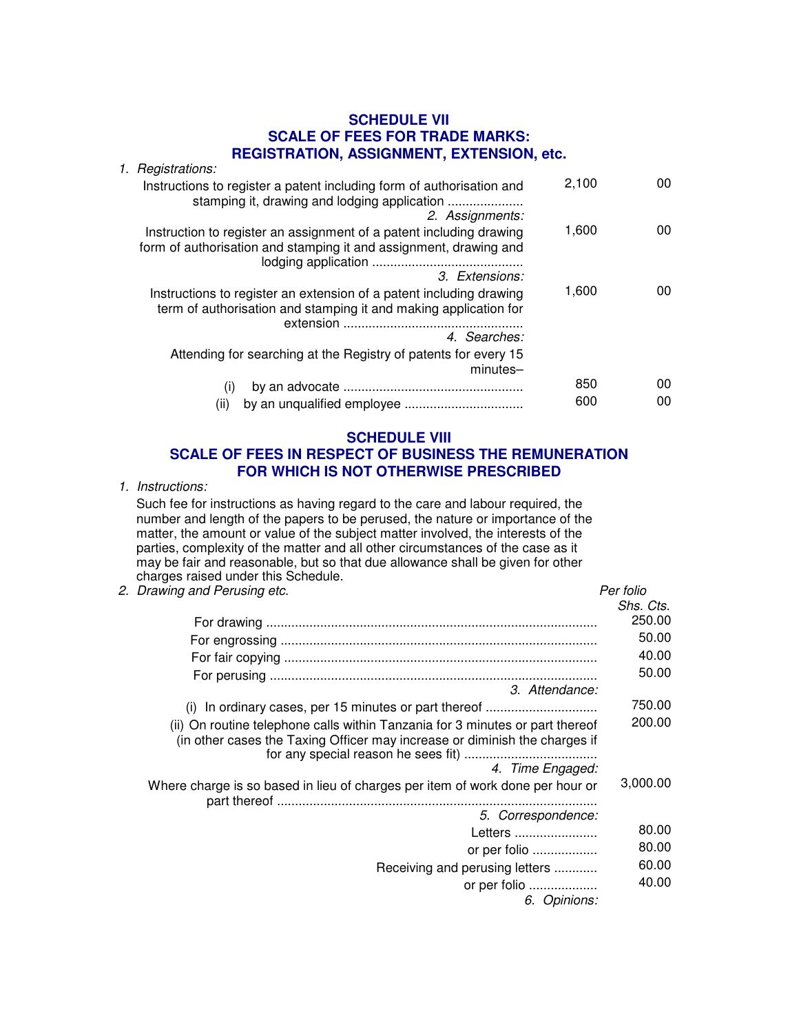## SCHEDULE VII
## SCALE OF FEES FOR TRADE MARKS: REGISTRATION, ASSIGNMENT, EXTENSION, etc.

*1. Registrations:*

| | | |
|---|---|---|
| Instructions to register a patent including form of authorisation and stamping it, drawing and lodging application .................... | 2,100 | 00 |
| *2. Assignments:* | | |
| Instruction to register an assignment of a patent including drawing form of authorisation and stamping it and assignment, drawing and lodging application .......................................... | 1,600 | 00 |
| *3. Extensions:* | | |
| Instructions to register an extension of a patent including drawing term of authorisation and stamping it and making application for extension .................................................. | 1,600 | 00 |
| *4. Searches:* | | |
| Attending for searching at the Registry of patents for every 15 minutes– | | |
| (i) by an advocate .................................................. | 850 | 00 |
| (ii) by an unqualified employee ................................. | 600 | 00 |

## SCHEDULE VIII
## SCALE OF FEES IN RESPECT OF BUSINESS THE REMUNERATION FOR WHICH IS NOT OTHERWISE PRESCRIBED

*1. Instructions:*

Such fee for instructions as having regard to the care and labour required, the number and length of the papers to be perused, the nature or importance of the matter, the amount or value of the subject matter involved, the interests of the parties, complexity of the matter and all other circumstances of the case as it may be fair and reasonable, but so that due allowance shall be given for other charges raised under this Schedule.

| *2. Drawing and Perusing etc.* | *Per folio* *Shs. Cts.* |
|---|---|
| For drawing ............................................................................ | 250.00 |
| For engrossing ........................................................................ | 50.00 |
| For fair copying ....................................................................... | 40.00 |
| For perusing ........................................................................... | 50.00 |
| *3. Attendance:* | |
| (i) In ordinary cases, per 15 minutes or part thereof ............................... | 750.00 |
| (ii) On routine telephone calls within Tanzania for 3 minutes or part thereof (in other cases the Taxing Officer may increase or diminish the charges if for any special reason he sees fit) .................................... | 200.00 |
| *4. Time Engaged:* | |
| Where charge is so based in lieu of charges per item of work done per hour or part thereof ........................................................................ | 3,000.00 |
| *5. Correspondence:* | |
| Letters ....................... | 80.00 |
| or per folio .................. | 80.00 |
| Receiving and perusing letters ............ | 60.00 |
| or per folio ................... | 40.00 |
| *6. Opinions:* | |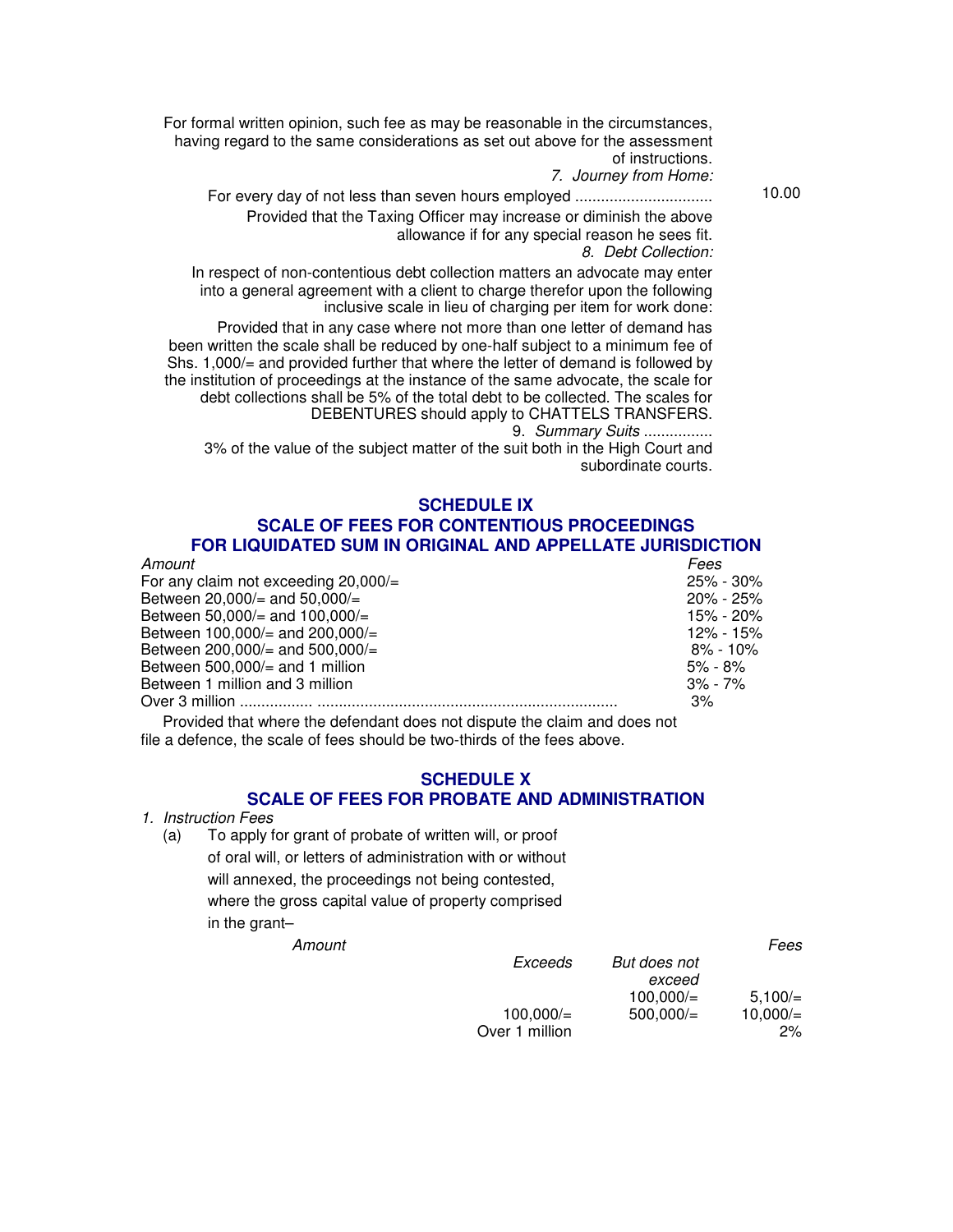For formal written opinion, such fee as may be reasonable in the circumstances, having regard to the same considerations as set out above for the assessment of instructions.

*7. Journey from Home:*

For every day of not less than seven hours employed ............................... 10.00

Provided that the Taxing Officer may increase or diminish the above allowance if for any special reason he sees fit.

*8. Debt Collection:*

In respect of non-contentious debt collection matters an advocate may enter into a general agreement with a client to charge therefor upon the following inclusive scale in lieu of charging per item for work done:

Provided that in any case where not more than one letter of demand has been written the scale shall be reduced by one-half subject to a minimum fee of Shs. 1,000/= and provided further that where the letter of demand is followed by the institution of proceedings at the instance of the same advocate, the scale for debt collections shall be 5% of the total debt to be collected. The scales for DEBENTURES should apply to CHATTELS TRANSFERS.

9. *Summary Suits* ................

3% of the value of the subject matter of the suit both in the High Court and subordinate courts.

## SCHEDULE IX
## SCALE OF FEES FOR CONTENTIOUS PROCEEDINGS FOR LIQUIDATED SUM IN ORIGINAL AND APPELLATE JURISDICTION

| *Amount* | *Fees* |
|---|---|
| For any claim not exceeding 20,000/= | 25% - 30% |
| Between 20,000/= and 50,000/= | 20% - 25% |
| Between 50,000/= and 100,000/= | 15% - 20% |
| Between 100,000/= and 200,000/= | 12% - 15% |
| Between 200,000/= and 500,000/= | 8% - 10% |
| Between 500,000/= and 1 million | 5% - 8% |
| Between 1 million and 3 million | 3% - 7% |
| Over 3 million ................ ..................................................................... | 3% |

Provided that where the defendant does not dispute the claim and does not file a defence, the scale of fees should be two-thirds of the fees above.

## SCHEDULE X
## SCALE OF FEES FOR PROBATE AND ADMINISTRATION

*1. Instruction Fees*

(a) To apply for grant of probate of written will, or proof of oral will, or letters of administration with or without will annexed, the proceedings not being contested, where the gross capital value of property comprised in the grant–

| *Amount* | | *Fees* |
|---|---|---|
| *Exceeds* | *But does not exceed* | |
| | 100,000/= | 5,100/= |
| 100,000/= | 500,000/= | 10,000/= |
| Over 1 million | | 2% |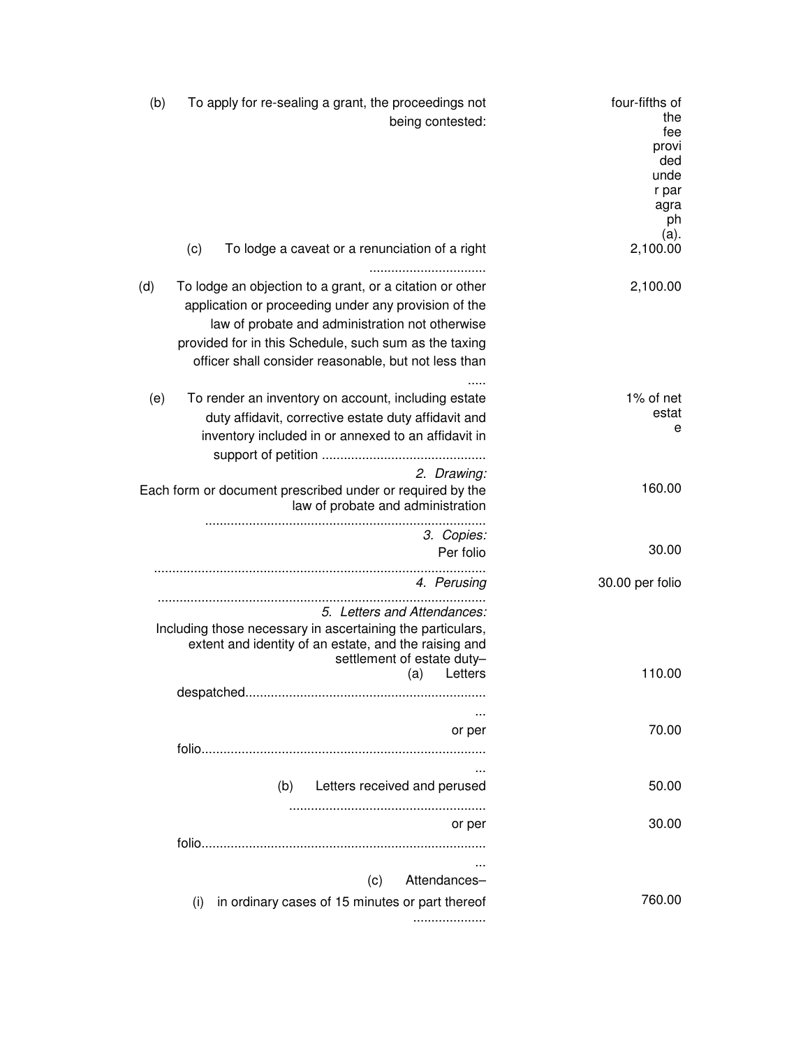| Item | Fee |
|---|---|
| (b) To apply for re-sealing a grant, the proceedings not being contested: | four-fifths of the fee provided under paragraph (a). |
| (c) To lodge a caveat or a renunciation of a right ................................ | 2,100.00 |
| (d) To lodge an objection to a grant, or a citation or other application or proceeding under any provision of the law of probate and administration not otherwise provided for in this Schedule, such sum as the taxing officer shall consider reasonable, but not less than ..... | 2,100.00 |
| (e) To render an inventory on account, including estate duty affidavit, corrective estate duty affidavit and inventory included in or annexed to an affidavit in support of petition ............................................. | 1% of net estate |
| *2. Drawing:* | |
| Each form or document prescribed under or required by the law of probate and administration ............................................................................ | 160.00 |
| *3. Copies:* | |
| Per folio .......................................................................................... | 30.00 |
| *4. Perusing* ......................................................................................... | 30.00 per folio |
| *5. Letters and Attendances:* | |
| Including those necessary in ascertaining the particulars, extent and identity of an estate, and the raising and settlement of estate duty– | |
| (a) Letters despatched.................................................................... | 110.00 |
| or per folio................................................................................ | 70.00 |
| (b) Letters received and perused ...................................................... | 50.00 |
| or per folio................................................................................ | 30.00 |
| (c) Attendances– | |
| (i) in ordinary cases of 15 minutes or part thereof .................... | 760.00 |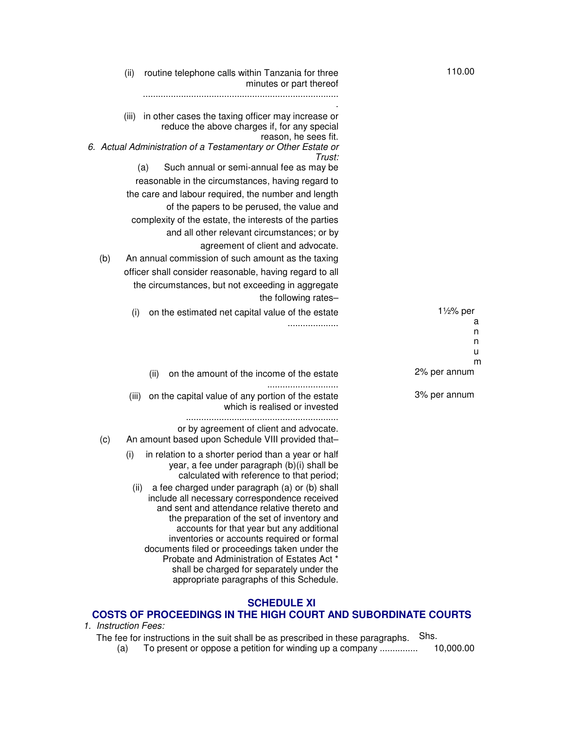(ii) routine telephone calls within Tanzania for three minutes or part thereof ............................................................................. 110.00

(iii) in other cases the taxing officer may increase or reduce the above charges if, for any special reason, he sees fit.

*6. Actual Administration of a Testamentary or Other Estate or Trust:*

(a) Such annual or semi-annual fee as may be reasonable in the circumstances, having regard to the care and labour required, the number and length of the papers to be perused, the value and complexity of the estate, the interests of the parties and all other relevant circumstances; or by agreement of client and advocate.

(b) An annual commission of such amount as the taxing officer shall consider reasonable, having regard to all the circumstances, but not exceeding in aggregate the following rates–

(i) on the estimated net capital value of the estate .................... 1½% per annum

(ii) on the amount of the income of the estate ............................ 2% per annum

(iii) on the capital value of any portion of the estate which is realised or invested ............................................................ 3% per annum

or by agreement of client and advocate.

(c) An amount based upon Schedule VIII provided that–

(i) in relation to a shorter period than a year or half year, a fee under paragraph (b)(i) shall be calculated with reference to that period;

(ii) a fee charged under paragraph (a) or (b) shall include all necessary correspondence received and sent and attendance relative thereto and the preparation of the set of inventory and accounts for that year but any additional inventories or accounts required or formal documents filed or proceedings taken under the Probate and Administration of Estates Act * shall be charged for separately under the appropriate paragraphs of this Schedule.

## SCHEDULE XI

## COSTS OF PROCEEDINGS IN THE HIGH COURT AND SUBORDINATE COURTS

*1. Instruction Fees:*

The fee for instructions in the suit shall be as prescribed in these paragraphs. Shs.

(a) To present or oppose a petition for winding up a company ............... 10,000.00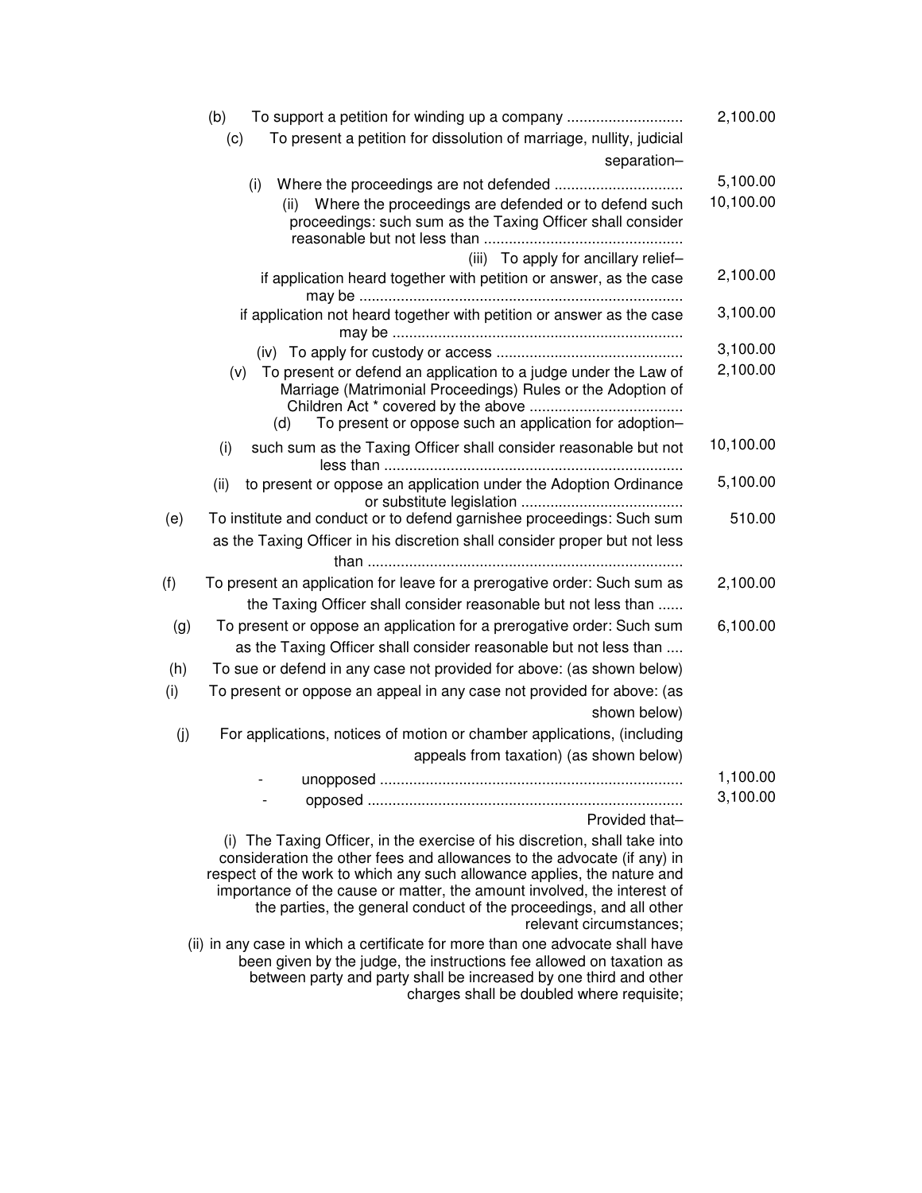| | |
|---|---|
| (b) To support a petition for winding up a company ............................ | 2,100.00 |
| (c) To present a petition for dissolution of marriage, nullity, judicial separation– | |
| (i) Where the proceedings are not defended ............................... | 5,100.00 |
| (ii) Where the proceedings are defended or to defend such proceedings: such sum as the Taxing Officer shall consider reasonable but not less than ................................................ | 10,100.00 |
| (iii) To apply for ancillary relief– | |
| if application heard together with petition or answer, as the case may be ............................................................................. | 2,100.00 |
| if application not heard together with petition or answer as the case may be ..................................................................... | 3,100.00 |
| (iv) To apply for custody or access ............................................. | 3,100.00 |
| (v) To present or defend an application to a judge under the Law of Marriage (Matrimonial Proceedings) Rules or the Adoption of Children Act * covered by the above ..................................... | 2,100.00 |
| (d) To present or oppose such an application for adoption– | |
| (i) such sum as the Taxing Officer shall consider reasonable but not less than ........................................................................ | 10,100.00 |
| (ii) to present or oppose an application under the Adoption Ordinance or substitute legislation ....................................... | 5,100.00 |
| (e) To institute and conduct or to defend garnishee proceedings: Such sum as the Taxing Officer in his discretion shall consider proper but not less than ........................................................................... | 510.00 |
| (f) To present an application for leave for a prerogative order: Such sum as the Taxing Officer shall consider reasonable but not less than ...... | 2,100.00 |
| (g) To present or oppose an application for a prerogative order: Such sum as the Taxing Officer shall consider reasonable but not less than .... | 6,100.00 |
| (h) To sue or defend in any case not provided for above: (as shown below) | |
| (i) To present or oppose an appeal in any case not provided for above: (as shown below) | |
| (j) For applications, notices of motion or chamber applications, (including appeals from taxation) (as shown below) | |
| - unopposed ........................................................................ | 1,100.00 |
| - opposed ........................................................................... | 3,100.00 |

Provided that–

(i) The Taxing Officer, in the exercise of his discretion, shall take into consideration the other fees and allowances to the advocate (if any) in respect of the work to which any such allowance applies, the nature and importance of the cause or matter, the amount involved, the interest of the parties, the general conduct of the proceedings, and all other relevant circumstances;

(ii) in any case in which a certificate for more than one advocate shall have been given by the judge, the instructions fee allowed on taxation as between party and party shall be increased by one third and other charges shall be doubled where requisite;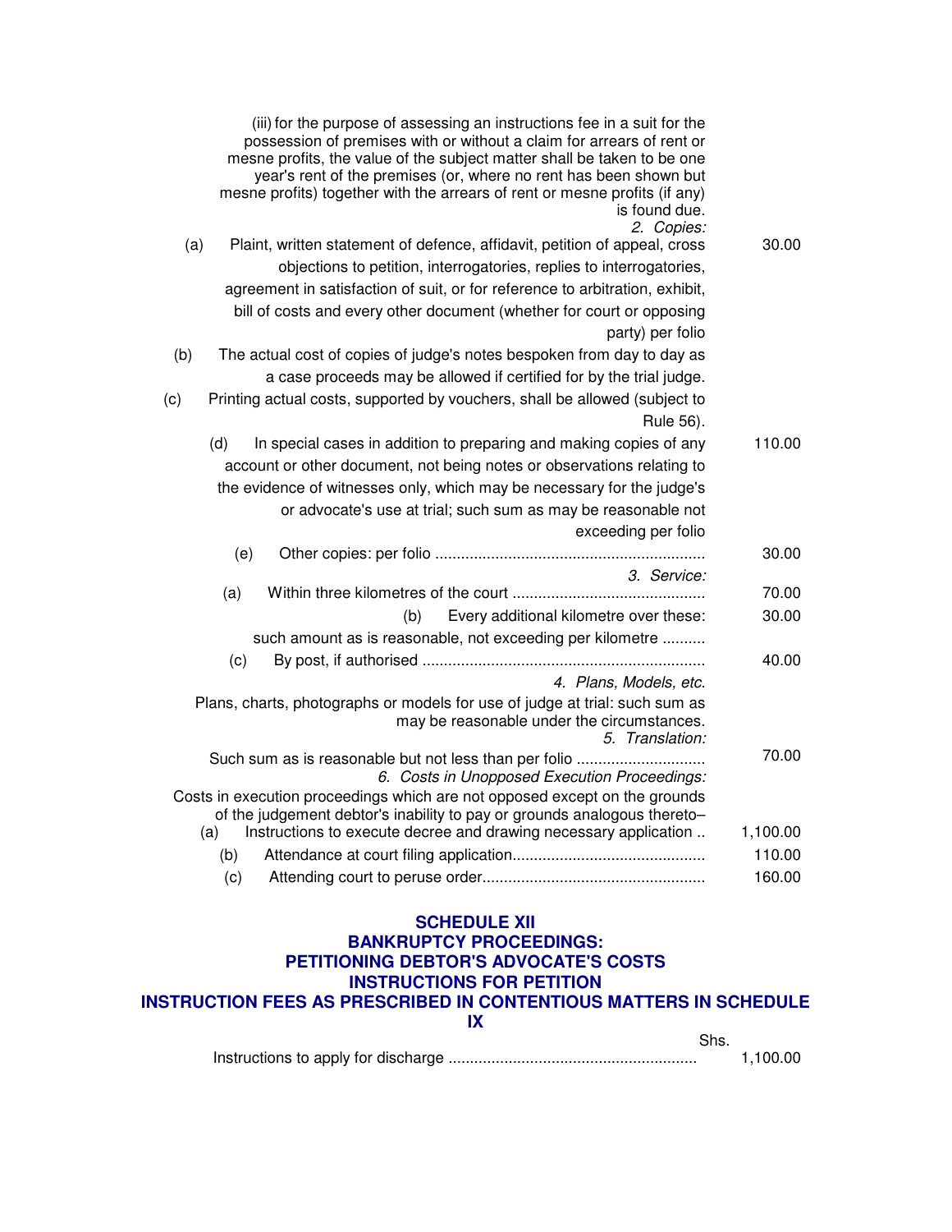(iii) for the purpose of assessing an instructions fee in a suit for the possession of premises with or without a claim for arrears of rent or mesne profits, the value of the subject matter shall be taken to be one year's rent of the premises (or, where no rent has been shown but mesne profits) together with the arrears of rent or mesne profits (if any) is found due.

*2. Copies:*

| | | |
|---|---|---|
| (a) | Plaint, written statement of defence, affidavit, petition of appeal, cross objections to petition, interrogatories, replies to interrogatories, agreement in satisfaction of suit, or for reference to arbitration, exhibit, bill of costs and every other document (whether for court or opposing party) per folio | 30.00 |
| (b) | The actual cost of copies of judge's notes bespoken from day to day as a case proceeds may be allowed if certified for by the trial judge. | |
| (c) | Printing actual costs, supported by vouchers, shall be allowed (subject to Rule 56). | |
| (d) | In special cases in addition to preparing and making copies of any account or other document, not being notes or observations relating to the evidence of witnesses only, which may be necessary for the judge's or advocate's use at trial; such sum as may be reasonable not exceeding per folio | 110.00 |
| (e) | Other copies: per folio .............................................................. | 30.00 |

*3. Service:*

| | | |
|---|---|---|
| (a) | Within three kilometres of the court ............................................ | 70.00 |
| (b) | Every additional kilometre over these: such amount as is reasonable, not exceeding per kilometre .......... | 30.00 |
| (c) | By post, if authorised ................................................................. | 40.00 |

*4. Plans, Models, etc.*

Plans, charts, photographs or models for use of judge at trial: such sum as may be reasonable under the circumstances.

*5. Translation:*

| | |
|---|---|
| Such sum as is reasonable but not less than per folio ............................ | 70.00 |

*6. Costs in Unopposed Execution Proceedings:*

Costs in execution proceedings which are not opposed except on the grounds of the judgement debtor's inability to pay or grounds analogous thereto–

| | | |
|---|---|---|
| (a) | Instructions to execute decree and drawing necessary application .. | 1,100.00 |
| (b) | Attendance at court filing application............................................ | 110.00 |
| (c) | Attending court to peruse order................................................... | 160.00 |

## SCHEDULE XII
## BANKRUPTCY PROCEEDINGS:
## PETITIONING DEBTOR'S ADVOCATE'S COSTS
## INSTRUCTIONS FOR PETITION
## INSTRUCTION FEES AS PRESCRIBED IN CONTENTIOUS MATTERS IN SCHEDULE IX

| | Shs. |
|---|---|
| Instructions to apply for discharge ......................................................... | 1,100.00 |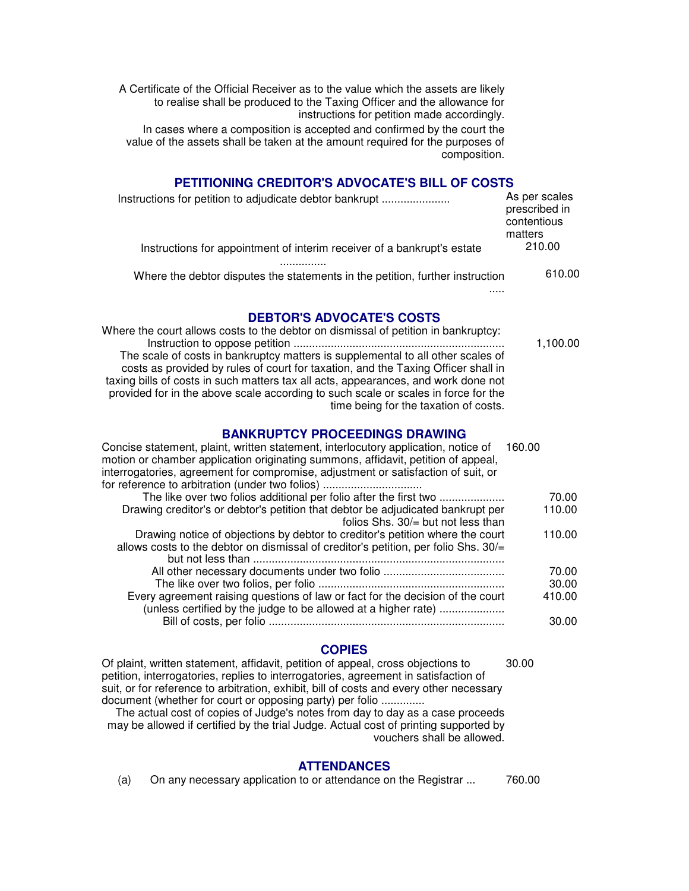A Certificate of the Official Receiver as to the value which the assets are likely to realise shall be produced to the Taxing Officer and the allowance for instructions for petition made accordingly.

In cases where a composition is accepted and confirmed by the court the value of the assets shall be taken at the amount required for the purposes of composition.

## PETITIONING CREDITOR'S ADVOCATE'S BILL OF COSTS

| | |
|---|---|
| Instructions for petition to adjudicate debtor bankrupt ...................... | As per scales prescribed in contentious matters |
| Instructions for appointment of interim receiver of a bankrupt's estate ............... | 210.00 |
| Where the debtor disputes the statements in the petition, further instruction ..... | 610.00 |

## DEBTOR'S ADVOCATE'S COSTS

Where the court allows costs to the debtor on dismissal of petition in bankruptcy:

| | |
|---|---|
| Instruction to oppose petition .................................................................... | 1,100.00 |

The scale of costs in bankruptcy matters is supplemental to all other scales of costs as provided by rules of court for taxation, and the Taxing Officer shall in taxing bills of costs in such matters tax all acts, appearances, and work done not provided for in the above scale according to such scale or scales in force for the time being for the taxation of costs.

## BANKRUPTCY PROCEEDINGS DRAWING

| | |
|---|---|
| Concise statement, plaint, written statement, interlocutory application, notice of motion or chamber application originating summons, affidavit, petition of appeal, interrogatories, agreement for compromise, adjustment or satisfaction of suit, or for reference to arbitration (under two folios) ................................ | 160.00 |
| The like over two folios additional per folio after the first two ..................... | 70.00 |
| Drawing creditor's or debtor's petition that debtor be adjudicated bankrupt per folios Shs. 30/= but not less than | 110.00 |
| Drawing notice of objections by debtor to creditor's petition where the court allows costs to the debtor on dismissal of creditor's petition, per folio Shs. 30/= but not less than ................................................................................ | 110.00 |
| All other necessary documents under two folio ....................................... | 70.00 |
| The like over two folios, per folio ........................................................... | 30.00 |
| Every agreement raising questions of law or fact for the decision of the court (unless certified by the judge to be allowed at a higher rate) ..................... | 410.00 |
| Bill of costs, per folio ............................................................................ | 30.00 |

## COPIES

| | |
|---|---|
| Of plaint, written statement, affidavit, petition of appeal, cross objections to petition, interrogatories, replies to interrogatories, agreement in satisfaction of suit, or for reference to arbitration, exhibit, bill of costs and every other necessary document (whether for court or opposing party) per folio .............. | 30.00 |

The actual cost of copies of Judge's notes from day to day as a case proceeds may be allowed if certified by the trial Judge. Actual cost of printing supported by vouchers shall be allowed.

## ATTENDANCES

| | | |
|---|---|---|
| (a) | On any necessary application to or attendance on the Registrar ... | 760.00 |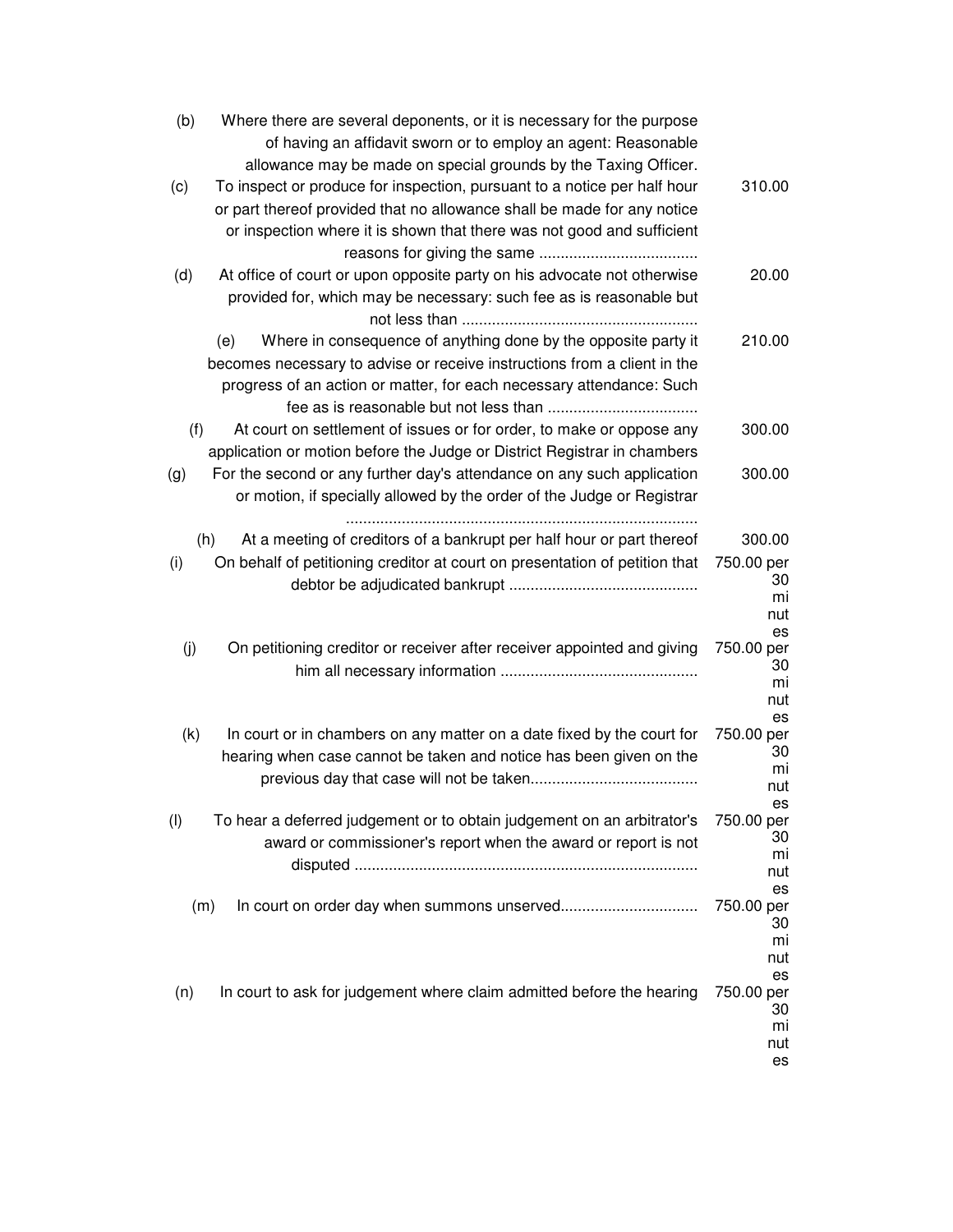| | | |
|---|---|---|
| (b) | Where there are several deponents, or it is necessary for the purpose of having an affidavit sworn or to employ an agent: Reasonable allowance may be made on special grounds by the Taxing Officer. | |
| (c) | To inspect or produce for inspection, pursuant to a notice per half hour or part thereof provided that no allowance shall be made for any notice or inspection where it is shown that there was not good and sufficient reasons for giving the same .................................... | 310.00 |
| (d) | At office of court or upon opposite party on his advocate not otherwise provided for, which may be necessary: such fee as is reasonable but not less than ...................................................... | 20.00 |
| (e) | Where in consequence of anything done by the opposite party it becomes necessary to advise or receive instructions from a client in the progress of an action or matter, for each necessary attendance: Such fee as is reasonable but not less than .................................. | 210.00 |
| (f) | At court on settlement of issues or for order, to make or oppose any application or motion before the Judge or District Registrar in chambers | 300.00 |
| (g) | For the second or any further day's attendance on any such application or motion, if specially allowed by the order of the Judge or Registrar ................................................................................. | 300.00 |
| (h) | At a meeting of creditors of a bankrupt per half hour or part thereof | 300.00 |
| (i) | On behalf of petitioning creditor at court on presentation of petition that debtor be adjudicated bankrupt ........................................... | 750.00 per 30 minutes |
| (j) | On petitioning creditor or receiver after receiver appointed and giving him all necessary information ............................................. | 750.00 per 30 minutes |
| (k) | In court or in chambers on any matter on a date fixed by the court for hearing when case cannot be taken and notice has been given on the previous day that case will not be taken...................................... | 750.00 per 30 minutes |
| (l) | To hear a deferred judgement or to obtain judgement on an arbitrator's award or commissioner's report when the award or report is not disputed ............................................................................... | 750.00 per 30 minutes |
| (m) | In court on order day when summons unserved............................... | 750.00 per 30 minutes |
| (n) | In court to ask for judgement where claim admitted before the hearing | 750.00 per 30 minutes |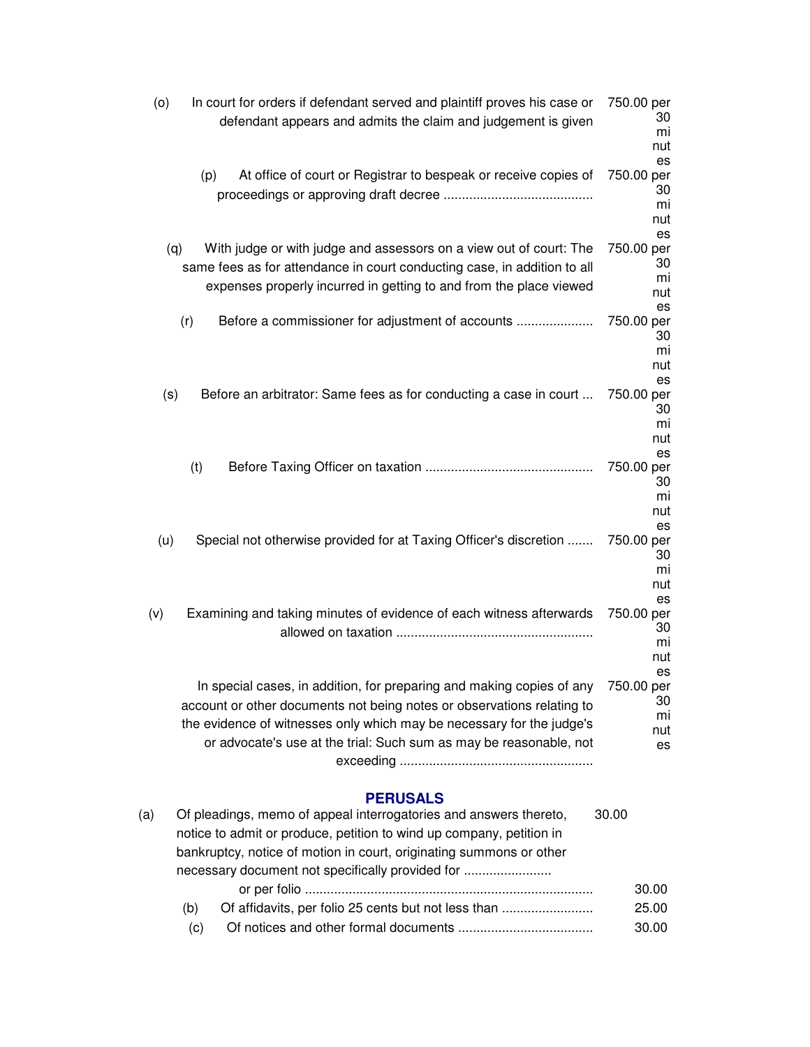| | | |
|---|---|---|
| (o) | In court for orders if defendant served and plaintiff proves his case or defendant appears and admits the claim and judgement is given | 750.00 per 30 minutes |
| (p) | At office of court or Registrar to bespeak or receive copies of proceedings or approving draft decree ........................................ | 750.00 per 30 minutes |
| (q) | With judge or with judge and assessors on a view out of court: The same fees as for attendance in court conducting case, in addition to all expenses properly incurred in getting to and from the place viewed | 750.00 per 30 minutes |
| (r) | Before a commissioner for adjustment of accounts .................... | 750.00 per 30 minutes |
| (s) | Before an arbitrator: Same fees as for conducting a case in court ... | 750.00 per 30 minutes |
| (t) | Before Taxing Officer on taxation ............................................. | 750.00 per 30 minutes |
| (u) | Special not otherwise provided for at Taxing Officer's discretion ....... | 750.00 per 30 minutes |
| (v) | Examining and taking minutes of evidence of each witness afterwards allowed on taxation ..................................................... | 750.00 per 30 minutes |
| | In special cases, in addition, for preparing and making copies of any account or other documents not being notes or observations relating to the evidence of witnesses only which may be necessary for the judge's or advocate's use at the trial: Such sum as may be reasonable, not exceeding .................................................... | 750.00 per 30 minutes |

## PERUSALS

| | | |
|---|---|---|
| (a) | Of pleadings, memo of appeal interrogatories and answers thereto, notice to admit or produce, petition to wind up company, petition in bankruptcy, notice of motion in court, originating summons or other necessary document not specifically provided for ........................ | 30.00 |
| | or per folio .............................................................................. | 30.00 |
| (b) | Of affidavits, per folio 25 cents but not less than ........................ | 25.00 |
| (c) | Of notices and other formal documents .................................... | 30.00 |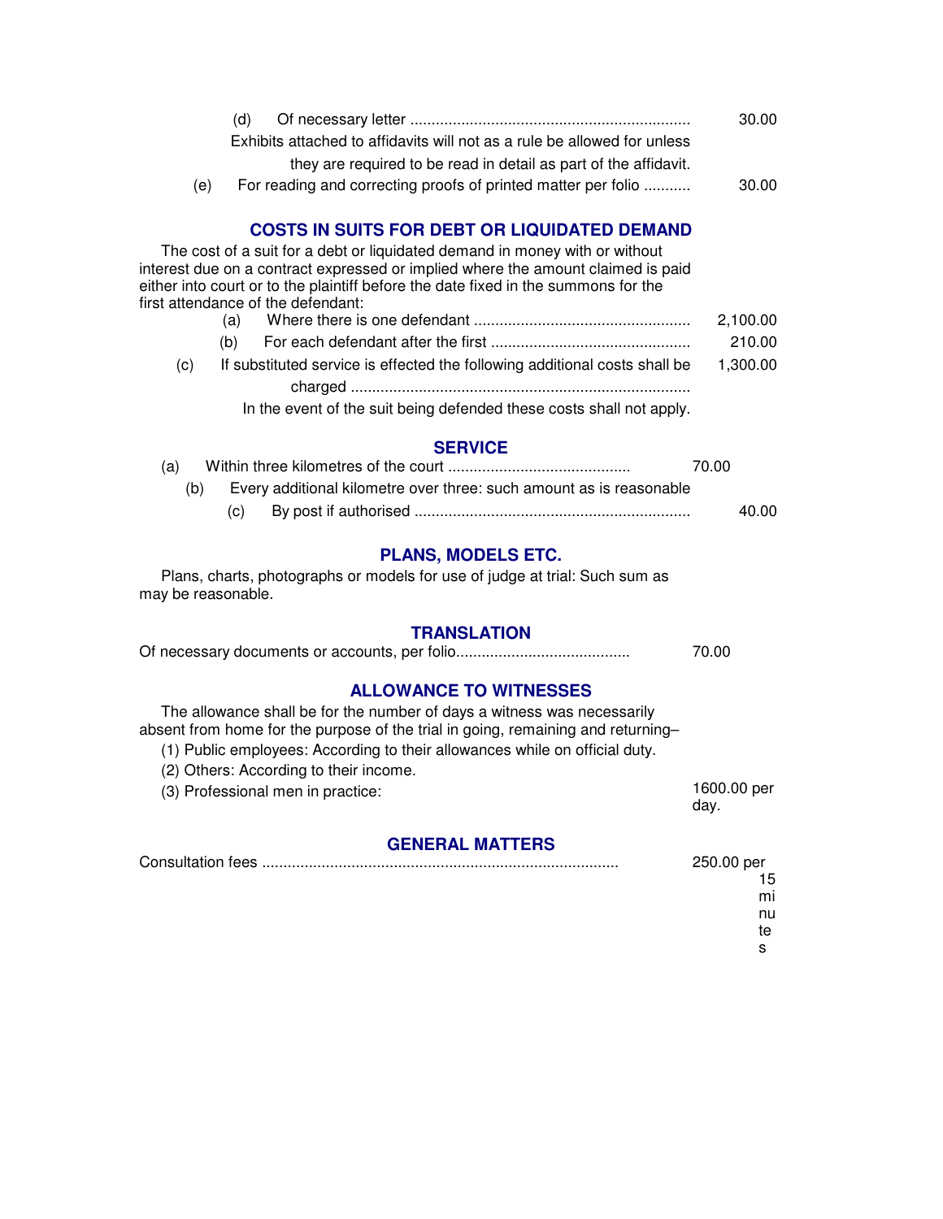(d) Of necessary letter ................................................................ 30.00

Exhibits attached to affidavits will not as a rule be allowed for unless they are required to be read in detail as part of the affidavit.

(e) For reading and correcting proofs of printed matter per folio ........... 30.00

## COSTS IN SUITS FOR DEBT OR LIQUIDATED DEMAND

The cost of a suit for a debt or liquidated demand in money with or without interest due on a contract expressed or implied where the amount claimed is paid either into court or to the plaintiff before the date fixed in the summons for the first attendance of the defendant:

(a) Where there is one defendant .................................................. 2,100.00

(b) For each defendant after the first .............................................. 210.00

(c) If substituted service is effected the following additional costs shall be charged .............................................................................. 1,300.00

In the event of the suit being defended these costs shall not apply.

## SERVICE

(a) Within three kilometres of the court .......................................... 70.00

(b) Every additional kilometre over three: such amount as is reasonable

(c) By post if authorised ................................................................ 40.00

## PLANS, MODELS ETC.

Plans, charts, photographs or models for use of judge at trial: Such sum as may be reasonable.

## TRANSLATION

Of necessary documents or accounts, per folio........................................ 70.00

## ALLOWANCE TO WITNESSES

The allowance shall be for the number of days a witness was necessarily absent from home for the purpose of the trial in going, remaining and returning–

(1) Public employees: According to their allowances while on official duty.

(2) Others: According to their income.

(3) Professional men in practice: 1600.00 per day.

## GENERAL MATTERS

Consultation fees .................................................................................. 250.00 per 15 minutes